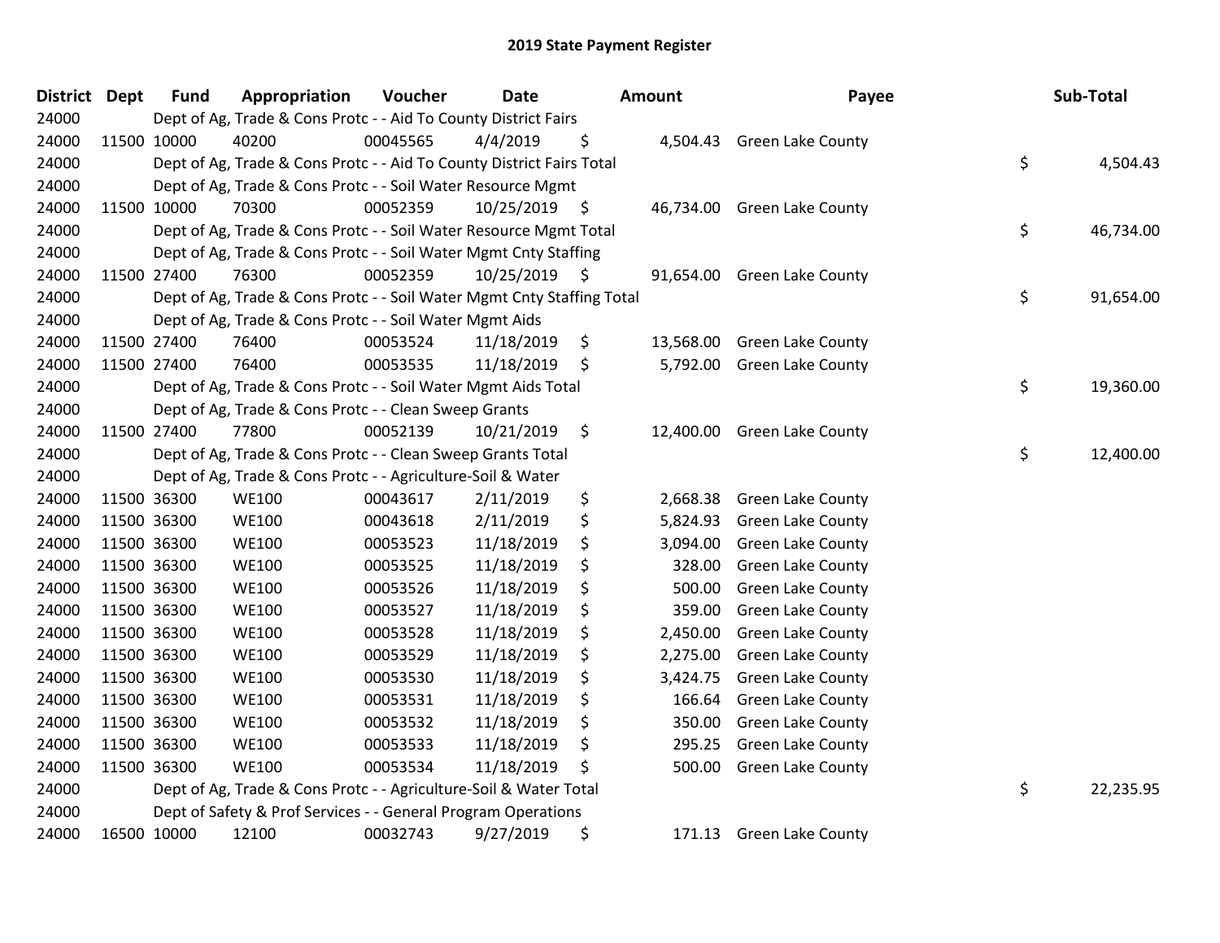# 2019 State Payment Register

| District | Dept | Fund | Appropriation | Voucher | Date | Amount | Payee | Sub-Total |
|---|---|---|---|---|---|---|---|---|
| 24000 | | Dept of Ag, Trade & Cons Protc - - Aid To County District Fairs | | | | | | |
| 24000 | 11500 | 10000 | 40200 | 00045565 | 4/4/2019 | $ 4,504.43 | Green Lake County | |
| 24000 | | Dept of Ag, Trade & Cons Protc - - Aid To County District Fairs Total | | | | | | $ 4,504.43 |
| 24000 | | Dept of Ag, Trade & Cons Protc - - Soil Water Resource Mgmt | | | | | | |
| 24000 | 11500 | 10000 | 70300 | 00052359 | 10/25/2019 | $ 46,734.00 | Green Lake County | |
| 24000 | | Dept of Ag, Trade & Cons Protc - - Soil Water Resource Mgmt Total | | | | | | $ 46,734.00 |
| 24000 | | Dept of Ag, Trade & Cons Protc - - Soil Water Mgmt Cnty Staffing | | | | | | |
| 24000 | 11500 | 27400 | 76300 | 00052359 | 10/25/2019 | $ 91,654.00 | Green Lake County | |
| 24000 | | Dept of Ag, Trade & Cons Protc - - Soil Water Mgmt Cnty Staffing Total | | | | | | $ 91,654.00 |
| 24000 | | Dept of Ag, Trade & Cons Protc - - Soil Water Mgmt Aids | | | | | | |
| 24000 | 11500 | 27400 | 76400 | 00053524 | 11/18/2019 | $ 13,568.00 | Green Lake County | |
| 24000 | 11500 | 27400 | 76400 | 00053535 | 11/18/2019 | $ 5,792.00 | Green Lake County | |
| 24000 | | Dept of Ag, Trade & Cons Protc - - Soil Water Mgmt Aids Total | | | | | | $ 19,360.00 |
| 24000 | | Dept of Ag, Trade & Cons Protc - - Clean Sweep Grants | | | | | | |
| 24000 | 11500 | 27400 | 77800 | 00052139 | 10/21/2019 | $ 12,400.00 | Green Lake County | |
| 24000 | | Dept of Ag, Trade & Cons Protc - - Clean Sweep Grants Total | | | | | | $ 12,400.00 |
| 24000 | | Dept of Ag, Trade & Cons Protc - - Agriculture-Soil & Water | | | | | | |
| 24000 | 11500 | 36300 | WE100 | 00043617 | 2/11/2019 | $ 2,668.38 | Green Lake County | |
| 24000 | 11500 | 36300 | WE100 | 00043618 | 2/11/2019 | $ 5,824.93 | Green Lake County | |
| 24000 | 11500 | 36300 | WE100 | 00053523 | 11/18/2019 | $ 3,094.00 | Green Lake County | |
| 24000 | 11500 | 36300 | WE100 | 00053525 | 11/18/2019 | $ 328.00 | Green Lake County | |
| 24000 | 11500 | 36300 | WE100 | 00053526 | 11/18/2019 | $ 500.00 | Green Lake County | |
| 24000 | 11500 | 36300 | WE100 | 00053527 | 11/18/2019 | $ 359.00 | Green Lake County | |
| 24000 | 11500 | 36300 | WE100 | 00053528 | 11/18/2019 | $ 2,450.00 | Green Lake County | |
| 24000 | 11500 | 36300 | WE100 | 00053529 | 11/18/2019 | $ 2,275.00 | Green Lake County | |
| 24000 | 11500 | 36300 | WE100 | 00053530 | 11/18/2019 | $ 3,424.75 | Green Lake County | |
| 24000 | 11500 | 36300 | WE100 | 00053531 | 11/18/2019 | $ 166.64 | Green Lake County | |
| 24000 | 11500 | 36300 | WE100 | 00053532 | 11/18/2019 | $ 350.00 | Green Lake County | |
| 24000 | 11500 | 36300 | WE100 | 00053533 | 11/18/2019 | $ 295.25 | Green Lake County | |
| 24000 | 11500 | 36300 | WE100 | 00053534 | 11/18/2019 | $ 500.00 | Green Lake County | |
| 24000 | | Dept of Ag, Trade & Cons Protc - - Agriculture-Soil & Water Total | | | | | | $ 22,235.95 |
| 24000 | | Dept of Safety & Prof Services - - General Program Operations | | | | | | |
| 24000 | 16500 | 10000 | 12100 | 00032743 | 9/27/2019 | $ 171.13 | Green Lake County | |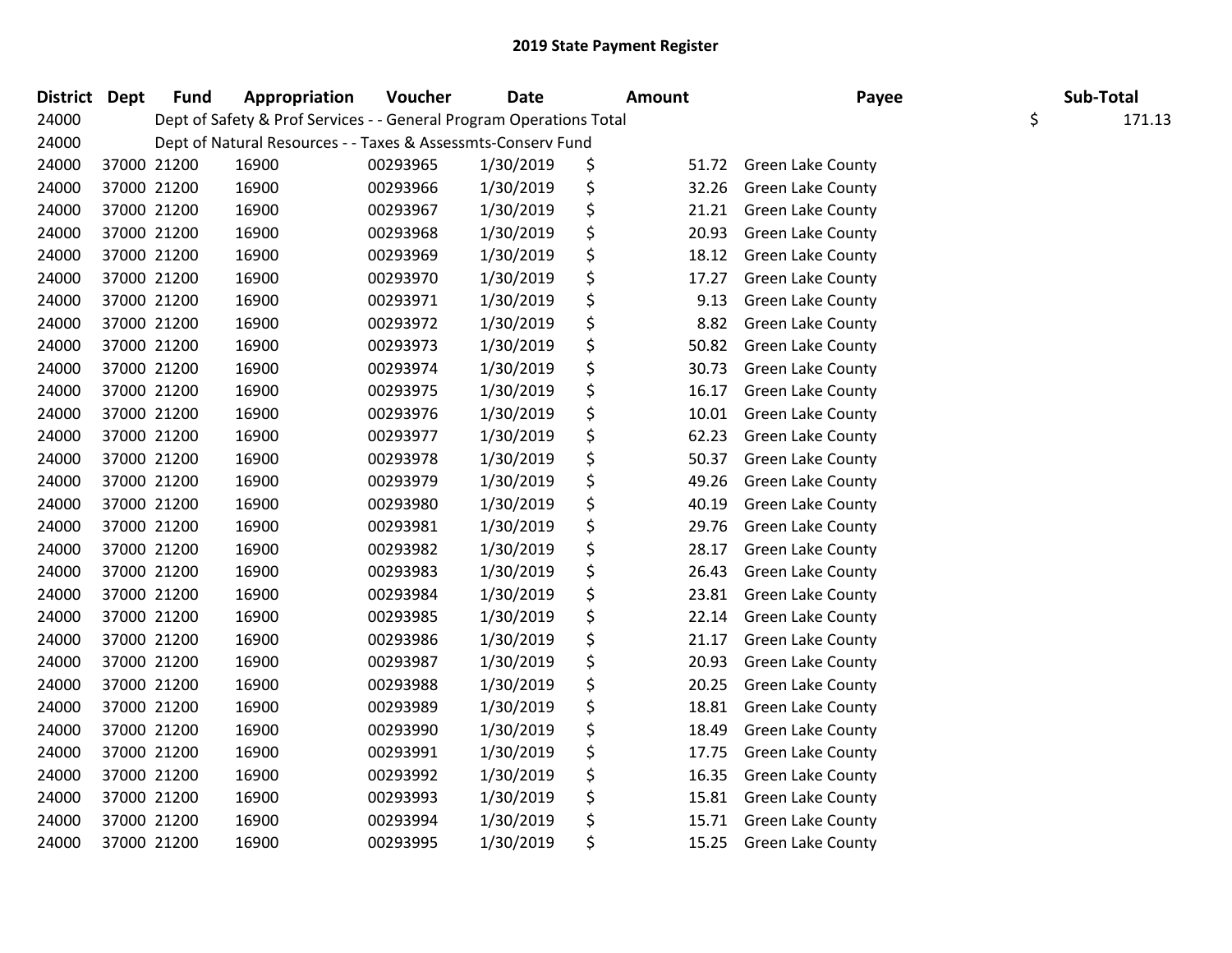## 2019 State Payment Register

| District | Dept | Fund | Appropriation | Voucher | Date | Amount | Payee | Sub-Total |
|---|---|---|---|---|---|---|---|---|
| 24000 | | Dept of Safety & Prof Services - - General Program Operations Total | | | | | | $ 171.13 |
| 24000 | | Dept of Natural Resources - - Taxes & Assessmts-Conserv Fund | | | | | | |
| 24000 | 37000 | 21200 | 16900 | 00293965 | 1/30/2019 | $ 51.72 | Green Lake County | |
| 24000 | 37000 | 21200 | 16900 | 00293966 | 1/30/2019 | $ 32.26 | Green Lake County | |
| 24000 | 37000 | 21200 | 16900 | 00293967 | 1/30/2019 | $ 21.21 | Green Lake County | |
| 24000 | 37000 | 21200 | 16900 | 00293968 | 1/30/2019 | $ 20.93 | Green Lake County | |
| 24000 | 37000 | 21200 | 16900 | 00293969 | 1/30/2019 | $ 18.12 | Green Lake County | |
| 24000 | 37000 | 21200 | 16900 | 00293970 | 1/30/2019 | $ 17.27 | Green Lake County | |
| 24000 | 37000 | 21200 | 16900 | 00293971 | 1/30/2019 | $ 9.13 | Green Lake County | |
| 24000 | 37000 | 21200 | 16900 | 00293972 | 1/30/2019 | $ 8.82 | Green Lake County | |
| 24000 | 37000 | 21200 | 16900 | 00293973 | 1/30/2019 | $ 50.82 | Green Lake County | |
| 24000 | 37000 | 21200 | 16900 | 00293974 | 1/30/2019 | $ 30.73 | Green Lake County | |
| 24000 | 37000 | 21200 | 16900 | 00293975 | 1/30/2019 | $ 16.17 | Green Lake County | |
| 24000 | 37000 | 21200 | 16900 | 00293976 | 1/30/2019 | $ 10.01 | Green Lake County | |
| 24000 | 37000 | 21200 | 16900 | 00293977 | 1/30/2019 | $ 62.23 | Green Lake County | |
| 24000 | 37000 | 21200 | 16900 | 00293978 | 1/30/2019 | $ 50.37 | Green Lake County | |
| 24000 | 37000 | 21200 | 16900 | 00293979 | 1/30/2019 | $ 49.26 | Green Lake County | |
| 24000 | 37000 | 21200 | 16900 | 00293980 | 1/30/2019 | $ 40.19 | Green Lake County | |
| 24000 | 37000 | 21200 | 16900 | 00293981 | 1/30/2019 | $ 29.76 | Green Lake County | |
| 24000 | 37000 | 21200 | 16900 | 00293982 | 1/30/2019 | $ 28.17 | Green Lake County | |
| 24000 | 37000 | 21200 | 16900 | 00293983 | 1/30/2019 | $ 26.43 | Green Lake County | |
| 24000 | 37000 | 21200 | 16900 | 00293984 | 1/30/2019 | $ 23.81 | Green Lake County | |
| 24000 | 37000 | 21200 | 16900 | 00293985 | 1/30/2019 | $ 22.14 | Green Lake County | |
| 24000 | 37000 | 21200 | 16900 | 00293986 | 1/30/2019 | $ 21.17 | Green Lake County | |
| 24000 | 37000 | 21200 | 16900 | 00293987 | 1/30/2019 | $ 20.93 | Green Lake County | |
| 24000 | 37000 | 21200 | 16900 | 00293988 | 1/30/2019 | $ 20.25 | Green Lake County | |
| 24000 | 37000 | 21200 | 16900 | 00293989 | 1/30/2019 | $ 18.81 | Green Lake County | |
| 24000 | 37000 | 21200 | 16900 | 00293990 | 1/30/2019 | $ 18.49 | Green Lake County | |
| 24000 | 37000 | 21200 | 16900 | 00293991 | 1/30/2019 | $ 17.75 | Green Lake County | |
| 24000 | 37000 | 21200 | 16900 | 00293992 | 1/30/2019 | $ 16.35 | Green Lake County | |
| 24000 | 37000 | 21200 | 16900 | 00293993 | 1/30/2019 | $ 15.81 | Green Lake County | |
| 24000 | 37000 | 21200 | 16900 | 00293994 | 1/30/2019 | $ 15.71 | Green Lake County | |
| 24000 | 37000 | 21200 | 16900 | 00293995 | 1/30/2019 | $ 15.25 | Green Lake County | |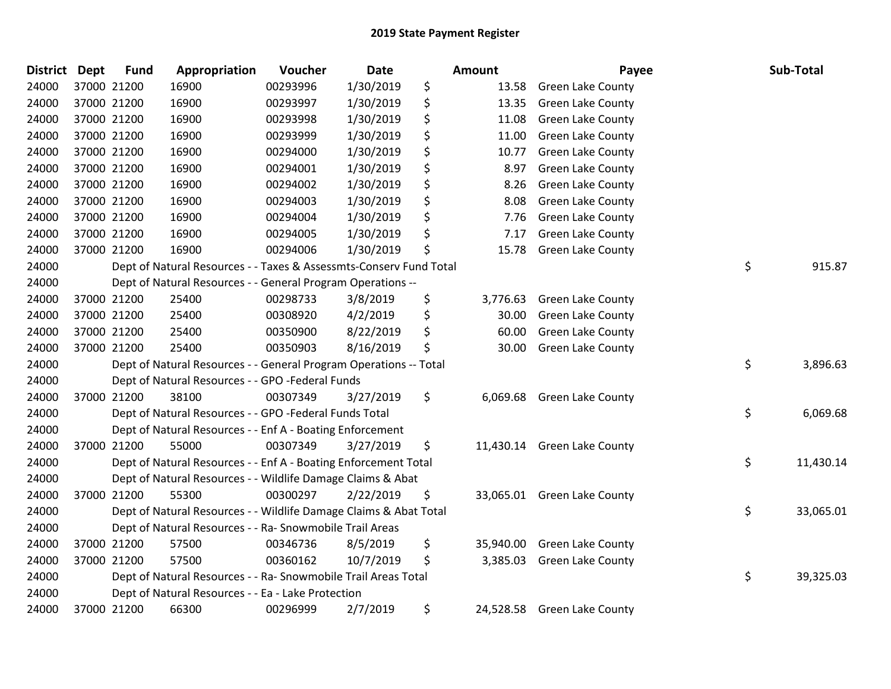## 2019 State Payment Register

| District | Dept | Fund | Appropriation | Voucher | Date | Amount | Payee | Sub-Total |
|---|---|---|---|---|---|---|---|---|
| 24000 | 37000 | 21200 | 16900 | 00293996 | 1/30/2019 | $ 13.58 | Green Lake County | |
| 24000 | 37000 | 21200 | 16900 | 00293997 | 1/30/2019 | $ 13.35 | Green Lake County | |
| 24000 | 37000 | 21200 | 16900 | 00293998 | 1/30/2019 | $ 11.08 | Green Lake County | |
| 24000 | 37000 | 21200 | 16900 | 00293999 | 1/30/2019 | $ 11.00 | Green Lake County | |
| 24000 | 37000 | 21200 | 16900 | 00294000 | 1/30/2019 | $ 10.77 | Green Lake County | |
| 24000 | 37000 | 21200 | 16900 | 00294001 | 1/30/2019 | $ 8.97 | Green Lake County | |
| 24000 | 37000 | 21200 | 16900 | 00294002 | 1/30/2019 | $ 8.26 | Green Lake County | |
| 24000 | 37000 | 21200 | 16900 | 00294003 | 1/30/2019 | $ 8.08 | Green Lake County | |
| 24000 | 37000 | 21200 | 16900 | 00294004 | 1/30/2019 | $ 7.76 | Green Lake County | |
| 24000 | 37000 | 21200 | 16900 | 00294005 | 1/30/2019 | $ 7.17 | Green Lake County | |
| 24000 | 37000 | 21200 | 16900 | 00294006 | 1/30/2019 | $ 15.78 | Green Lake County | |
| 24000 | | | Dept of Natural Resources - - Taxes & Assessmts-Conserv Fund Total | | | | | $ 915.87 |
| 24000 | | | Dept of Natural Resources - - General Program Operations -- | | | | | |
| 24000 | 37000 | 21200 | 25400 | 00298733 | 3/8/2019 | $ 3,776.63 | Green Lake County | |
| 24000 | 37000 | 21200 | 25400 | 00308920 | 4/2/2019 | $ 30.00 | Green Lake County | |
| 24000 | 37000 | 21200 | 25400 | 00350900 | 8/22/2019 | $ 60.00 | Green Lake County | |
| 24000 | 37000 | 21200 | 25400 | 00350903 | 8/16/2019 | $ 30.00 | Green Lake County | |
| 24000 | | | Dept of Natural Resources - - General Program Operations -- Total | | | | | $ 3,896.63 |
| 24000 | | | Dept of Natural Resources - - GPO -Federal Funds | | | | | |
| 24000 | 37000 | 21200 | 38100 | 00307349 | 3/27/2019 | $ 6,069.68 | Green Lake County | |
| 24000 | | | Dept of Natural Resources - - GPO -Federal Funds Total | | | | | $ 6,069.68 |
| 24000 | | | Dept of Natural Resources - - Enf A - Boating Enforcement | | | | | |
| 24000 | 37000 | 21200 | 55000 | 00307349 | 3/27/2019 | $ 11,430.14 | Green Lake County | |
| 24000 | | | Dept of Natural Resources - - Enf A - Boating Enforcement Total | | | | | $ 11,430.14 |
| 24000 | | | Dept of Natural Resources - - Wildlife Damage Claims & Abat | | | | | |
| 24000 | 37000 | 21200 | 55300 | 00300297 | 2/22/2019 | $ 33,065.01 | Green Lake County | |
| 24000 | | | Dept of Natural Resources - - Wildlife Damage Claims & Abat Total | | | | | $ 33,065.01 |
| 24000 | | | Dept of Natural Resources - - Ra- Snowmobile Trail Areas | | | | | |
| 24000 | 37000 | 21200 | 57500 | 00346736 | 8/5/2019 | $ 35,940.00 | Green Lake County | |
| 24000 | 37000 | 21200 | 57500 | 00360162 | 10/7/2019 | $ 3,385.03 | Green Lake County | |
| 24000 | | | Dept of Natural Resources - - Ra- Snowmobile Trail Areas Total | | | | | $ 39,325.03 |
| 24000 | | | Dept of Natural Resources - - Ea - Lake Protection | | | | | |
| 24000 | 37000 | 21200 | 66300 | 00296999 | 2/7/2019 | $ 24,528.58 | Green Lake County | |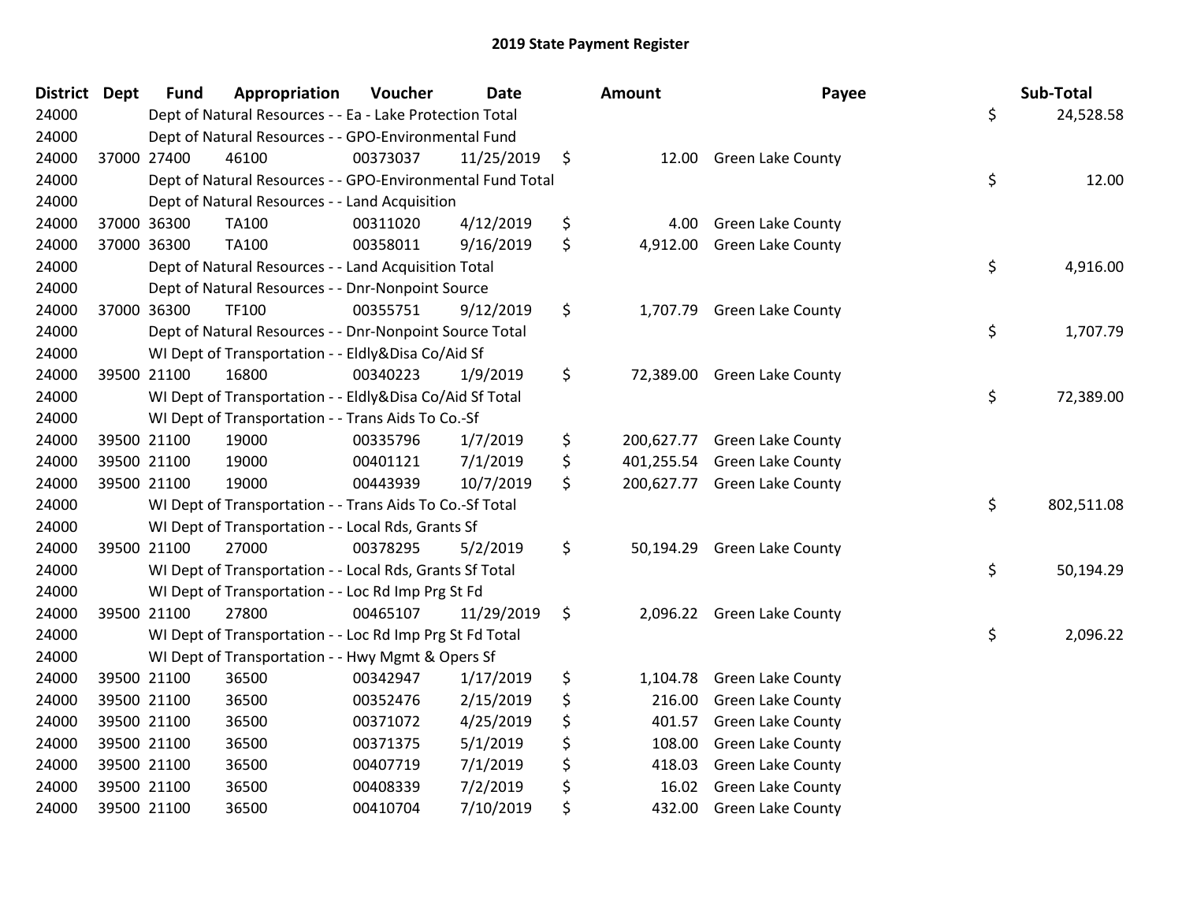# 2019 State Payment Register

| District | Dept | Fund | Appropriation | Voucher | Date | Amount | Payee | Sub-Total |
|---|---|---|---|---|---|---|---|---|
| 24000 | | Dept of Natural Resources - - Ea - Lake Protection Total | | | | | | $ 24,528.58 |
| 24000 | | Dept of Natural Resources - - GPO-Environmental Fund | | | | | | |
| 24000 | 37000 | 27400 | 46100 | 00373037 | 11/25/2019 | $ 12.00 | Green Lake County | |
| 24000 | | Dept of Natural Resources - - GPO-Environmental Fund Total | | | | | | $ 12.00 |
| 24000 | | Dept of Natural Resources - - Land Acquisition | | | | | | |
| 24000 | 37000 | 36300 | TA100 | 00311020 | 4/12/2019 | $ 4.00 | Green Lake County | |
| 24000 | 37000 | 36300 | TA100 | 00358011 | 9/16/2019 | $ 4,912.00 | Green Lake County | |
| 24000 | | Dept of Natural Resources - - Land Acquisition Total | | | | | | $ 4,916.00 |
| 24000 | | Dept of Natural Resources - - Dnr-Nonpoint Source | | | | | | |
| 24000 | 37000 | 36300 | TF100 | 00355751 | 9/12/2019 | $ 1,707.79 | Green Lake County | |
| 24000 | | Dept of Natural Resources - - Dnr-Nonpoint Source Total | | | | | | $ 1,707.79 |
| 24000 | | WI Dept of Transportation - - Eldly&Disa Co/Aid Sf | | | | | | |
| 24000 | 39500 | 21100 | 16800 | 00340223 | 1/9/2019 | $ 72,389.00 | Green Lake County | |
| 24000 | | WI Dept of Transportation - - Eldly&Disa Co/Aid Sf Total | | | | | | $ 72,389.00 |
| 24000 | | WI Dept of Transportation - - Trans Aids To Co.-Sf | | | | | | |
| 24000 | 39500 | 21100 | 19000 | 00335796 | 1/7/2019 | $ 200,627.77 | Green Lake County | |
| 24000 | 39500 | 21100 | 19000 | 00401121 | 7/1/2019 | $ 401,255.54 | Green Lake County | |
| 24000 | 39500 | 21100 | 19000 | 00443939 | 10/7/2019 | $ 200,627.77 | Green Lake County | |
| 24000 | | WI Dept of Transportation - - Trans Aids To Co.-Sf Total | | | | | | $ 802,511.08 |
| 24000 | | WI Dept of Transportation - - Local Rds, Grants Sf | | | | | | |
| 24000 | 39500 | 21100 | 27000 | 00378295 | 5/2/2019 | $ 50,194.29 | Green Lake County | |
| 24000 | | WI Dept of Transportation - - Local Rds, Grants Sf Total | | | | | | $ 50,194.29 |
| 24000 | | WI Dept of Transportation - - Loc Rd Imp Prg St Fd | | | | | | |
| 24000 | 39500 | 21100 | 27800 | 00465107 | 11/29/2019 | $ 2,096.22 | Green Lake County | |
| 24000 | | WI Dept of Transportation - - Loc Rd Imp Prg St Fd Total | | | | | | $ 2,096.22 |
| 24000 | | WI Dept of Transportation - - Hwy Mgmt & Opers Sf | | | | | | |
| 24000 | 39500 | 21100 | 36500 | 00342947 | 1/17/2019 | $ 1,104.78 | Green Lake County | |
| 24000 | 39500 | 21100 | 36500 | 00352476 | 2/15/2019 | $ 216.00 | Green Lake County | |
| 24000 | 39500 | 21100 | 36500 | 00371072 | 4/25/2019 | $ 401.57 | Green Lake County | |
| 24000 | 39500 | 21100 | 36500 | 00371375 | 5/1/2019 | $ 108.00 | Green Lake County | |
| 24000 | 39500 | 21100 | 36500 | 00407719 | 7/1/2019 | $ 418.03 | Green Lake County | |
| 24000 | 39500 | 21100 | 36500 | 00408339 | 7/2/2019 | $ 16.02 | Green Lake County | |
| 24000 | 39500 | 21100 | 36500 | 00410704 | 7/10/2019 | $ 432.00 | Green Lake County | |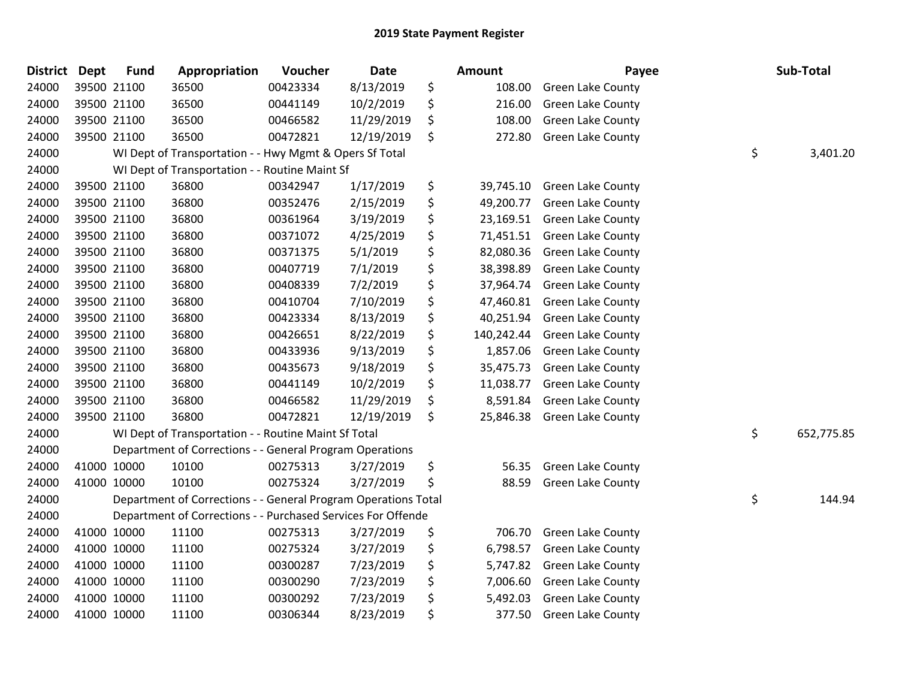## 2019 State Payment Register

| District | Dept | Fund | Appropriation | Voucher | Date | | Amount | Payee | | Sub-Total |
|---|---|---|---|---|---|---|---|---|---|---|
| 24000 | 39500 | 21100 | 36500 | 00423334 | 8/13/2019 | $ | 108.00 | Green Lake County | | |
| 24000 | 39500 | 21100 | 36500 | 00441149 | 10/2/2019 | $ | 216.00 | Green Lake County | | |
| 24000 | 39500 | 21100 | 36500 | 00466582 | 11/29/2019 | $ | 108.00 | Green Lake County | | |
| 24000 | 39500 | 21100 | 36500 | 00472821 | 12/19/2019 | $ | 272.80 | Green Lake County | | |
| 24000 | | WI Dept of Transportation - - Hwy Mgmt & Opers Sf Total | | | | | | | $ | 3,401.20 |
| 24000 | | WI Dept of Transportation - - Routine Maint Sf | | | | | | | | |
| 24000 | 39500 | 21100 | 36800 | 00342947 | 1/17/2019 | $ | 39,745.10 | Green Lake County | | |
| 24000 | 39500 | 21100 | 36800 | 00352476 | 2/15/2019 | $ | 49,200.77 | Green Lake County | | |
| 24000 | 39500 | 21100 | 36800 | 00361964 | 3/19/2019 | $ | 23,169.51 | Green Lake County | | |
| 24000 | 39500 | 21100 | 36800 | 00371072 | 4/25/2019 | $ | 71,451.51 | Green Lake County | | |
| 24000 | 39500 | 21100 | 36800 | 00371375 | 5/1/2019 | $ | 82,080.36 | Green Lake County | | |
| 24000 | 39500 | 21100 | 36800 | 00407719 | 7/1/2019 | $ | 38,398.89 | Green Lake County | | |
| 24000 | 39500 | 21100 | 36800 | 00408339 | 7/2/2019 | $ | 37,964.74 | Green Lake County | | |
| 24000 | 39500 | 21100 | 36800 | 00410704 | 7/10/2019 | $ | 47,460.81 | Green Lake County | | |
| 24000 | 39500 | 21100 | 36800 | 00423334 | 8/13/2019 | $ | 40,251.94 | Green Lake County | | |
| 24000 | 39500 | 21100 | 36800 | 00426651 | 8/22/2019 | $ | 140,242.44 | Green Lake County | | |
| 24000 | 39500 | 21100 | 36800 | 00433936 | 9/13/2019 | $ | 1,857.06 | Green Lake County | | |
| 24000 | 39500 | 21100 | 36800 | 00435673 | 9/18/2019 | $ | 35,475.73 | Green Lake County | | |
| 24000 | 39500 | 21100 | 36800 | 00441149 | 10/2/2019 | $ | 11,038.77 | Green Lake County | | |
| 24000 | 39500 | 21100 | 36800 | 00466582 | 11/29/2019 | $ | 8,591.84 | Green Lake County | | |
| 24000 | 39500 | 21100 | 36800 | 00472821 | 12/19/2019 | $ | 25,846.38 | Green Lake County | | |
| 24000 | | WI Dept of Transportation - - Routine Maint Sf Total | | | | | | | $ | 652,775.85 |
| 24000 | | Department of Corrections - - General Program Operations | | | | | | | | |
| 24000 | 41000 | 10000 | 10100 | 00275313 | 3/27/2019 | $ | 56.35 | Green Lake County | | |
| 24000 | 41000 | 10000 | 10100 | 00275324 | 3/27/2019 | $ | 88.59 | Green Lake County | | |
| 24000 | | Department of Corrections - - General Program Operations Total | | | | | | | $ | 144.94 |
| 24000 | | Department of Corrections - - Purchased Services For Offende | | | | | | | | |
| 24000 | 41000 | 10000 | 11100 | 00275313 | 3/27/2019 | $ | 706.70 | Green Lake County | | |
| 24000 | 41000 | 10000 | 11100 | 00275324 | 3/27/2019 | $ | 6,798.57 | Green Lake County | | |
| 24000 | 41000 | 10000 | 11100 | 00300287 | 7/23/2019 | $ | 5,747.82 | Green Lake County | | |
| 24000 | 41000 | 10000 | 11100 | 00300290 | 7/23/2019 | $ | 7,006.60 | Green Lake County | | |
| 24000 | 41000 | 10000 | 11100 | 00300292 | 7/23/2019 | $ | 5,492.03 | Green Lake County | | |
| 24000 | 41000 | 10000 | 11100 | 00306344 | 8/23/2019 | $ | 377.50 | Green Lake County | | |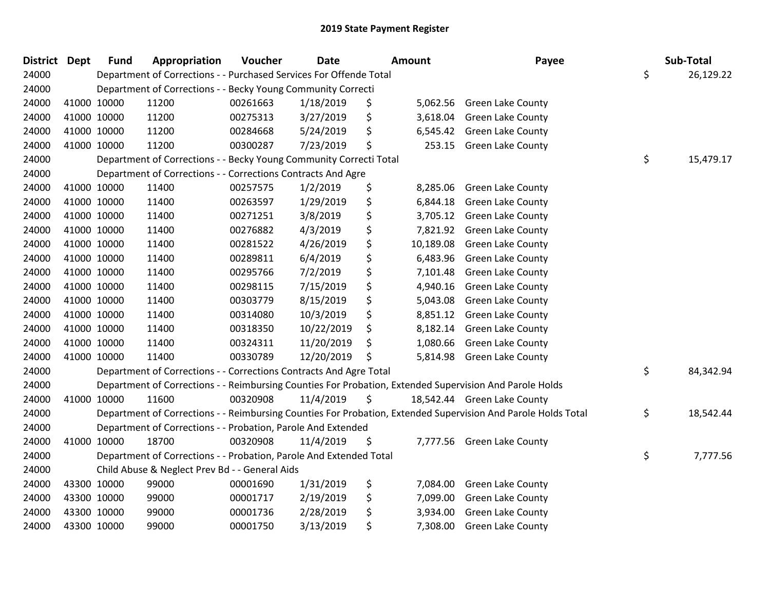## 2019 State Payment Register

| District | Dept | Fund | Appropriation | Voucher | Date | Amount | Payee | Sub-Total |
|---|---|---|---|---|---|---|---|---|
| 24000 | | Department of Corrections - - Purchased Services For Offende Total | | | | | | $ 26,129.22 |
| 24000 | | Department of Corrections - - Becky Young Community Correcti | | | | | | |
| 24000 | 41000 | 10000 | 11200 | 00261663 | 1/18/2019 | $ 5,062.56 | Green Lake County | |
| 24000 | 41000 | 10000 | 11200 | 00275313 | 3/27/2019 | $ 3,618.04 | Green Lake County | |
| 24000 | 41000 | 10000 | 11200 | 00284668 | 5/24/2019 | $ 6,545.42 | Green Lake County | |
| 24000 | 41000 | 10000 | 11200 | 00300287 | 7/23/2019 | $ 253.15 | Green Lake County | |
| 24000 | | Department of Corrections - - Becky Young Community Correcti Total | | | | | | $ 15,479.17 |
| 24000 | | Department of Corrections - - Corrections Contracts And Agre | | | | | | |
| 24000 | 41000 | 10000 | 11400 | 00257575 | 1/2/2019 | $ 8,285.06 | Green Lake County | |
| 24000 | 41000 | 10000 | 11400 | 00263597 | 1/29/2019 | $ 6,844.18 | Green Lake County | |
| 24000 | 41000 | 10000 | 11400 | 00271251 | 3/8/2019 | $ 3,705.12 | Green Lake County | |
| 24000 | 41000 | 10000 | 11400 | 00276882 | 4/3/2019 | $ 7,821.92 | Green Lake County | |
| 24000 | 41000 | 10000 | 11400 | 00281522 | 4/26/2019 | $ 10,189.08 | Green Lake County | |
| 24000 | 41000 | 10000 | 11400 | 00289811 | 6/4/2019 | $ 6,483.96 | Green Lake County | |
| 24000 | 41000 | 10000 | 11400 | 00295766 | 7/2/2019 | $ 7,101.48 | Green Lake County | |
| 24000 | 41000 | 10000 | 11400 | 00298115 | 7/15/2019 | $ 4,940.16 | Green Lake County | |
| 24000 | 41000 | 10000 | 11400 | 00303779 | 8/15/2019 | $ 5,043.08 | Green Lake County | |
| 24000 | 41000 | 10000 | 11400 | 00314080 | 10/3/2019 | $ 8,851.12 | Green Lake County | |
| 24000 | 41000 | 10000 | 11400 | 00318350 | 10/22/2019 | $ 8,182.14 | Green Lake County | |
| 24000 | 41000 | 10000 | 11400 | 00324311 | 11/20/2019 | $ 1,080.66 | Green Lake County | |
| 24000 | 41000 | 10000 | 11400 | 00330789 | 12/20/2019 | $ 5,814.98 | Green Lake County | |
| 24000 | | Department of Corrections - - Corrections Contracts And Agre Total | | | | | | $ 84,342.94 |
| 24000 | | Department of Corrections - - Reimbursing Counties For Probation, Extended Supervision And Parole Holds | | | | | | |
| 24000 | 41000 | 10000 | 11600 | 00320908 | 11/4/2019 | $ 18,542.44 | Green Lake County | |
| 24000 | | Department of Corrections - - Reimbursing Counties For Probation, Extended Supervision And Parole Holds Total | | | | | | $ 18,542.44 |
| 24000 | | Department of Corrections - - Probation, Parole And Extended | | | | | | |
| 24000 | 41000 | 10000 | 18700 | 00320908 | 11/4/2019 | $ 7,777.56 | Green Lake County | |
| 24000 | | Department of Corrections - - Probation, Parole And Extended Total | | | | | | $ 7,777.56 |
| 24000 | | Child Abuse & Neglect Prev Bd - - General Aids | | | | | | |
| 24000 | 43300 | 10000 | 99000 | 00001690 | 1/31/2019 | $ 7,084.00 | Green Lake County | |
| 24000 | 43300 | 10000 | 99000 | 00001717 | 2/19/2019 | $ 7,099.00 | Green Lake County | |
| 24000 | 43300 | 10000 | 99000 | 00001736 | 2/28/2019 | $ 3,934.00 | Green Lake County | |
| 24000 | 43300 | 10000 | 99000 | 00001750 | 3/13/2019 | $ 7,308.00 | Green Lake County | |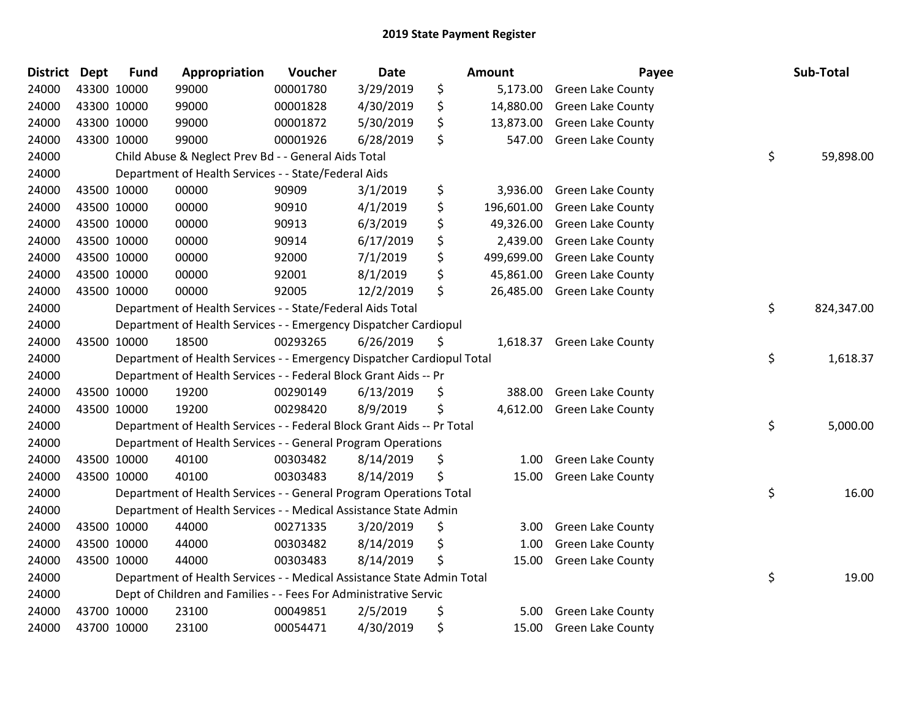## 2019 State Payment Register

| District | Dept | Fund | Appropriation | Voucher | Date | Amount | Payee | Sub-Total |
|---|---|---|---|---|---|---|---|---|
| 24000 | 43300 | 10000 | 99000 | 00001780 | 3/29/2019 | $ 5,173.00 | Green Lake County | |
| 24000 | 43300 | 10000 | 99000 | 00001828 | 4/30/2019 | $ 14,880.00 | Green Lake County | |
| 24000 | 43300 | 10000 | 99000 | 00001872 | 5/30/2019 | $ 13,873.00 | Green Lake County | |
| 24000 | 43300 | 10000 | 99000 | 00001926 | 6/28/2019 | $ 547.00 | Green Lake County | |
| 24000 | | | Child Abuse & Neglect Prev Bd - - General Aids Total | | | | | $ 59,898.00 |
| 24000 | | | Department of Health Services - - State/Federal Aids | | | | | |
| 24000 | 43500 | 10000 | 00000 | 90909 | 3/1/2019 | $ 3,936.00 | Green Lake County | |
| 24000 | 43500 | 10000 | 00000 | 90910 | 4/1/2019 | $ 196,601.00 | Green Lake County | |
| 24000 | 43500 | 10000 | 00000 | 90913 | 6/3/2019 | $ 49,326.00 | Green Lake County | |
| 24000 | 43500 | 10000 | 00000 | 90914 | 6/17/2019 | $ 2,439.00 | Green Lake County | |
| 24000 | 43500 | 10000 | 00000 | 92000 | 7/1/2019 | $ 499,699.00 | Green Lake County | |
| 24000 | 43500 | 10000 | 00000 | 92001 | 8/1/2019 | $ 45,861.00 | Green Lake County | |
| 24000 | 43500 | 10000 | 00000 | 92005 | 12/2/2019 | $ 26,485.00 | Green Lake County | |
| 24000 | | | Department of Health Services - - State/Federal Aids Total | | | | | $ 824,347.00 |
| 24000 | | | Department of Health Services - - Emergency Dispatcher Cardiopul | | | | | |
| 24000 | 43500 | 10000 | 18500 | 00293265 | 6/26/2019 | $ 1,618.37 | Green Lake County | |
| 24000 | | | Department of Health Services - - Emergency Dispatcher Cardiopul Total | | | | | $ 1,618.37 |
| 24000 | | | Department of Health Services - - Federal Block Grant Aids -- Pr | | | | | |
| 24000 | 43500 | 10000 | 19200 | 00290149 | 6/13/2019 | $ 388.00 | Green Lake County | |
| 24000 | 43500 | 10000 | 19200 | 00298420 | 8/9/2019 | $ 4,612.00 | Green Lake County | |
| 24000 | | | Department of Health Services - - Federal Block Grant Aids -- Pr Total | | | | | $ 5,000.00 |
| 24000 | | | Department of Health Services - - General Program Operations | | | | | |
| 24000 | 43500 | 10000 | 40100 | 00303482 | 8/14/2019 | $ 1.00 | Green Lake County | |
| 24000 | 43500 | 10000 | 40100 | 00303483 | 8/14/2019 | $ 15.00 | Green Lake County | |
| 24000 | | | Department of Health Services - - General Program Operations Total | | | | | $ 16.00 |
| 24000 | | | Department of Health Services - - Medical Assistance State Admin | | | | | |
| 24000 | 43500 | 10000 | 44000 | 00271335 | 3/20/2019 | $ 3.00 | Green Lake County | |
| 24000 | 43500 | 10000 | 44000 | 00303482 | 8/14/2019 | $ 1.00 | Green Lake County | |
| 24000 | 43500 | 10000 | 44000 | 00303483 | 8/14/2019 | $ 15.00 | Green Lake County | |
| 24000 | | | Department of Health Services - - Medical Assistance State Admin Total | | | | | $ 19.00 |
| 24000 | | | Dept of Children and Families - - Fees For Administrative Servic | | | | | |
| 24000 | 43700 | 10000 | 23100 | 00049851 | 2/5/2019 | $ 5.00 | Green Lake County | |
| 24000 | 43700 | 10000 | 23100 | 00054471 | 4/30/2019 | $ 15.00 | Green Lake County | |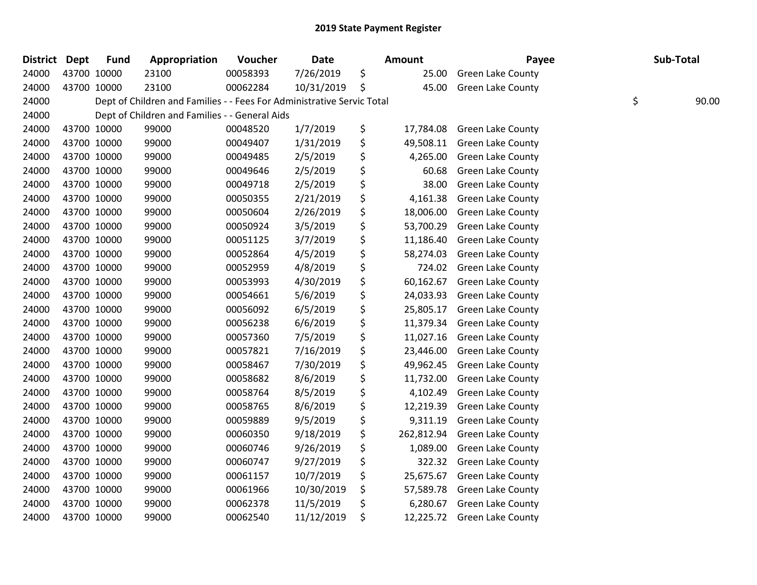# 2019 State Payment Register

| District | Dept | Fund | Appropriation | Voucher | Date | Amount | Payee | Sub-Total |
|---|---|---|---|---|---|---|---|---|
| 24000 | 43700 | 10000 | 23100 | 00058393 | 7/26/2019 | $ 25.00 | Green Lake County | |
| 24000 | 43700 | 10000 | 23100 | 00062284 | 10/31/2019 | $ 45.00 | Green Lake County | |
| 24000 | | Dept of Children and Families - - Fees For Administrative Servic Total | | | | | | $ 90.00 |
| 24000 | | Dept of Children and Families - - General Aids | | | | | | |
| 24000 | 43700 | 10000 | 99000 | 00048520 | 1/7/2019 | $ 17,784.08 | Green Lake County | |
| 24000 | 43700 | 10000 | 99000 | 00049407 | 1/31/2019 | $ 49,508.11 | Green Lake County | |
| 24000 | 43700 | 10000 | 99000 | 00049485 | 2/5/2019 | $ 4,265.00 | Green Lake County | |
| 24000 | 43700 | 10000 | 99000 | 00049646 | 2/5/2019 | $ 60.68 | Green Lake County | |
| 24000 | 43700 | 10000 | 99000 | 00049718 | 2/5/2019 | $ 38.00 | Green Lake County | |
| 24000 | 43700 | 10000 | 99000 | 00050355 | 2/21/2019 | $ 4,161.38 | Green Lake County | |
| 24000 | 43700 | 10000 | 99000 | 00050604 | 2/26/2019 | $ 18,006.00 | Green Lake County | |
| 24000 | 43700 | 10000 | 99000 | 00050924 | 3/5/2019 | $ 53,700.29 | Green Lake County | |
| 24000 | 43700 | 10000 | 99000 | 00051125 | 3/7/2019 | $ 11,186.40 | Green Lake County | |
| 24000 | 43700 | 10000 | 99000 | 00052864 | 4/5/2019 | $ 58,274.03 | Green Lake County | |
| 24000 | 43700 | 10000 | 99000 | 00052959 | 4/8/2019 | $ 724.02 | Green Lake County | |
| 24000 | 43700 | 10000 | 99000 | 00053993 | 4/30/2019 | $ 60,162.67 | Green Lake County | |
| 24000 | 43700 | 10000 | 99000 | 00054661 | 5/6/2019 | $ 24,033.93 | Green Lake County | |
| 24000 | 43700 | 10000 | 99000 | 00056092 | 6/5/2019 | $ 25,805.17 | Green Lake County | |
| 24000 | 43700 | 10000 | 99000 | 00056238 | 6/6/2019 | $ 11,379.34 | Green Lake County | |
| 24000 | 43700 | 10000 | 99000 | 00057360 | 7/5/2019 | $ 11,027.16 | Green Lake County | |
| 24000 | 43700 | 10000 | 99000 | 00057821 | 7/16/2019 | $ 23,446.00 | Green Lake County | |
| 24000 | 43700 | 10000 | 99000 | 00058467 | 7/30/2019 | $ 49,962.45 | Green Lake County | |
| 24000 | 43700 | 10000 | 99000 | 00058682 | 8/6/2019 | $ 11,732.00 | Green Lake County | |
| 24000 | 43700 | 10000 | 99000 | 00058764 | 8/5/2019 | $ 4,102.49 | Green Lake County | |
| 24000 | 43700 | 10000 | 99000 | 00058765 | 8/6/2019 | $ 12,219.39 | Green Lake County | |
| 24000 | 43700 | 10000 | 99000 | 00059889 | 9/5/2019 | $ 9,311.19 | Green Lake County | |
| 24000 | 43700 | 10000 | 99000 | 00060350 | 9/18/2019 | $ 262,812.94 | Green Lake County | |
| 24000 | 43700 | 10000 | 99000 | 00060746 | 9/26/2019 | $ 1,089.00 | Green Lake County | |
| 24000 | 43700 | 10000 | 99000 | 00060747 | 9/27/2019 | $ 322.32 | Green Lake County | |
| 24000 | 43700 | 10000 | 99000 | 00061157 | 10/7/2019 | $ 25,675.67 | Green Lake County | |
| 24000 | 43700 | 10000 | 99000 | 00061966 | 10/30/2019 | $ 57,589.78 | Green Lake County | |
| 24000 | 43700 | 10000 | 99000 | 00062378 | 11/5/2019 | $ 6,280.67 | Green Lake County | |
| 24000 | 43700 | 10000 | 99000 | 00062540 | 11/12/2019 | $ 12,225.72 | Green Lake County | |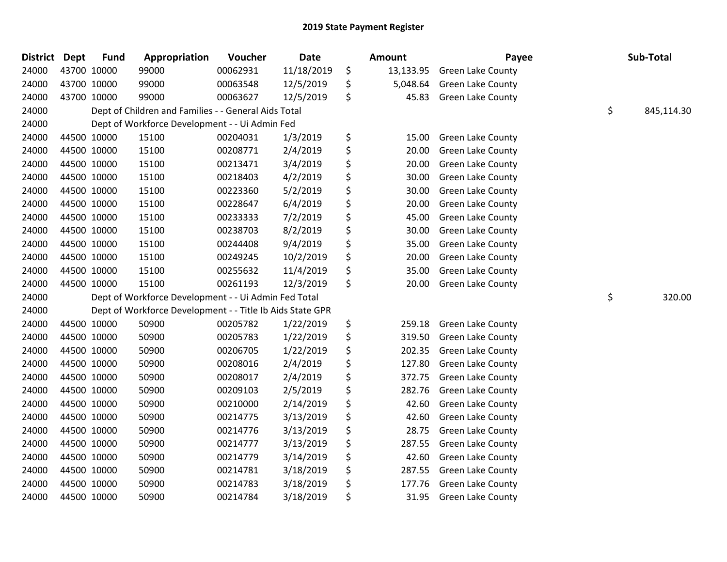# 2019 State Payment Register

| District | Dept | Fund | Appropriation | Voucher | Date | | Amount | Payee | | Sub-Total |
|---|---|---|---|---|---|---|---|---|---|---|
| 24000 | 43700 | 10000 | 99000 | 00062931 | 11/18/2019 | $ | 13,133.95 | Green Lake County | | |
| 24000 | 43700 | 10000 | 99000 | 00063548 | 12/5/2019 | $ | 5,048.64 | Green Lake County | | |
| 24000 | 43700 | 10000 | 99000 | 00063627 | 12/5/2019 | $ | 45.83 | Green Lake County | | |
| 24000 | | | Dept of Children and Families - - General Aids Total | | | | | | $ | 845,114.30 |
| 24000 | | | Dept of Workforce Development - - Ui Admin Fed | | | | | | | |
| 24000 | 44500 | 10000 | 15100 | 00204031 | 1/3/2019 | $ | 15.00 | Green Lake County | | |
| 24000 | 44500 | 10000 | 15100 | 00208771 | 2/4/2019 | $ | 20.00 | Green Lake County | | |
| 24000 | 44500 | 10000 | 15100 | 00213471 | 3/4/2019 | $ | 20.00 | Green Lake County | | |
| 24000 | 44500 | 10000 | 15100 | 00218403 | 4/2/2019 | $ | 30.00 | Green Lake County | | |
| 24000 | 44500 | 10000 | 15100 | 00223360 | 5/2/2019 | $ | 30.00 | Green Lake County | | |
| 24000 | 44500 | 10000 | 15100 | 00228647 | 6/4/2019 | $ | 20.00 | Green Lake County | | |
| 24000 | 44500 | 10000 | 15100 | 00233333 | 7/2/2019 | $ | 45.00 | Green Lake County | | |
| 24000 | 44500 | 10000 | 15100 | 00238703 | 8/2/2019 | $ | 30.00 | Green Lake County | | |
| 24000 | 44500 | 10000 | 15100 | 00244408 | 9/4/2019 | $ | 35.00 | Green Lake County | | |
| 24000 | 44500 | 10000 | 15100 | 00249245 | 10/2/2019 | $ | 20.00 | Green Lake County | | |
| 24000 | 44500 | 10000 | 15100 | 00255632 | 11/4/2019 | $ | 35.00 | Green Lake County | | |
| 24000 | 44500 | 10000 | 15100 | 00261193 | 12/3/2019 | $ | 20.00 | Green Lake County | | |
| 24000 | | | Dept of Workforce Development - - Ui Admin Fed Total | | | | | | $ | 320.00 |
| 24000 | | | Dept of Workforce Development - - Title Ib Aids State GPR | | | | | | | |
| 24000 | 44500 | 10000 | 50900 | 00205782 | 1/22/2019 | $ | 259.18 | Green Lake County | | |
| 24000 | 44500 | 10000 | 50900 | 00205783 | 1/22/2019 | $ | 319.50 | Green Lake County | | |
| 24000 | 44500 | 10000 | 50900 | 00206705 | 1/22/2019 | $ | 202.35 | Green Lake County | | |
| 24000 | 44500 | 10000 | 50900 | 00208016 | 2/4/2019 | $ | 127.80 | Green Lake County | | |
| 24000 | 44500 | 10000 | 50900 | 00208017 | 2/4/2019 | $ | 372.75 | Green Lake County | | |
| 24000 | 44500 | 10000 | 50900 | 00209103 | 2/5/2019 | $ | 282.76 | Green Lake County | | |
| 24000 | 44500 | 10000 | 50900 | 00210000 | 2/14/2019 | $ | 42.60 | Green Lake County | | |
| 24000 | 44500 | 10000 | 50900 | 00214775 | 3/13/2019 | $ | 42.60 | Green Lake County | | |
| 24000 | 44500 | 10000 | 50900 | 00214776 | 3/13/2019 | $ | 28.75 | Green Lake County | | |
| 24000 | 44500 | 10000 | 50900 | 00214777 | 3/13/2019 | $ | 287.55 | Green Lake County | | |
| 24000 | 44500 | 10000 | 50900 | 00214779 | 3/14/2019 | $ | 42.60 | Green Lake County | | |
| 24000 | 44500 | 10000 | 50900 | 00214781 | 3/18/2019 | $ | 287.55 | Green Lake County | | |
| 24000 | 44500 | 10000 | 50900 | 00214783 | 3/18/2019 | $ | 177.76 | Green Lake County | | |
| 24000 | 44500 | 10000 | 50900 | 00214784 | 3/18/2019 | $ | 31.95 | Green Lake County | | |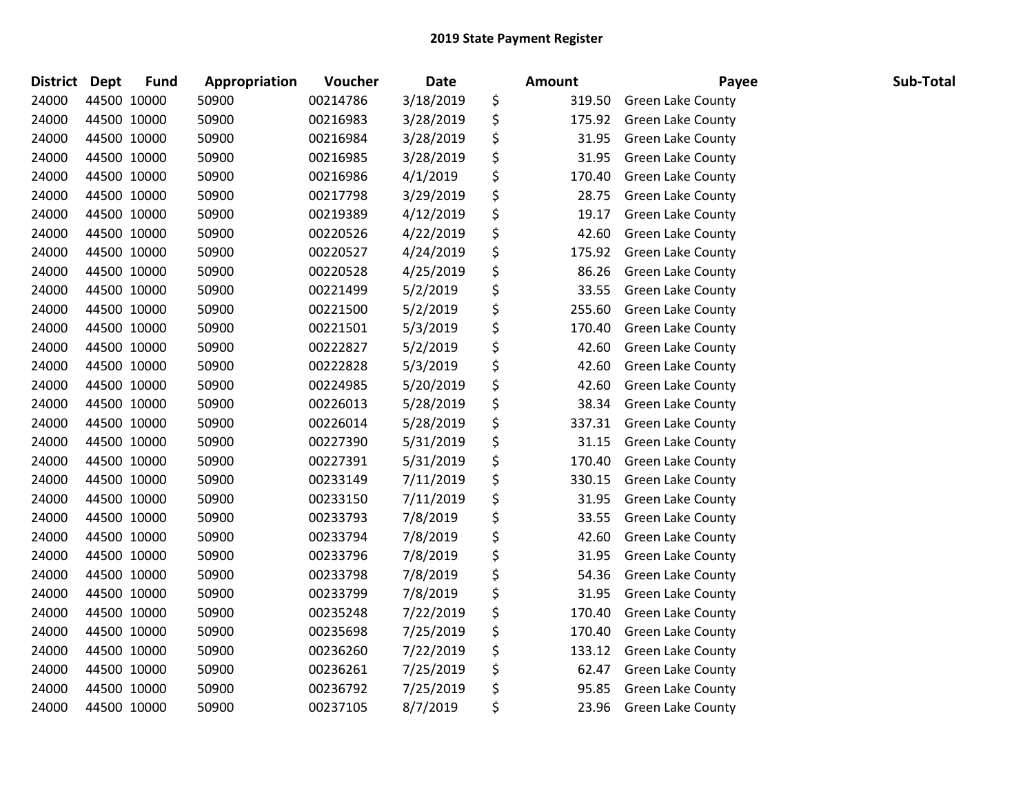# 2019 State Payment Register

| District | Dept | Fund | Appropriation | Voucher | Date | Amount | Payee | Sub-Total |
|---|---|---|---|---|---|---|---|---|
| 24000 | 44500 | 10000 | 50900 | 00214786 | 3/18/2019 | $ 319.50 | Green Lake County | |
| 24000 | 44500 | 10000 | 50900 | 00216983 | 3/28/2019 | $ 175.92 | Green Lake County | |
| 24000 | 44500 | 10000 | 50900 | 00216984 | 3/28/2019 | $ 31.95 | Green Lake County | |
| 24000 | 44500 | 10000 | 50900 | 00216985 | 3/28/2019 | $ 31.95 | Green Lake County | |
| 24000 | 44500 | 10000 | 50900 | 00216986 | 4/1/2019 | $ 170.40 | Green Lake County | |
| 24000 | 44500 | 10000 | 50900 | 00217798 | 3/29/2019 | $ 28.75 | Green Lake County | |
| 24000 | 44500 | 10000 | 50900 | 00219389 | 4/12/2019 | $ 19.17 | Green Lake County | |
| 24000 | 44500 | 10000 | 50900 | 00220526 | 4/22/2019 | $ 42.60 | Green Lake County | |
| 24000 | 44500 | 10000 | 50900 | 00220527 | 4/24/2019 | $ 175.92 | Green Lake County | |
| 24000 | 44500 | 10000 | 50900 | 00220528 | 4/25/2019 | $ 86.26 | Green Lake County | |
| 24000 | 44500 | 10000 | 50900 | 00221499 | 5/2/2019 | $ 33.55 | Green Lake County | |
| 24000 | 44500 | 10000 | 50900 | 00221500 | 5/2/2019 | $ 255.60 | Green Lake County | |
| 24000 | 44500 | 10000 | 50900 | 00221501 | 5/3/2019 | $ 170.40 | Green Lake County | |
| 24000 | 44500 | 10000 | 50900 | 00222827 | 5/2/2019 | $ 42.60 | Green Lake County | |
| 24000 | 44500 | 10000 | 50900 | 00222828 | 5/3/2019 | $ 42.60 | Green Lake County | |
| 24000 | 44500 | 10000 | 50900 | 00224985 | 5/20/2019 | $ 42.60 | Green Lake County | |
| 24000 | 44500 | 10000 | 50900 | 00226013 | 5/28/2019 | $ 38.34 | Green Lake County | |
| 24000 | 44500 | 10000 | 50900 | 00226014 | 5/28/2019 | $ 337.31 | Green Lake County | |
| 24000 | 44500 | 10000 | 50900 | 00227390 | 5/31/2019 | $ 31.15 | Green Lake County | |
| 24000 | 44500 | 10000 | 50900 | 00227391 | 5/31/2019 | $ 170.40 | Green Lake County | |
| 24000 | 44500 | 10000 | 50900 | 00233149 | 7/11/2019 | $ 330.15 | Green Lake County | |
| 24000 | 44500 | 10000 | 50900 | 00233150 | 7/11/2019 | $ 31.95 | Green Lake County | |
| 24000 | 44500 | 10000 | 50900 | 00233793 | 7/8/2019 | $ 33.55 | Green Lake County | |
| 24000 | 44500 | 10000 | 50900 | 00233794 | 7/8/2019 | $ 42.60 | Green Lake County | |
| 24000 | 44500 | 10000 | 50900 | 00233796 | 7/8/2019 | $ 31.95 | Green Lake County | |
| 24000 | 44500 | 10000 | 50900 | 00233798 | 7/8/2019 | $ 54.36 | Green Lake County | |
| 24000 | 44500 | 10000 | 50900 | 00233799 | 7/8/2019 | $ 31.95 | Green Lake County | |
| 24000 | 44500 | 10000 | 50900 | 00235248 | 7/22/2019 | $ 170.40 | Green Lake County | |
| 24000 | 44500 | 10000 | 50900 | 00235698 | 7/25/2019 | $ 170.40 | Green Lake County | |
| 24000 | 44500 | 10000 | 50900 | 00236260 | 7/22/2019 | $ 133.12 | Green Lake County | |
| 24000 | 44500 | 10000 | 50900 | 00236261 | 7/25/2019 | $ 62.47 | Green Lake County | |
| 24000 | 44500 | 10000 | 50900 | 00236792 | 7/25/2019 | $ 95.85 | Green Lake County | |
| 24000 | 44500 | 10000 | 50900 | 00237105 | 8/7/2019 | $ 23.96 | Green Lake County | |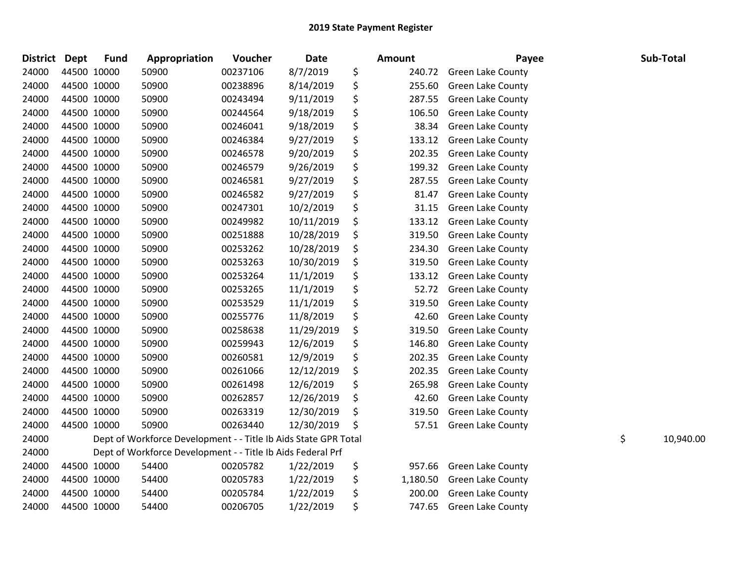## 2019 State Payment Register

| District | Dept | Fund | Appropriation | Voucher | Date | Amount | Payee | Sub-Total |
|---|---|---|---|---|---|---|---|---|
| 24000 | 44500 | 10000 | 50900 | 00237106 | 8/7/2019 | $ 240.72 | Green Lake County | |
| 24000 | 44500 | 10000 | 50900 | 00238896 | 8/14/2019 | $ 255.60 | Green Lake County | |
| 24000 | 44500 | 10000 | 50900 | 00243494 | 9/11/2019 | $ 287.55 | Green Lake County | |
| 24000 | 44500 | 10000 | 50900 | 00244564 | 9/18/2019 | $ 106.50 | Green Lake County | |
| 24000 | 44500 | 10000 | 50900 | 00246041 | 9/18/2019 | $ 38.34 | Green Lake County | |
| 24000 | 44500 | 10000 | 50900 | 00246384 | 9/27/2019 | $ 133.12 | Green Lake County | |
| 24000 | 44500 | 10000 | 50900 | 00246578 | 9/20/2019 | $ 202.35 | Green Lake County | |
| 24000 | 44500 | 10000 | 50900 | 00246579 | 9/26/2019 | $ 199.32 | Green Lake County | |
| 24000 | 44500 | 10000 | 50900 | 00246581 | 9/27/2019 | $ 287.55 | Green Lake County | |
| 24000 | 44500 | 10000 | 50900 | 00246582 | 9/27/2019 | $ 81.47 | Green Lake County | |
| 24000 | 44500 | 10000 | 50900 | 00247301 | 10/2/2019 | $ 31.15 | Green Lake County | |
| 24000 | 44500 | 10000 | 50900 | 00249982 | 10/11/2019 | $ 133.12 | Green Lake County | |
| 24000 | 44500 | 10000 | 50900 | 00251888 | 10/28/2019 | $ 319.50 | Green Lake County | |
| 24000 | 44500 | 10000 | 50900 | 00253262 | 10/28/2019 | $ 234.30 | Green Lake County | |
| 24000 | 44500 | 10000 | 50900 | 00253263 | 10/30/2019 | $ 319.50 | Green Lake County | |
| 24000 | 44500 | 10000 | 50900 | 00253264 | 11/1/2019 | $ 133.12 | Green Lake County | |
| 24000 | 44500 | 10000 | 50900 | 00253265 | 11/1/2019 | $ 52.72 | Green Lake County | |
| 24000 | 44500 | 10000 | 50900 | 00253529 | 11/1/2019 | $ 319.50 | Green Lake County | |
| 24000 | 44500 | 10000 | 50900 | 00255776 | 11/8/2019 | $ 42.60 | Green Lake County | |
| 24000 | 44500 | 10000 | 50900 | 00258638 | 11/29/2019 | $ 319.50 | Green Lake County | |
| 24000 | 44500 | 10000 | 50900 | 00259943 | 12/6/2019 | $ 146.80 | Green Lake County | |
| 24000 | 44500 | 10000 | 50900 | 00260581 | 12/9/2019 | $ 202.35 | Green Lake County | |
| 24000 | 44500 | 10000 | 50900 | 00261066 | 12/12/2019 | $ 202.35 | Green Lake County | |
| 24000 | 44500 | 10000 | 50900 | 00261498 | 12/6/2019 | $ 265.98 | Green Lake County | |
| 24000 | 44500 | 10000 | 50900 | 00262857 | 12/26/2019 | $ 42.60 | Green Lake County | |
| 24000 | 44500 | 10000 | 50900 | 00263319 | 12/30/2019 | $ 319.50 | Green Lake County | |
| 24000 | 44500 | 10000 | 50900 | 00263440 | 12/30/2019 | $ 57.51 | Green Lake County | |
| 24000 | Dept of Workforce Development - - Title Ib Aids State GPR Total | | | | | | | $ 10,940.00 |
| 24000 | Dept of Workforce Development - - Title Ib Aids Federal Prf | | | | | | | |
| 24000 | 44500 | 10000 | 54400 | 00205782 | 1/22/2019 | $ 957.66 | Green Lake County | |
| 24000 | 44500 | 10000 | 54400 | 00205783 | 1/22/2019 | $ 1,180.50 | Green Lake County | |
| 24000 | 44500 | 10000 | 54400 | 00205784 | 1/22/2019 | $ 200.00 | Green Lake County | |
| 24000 | 44500 | 10000 | 54400 | 00206705 | 1/22/2019 | $ 747.65 | Green Lake County | |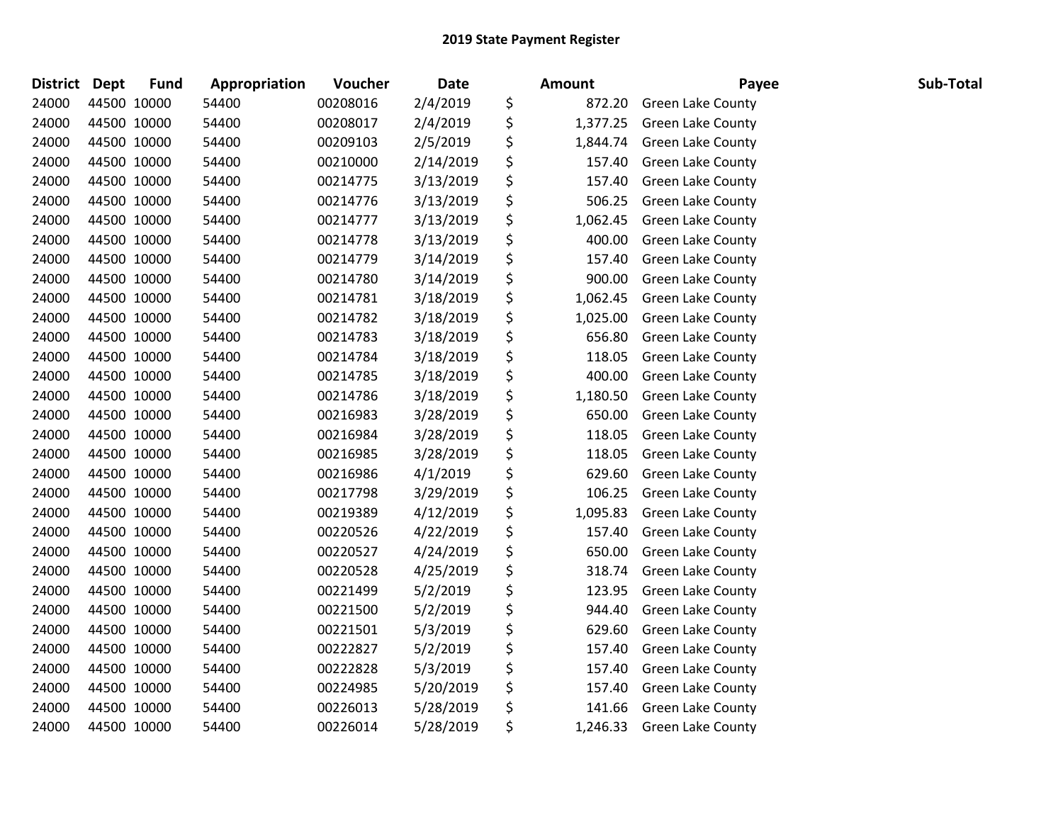# 2019 State Payment Register

| District | Dept | Fund | Appropriation | Voucher | Date | Amount | Payee | Sub-Total |
|---|---|---|---|---|---|---|---|---|
| 24000 | 44500 | 10000 | 54400 | 00208016 | 2/4/2019 | $ 872.20 | Green Lake County | |
| 24000 | 44500 | 10000 | 54400 | 00208017 | 2/4/2019 | $ 1,377.25 | Green Lake County | |
| 24000 | 44500 | 10000 | 54400 | 00209103 | 2/5/2019 | $ 1,844.74 | Green Lake County | |
| 24000 | 44500 | 10000 | 54400 | 00210000 | 2/14/2019 | $ 157.40 | Green Lake County | |
| 24000 | 44500 | 10000 | 54400 | 00214775 | 3/13/2019 | $ 157.40 | Green Lake County | |
| 24000 | 44500 | 10000 | 54400 | 00214776 | 3/13/2019 | $ 506.25 | Green Lake County | |
| 24000 | 44500 | 10000 | 54400 | 00214777 | 3/13/2019 | $ 1,062.45 | Green Lake County | |
| 24000 | 44500 | 10000 | 54400 | 00214778 | 3/13/2019 | $ 400.00 | Green Lake County | |
| 24000 | 44500 | 10000 | 54400 | 00214779 | 3/14/2019 | $ 157.40 | Green Lake County | |
| 24000 | 44500 | 10000 | 54400 | 00214780 | 3/14/2019 | $ 900.00 | Green Lake County | |
| 24000 | 44500 | 10000 | 54400 | 00214781 | 3/18/2019 | $ 1,062.45 | Green Lake County | |
| 24000 | 44500 | 10000 | 54400 | 00214782 | 3/18/2019 | $ 1,025.00 | Green Lake County | |
| 24000 | 44500 | 10000 | 54400 | 00214783 | 3/18/2019 | $ 656.80 | Green Lake County | |
| 24000 | 44500 | 10000 | 54400 | 00214784 | 3/18/2019 | $ 118.05 | Green Lake County | |
| 24000 | 44500 | 10000 | 54400 | 00214785 | 3/18/2019 | $ 400.00 | Green Lake County | |
| 24000 | 44500 | 10000 | 54400 | 00214786 | 3/18/2019 | $ 1,180.50 | Green Lake County | |
| 24000 | 44500 | 10000 | 54400 | 00216983 | 3/28/2019 | $ 650.00 | Green Lake County | |
| 24000 | 44500 | 10000 | 54400 | 00216984 | 3/28/2019 | $ 118.05 | Green Lake County | |
| 24000 | 44500 | 10000 | 54400 | 00216985 | 3/28/2019 | $ 118.05 | Green Lake County | |
| 24000 | 44500 | 10000 | 54400 | 00216986 | 4/1/2019 | $ 629.60 | Green Lake County | |
| 24000 | 44500 | 10000 | 54400 | 00217798 | 3/29/2019 | $ 106.25 | Green Lake County | |
| 24000 | 44500 | 10000 | 54400 | 00219389 | 4/12/2019 | $ 1,095.83 | Green Lake County | |
| 24000 | 44500 | 10000 | 54400 | 00220526 | 4/22/2019 | $ 157.40 | Green Lake County | |
| 24000 | 44500 | 10000 | 54400 | 00220527 | 4/24/2019 | $ 650.00 | Green Lake County | |
| 24000 | 44500 | 10000 | 54400 | 00220528 | 4/25/2019 | $ 318.74 | Green Lake County | |
| 24000 | 44500 | 10000 | 54400 | 00221499 | 5/2/2019 | $ 123.95 | Green Lake County | |
| 24000 | 44500 | 10000 | 54400 | 00221500 | 5/2/2019 | $ 944.40 | Green Lake County | |
| 24000 | 44500 | 10000 | 54400 | 00221501 | 5/3/2019 | $ 629.60 | Green Lake County | |
| 24000 | 44500 | 10000 | 54400 | 00222827 | 5/2/2019 | $ 157.40 | Green Lake County | |
| 24000 | 44500 | 10000 | 54400 | 00222828 | 5/3/2019 | $ 157.40 | Green Lake County | |
| 24000 | 44500 | 10000 | 54400 | 00224985 | 5/20/2019 | $ 157.40 | Green Lake County | |
| 24000 | 44500 | 10000 | 54400 | 00226013 | 5/28/2019 | $ 141.66 | Green Lake County | |
| 24000 | 44500 | 10000 | 54400 | 00226014 | 5/28/2019 | $ 1,246.33 | Green Lake County | |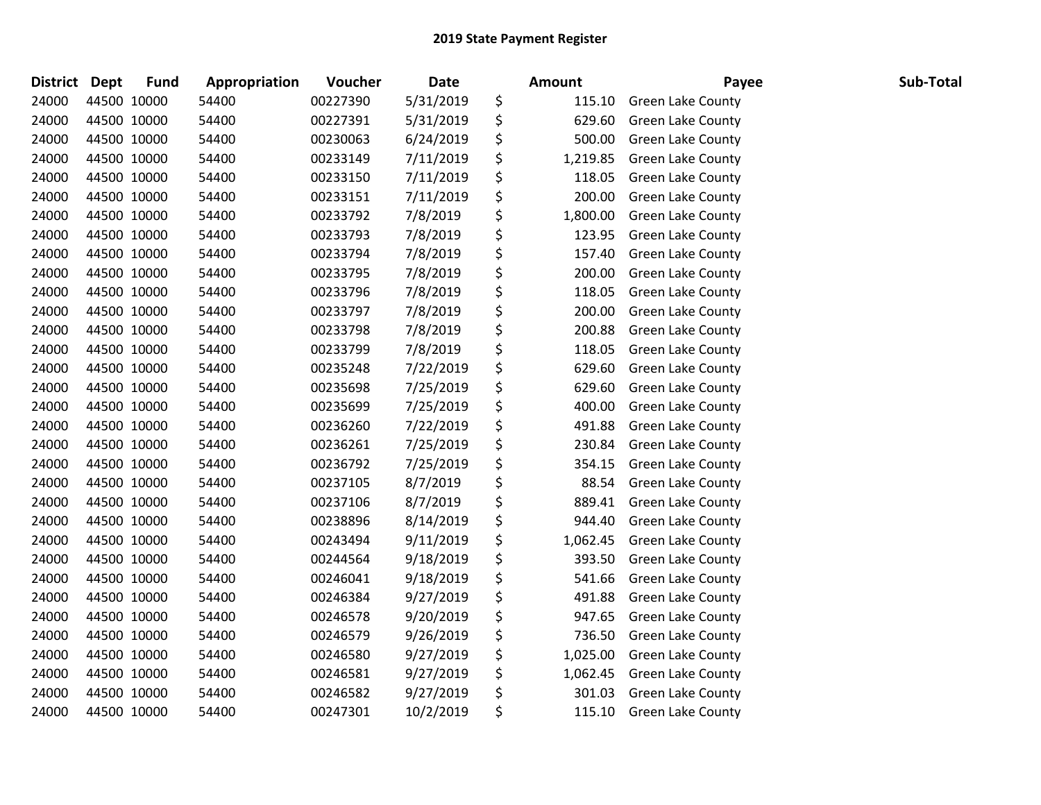# 2019 State Payment Register

| District | Dept | Fund | Appropriation | Voucher | Date | Amount | Payee | Sub-Total |
|---|---|---|---|---|---|---|---|---|
| 24000 | 44500 | 10000 | 54400 | 00227390 | 5/31/2019 | $ 115.10 | Green Lake County | |
| 24000 | 44500 | 10000 | 54400 | 00227391 | 5/31/2019 | $ 629.60 | Green Lake County | |
| 24000 | 44500 | 10000 | 54400 | 00230063 | 6/24/2019 | $ 500.00 | Green Lake County | |
| 24000 | 44500 | 10000 | 54400 | 00233149 | 7/11/2019 | $ 1,219.85 | Green Lake County | |
| 24000 | 44500 | 10000 | 54400 | 00233150 | 7/11/2019 | $ 118.05 | Green Lake County | |
| 24000 | 44500 | 10000 | 54400 | 00233151 | 7/11/2019 | $ 200.00 | Green Lake County | |
| 24000 | 44500 | 10000 | 54400 | 00233792 | 7/8/2019 | $ 1,800.00 | Green Lake County | |
| 24000 | 44500 | 10000 | 54400 | 00233793 | 7/8/2019 | $ 123.95 | Green Lake County | |
| 24000 | 44500 | 10000 | 54400 | 00233794 | 7/8/2019 | $ 157.40 | Green Lake County | |
| 24000 | 44500 | 10000 | 54400 | 00233795 | 7/8/2019 | $ 200.00 | Green Lake County | |
| 24000 | 44500 | 10000 | 54400 | 00233796 | 7/8/2019 | $ 118.05 | Green Lake County | |
| 24000 | 44500 | 10000 | 54400 | 00233797 | 7/8/2019 | $ 200.00 | Green Lake County | |
| 24000 | 44500 | 10000 | 54400 | 00233798 | 7/8/2019 | $ 200.88 | Green Lake County | |
| 24000 | 44500 | 10000 | 54400 | 00233799 | 7/8/2019 | $ 118.05 | Green Lake County | |
| 24000 | 44500 | 10000 | 54400 | 00235248 | 7/22/2019 | $ 629.60 | Green Lake County | |
| 24000 | 44500 | 10000 | 54400 | 00235698 | 7/25/2019 | $ 629.60 | Green Lake County | |
| 24000 | 44500 | 10000 | 54400 | 00235699 | 7/25/2019 | $ 400.00 | Green Lake County | |
| 24000 | 44500 | 10000 | 54400 | 00236260 | 7/22/2019 | $ 491.88 | Green Lake County | |
| 24000 | 44500 | 10000 | 54400 | 00236261 | 7/25/2019 | $ 230.84 | Green Lake County | |
| 24000 | 44500 | 10000 | 54400 | 00236792 | 7/25/2019 | $ 354.15 | Green Lake County | |
| 24000 | 44500 | 10000 | 54400 | 00237105 | 8/7/2019 | $ 88.54 | Green Lake County | |
| 24000 | 44500 | 10000 | 54400 | 00237106 | 8/7/2019 | $ 889.41 | Green Lake County | |
| 24000 | 44500 | 10000 | 54400 | 00238896 | 8/14/2019 | $ 944.40 | Green Lake County | |
| 24000 | 44500 | 10000 | 54400 | 00243494 | 9/11/2019 | $ 1,062.45 | Green Lake County | |
| 24000 | 44500 | 10000 | 54400 | 00244564 | 9/18/2019 | $ 393.50 | Green Lake County | |
| 24000 | 44500 | 10000 | 54400 | 00246041 | 9/18/2019 | $ 541.66 | Green Lake County | |
| 24000 | 44500 | 10000 | 54400 | 00246384 | 9/27/2019 | $ 491.88 | Green Lake County | |
| 24000 | 44500 | 10000 | 54400 | 00246578 | 9/20/2019 | $ 947.65 | Green Lake County | |
| 24000 | 44500 | 10000 | 54400 | 00246579 | 9/26/2019 | $ 736.50 | Green Lake County | |
| 24000 | 44500 | 10000 | 54400 | 00246580 | 9/27/2019 | $ 1,025.00 | Green Lake County | |
| 24000 | 44500 | 10000 | 54400 | 00246581 | 9/27/2019 | $ 1,062.45 | Green Lake County | |
| 24000 | 44500 | 10000 | 54400 | 00246582 | 9/27/2019 | $ 301.03 | Green Lake County | |
| 24000 | 44500 | 10000 | 54400 | 00247301 | 10/2/2019 | $ 115.10 | Green Lake County | |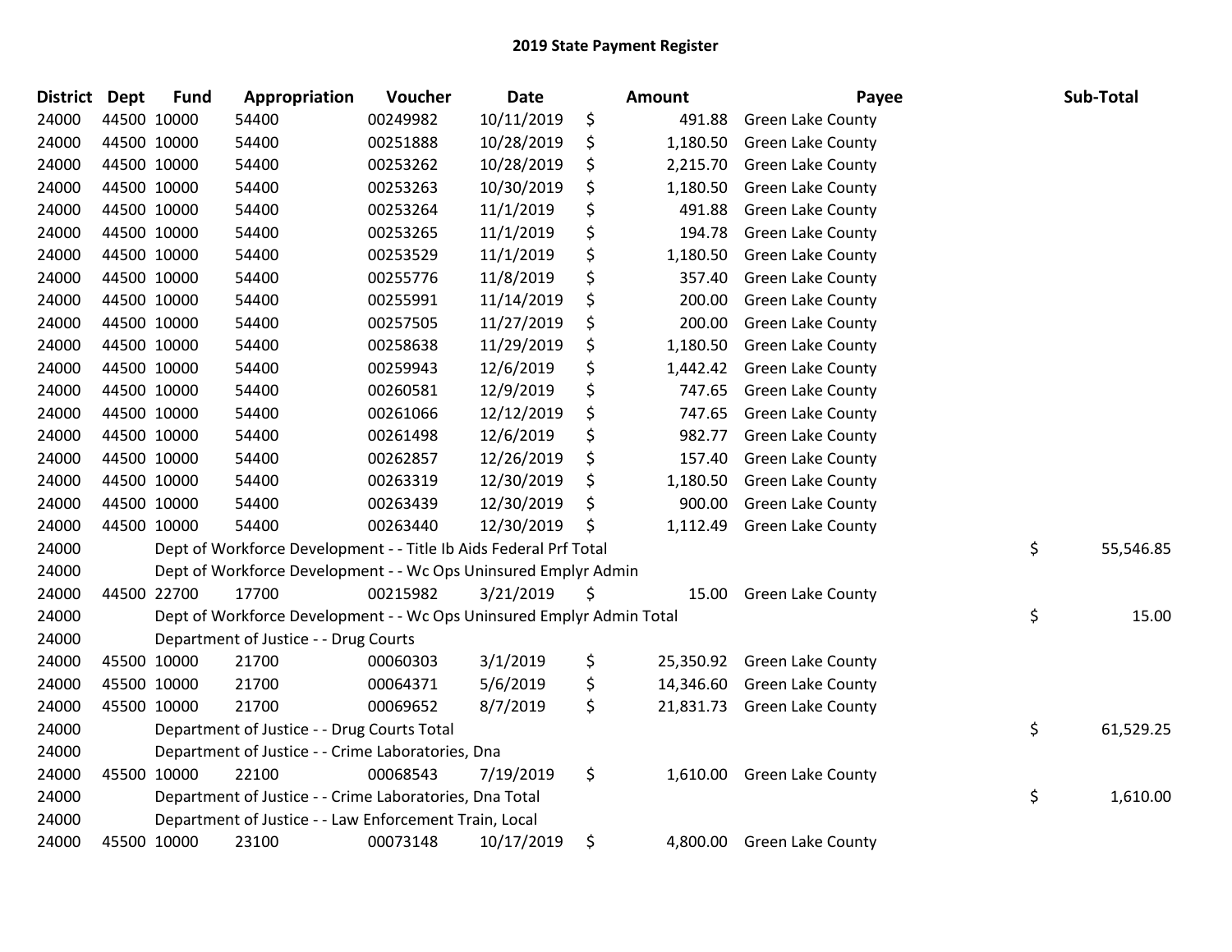## 2019 State Payment Register

| District | Dept | Fund | Appropriation | Voucher | Date | Amount | Payee | Sub-Total |
|---|---|---|---|---|---|---|---|---|
| 24000 | 44500 | 10000 | 54400 | 00249982 | 10/11/2019 | $ 491.88 | Green Lake County | |
| 24000 | 44500 | 10000 | 54400 | 00251888 | 10/28/2019 | $ 1,180.50 | Green Lake County | |
| 24000 | 44500 | 10000 | 54400 | 00253262 | 10/28/2019 | $ 2,215.70 | Green Lake County | |
| 24000 | 44500 | 10000 | 54400 | 00253263 | 10/30/2019 | $ 1,180.50 | Green Lake County | |
| 24000 | 44500 | 10000 | 54400 | 00253264 | 11/1/2019 | $ 491.88 | Green Lake County | |
| 24000 | 44500 | 10000 | 54400 | 00253265 | 11/1/2019 | $ 194.78 | Green Lake County | |
| 24000 | 44500 | 10000 | 54400 | 00253529 | 11/1/2019 | $ 1,180.50 | Green Lake County | |
| 24000 | 44500 | 10000 | 54400 | 00255776 | 11/8/2019 | $ 357.40 | Green Lake County | |
| 24000 | 44500 | 10000 | 54400 | 00255991 | 11/14/2019 | $ 200.00 | Green Lake County | |
| 24000 | 44500 | 10000 | 54400 | 00257505 | 11/27/2019 | $ 200.00 | Green Lake County | |
| 24000 | 44500 | 10000 | 54400 | 00258638 | 11/29/2019 | $ 1,180.50 | Green Lake County | |
| 24000 | 44500 | 10000 | 54400 | 00259943 | 12/6/2019 | $ 1,442.42 | Green Lake County | |
| 24000 | 44500 | 10000 | 54400 | 00260581 | 12/9/2019 | $ 747.65 | Green Lake County | |
| 24000 | 44500 | 10000 | 54400 | 00261066 | 12/12/2019 | $ 747.65 | Green Lake County | |
| 24000 | 44500 | 10000 | 54400 | 00261498 | 12/6/2019 | $ 982.77 | Green Lake County | |
| 24000 | 44500 | 10000 | 54400 | 00262857 | 12/26/2019 | $ 157.40 | Green Lake County | |
| 24000 | 44500 | 10000 | 54400 | 00263319 | 12/30/2019 | $ 1,180.50 | Green Lake County | |
| 24000 | 44500 | 10000 | 54400 | 00263439 | 12/30/2019 | $ 900.00 | Green Lake County | |
| 24000 | 44500 | 10000 | 54400 | 00263440 | 12/30/2019 | $ 1,112.49 | Green Lake County | |
| 24000 | | Dept of Workforce Development - - Title Ib Aids Federal Prf Total | | | | | | $ 55,546.85 |
| 24000 | | Dept of Workforce Development - - Wc Ops Uninsured Emplyr Admin | | | | | | |
| 24000 | 44500 | 22700 | 17700 | 00215982 | 3/21/2019 | $ 15.00 | Green Lake County | |
| 24000 | | Dept of Workforce Development - - Wc Ops Uninsured Emplyr Admin Total | | | | | | $ 15.00 |
| 24000 | | Department of Justice - - Drug Courts | | | | | | |
| 24000 | 45500 | 10000 | 21700 | 00060303 | 3/1/2019 | $ 25,350.92 | Green Lake County | |
| 24000 | 45500 | 10000 | 21700 | 00064371 | 5/6/2019 | $ 14,346.60 | Green Lake County | |
| 24000 | 45500 | 10000 | 21700 | 00069652 | 8/7/2019 | $ 21,831.73 | Green Lake County | |
| 24000 | | Department of Justice - - Drug Courts Total | | | | | | $ 61,529.25 |
| 24000 | | Department of Justice - - Crime Laboratories, Dna | | | | | | |
| 24000 | 45500 | 10000 | 22100 | 00068543 | 7/19/2019 | $ 1,610.00 | Green Lake County | |
| 24000 | | Department of Justice - - Crime Laboratories, Dna Total | | | | | | $ 1,610.00 |
| 24000 | | Department of Justice - - Law Enforcement Train, Local | | | | | | |
| 24000 | 45500 | 10000 | 23100 | 00073148 | 10/17/2019 | $ 4,800.00 | Green Lake County | |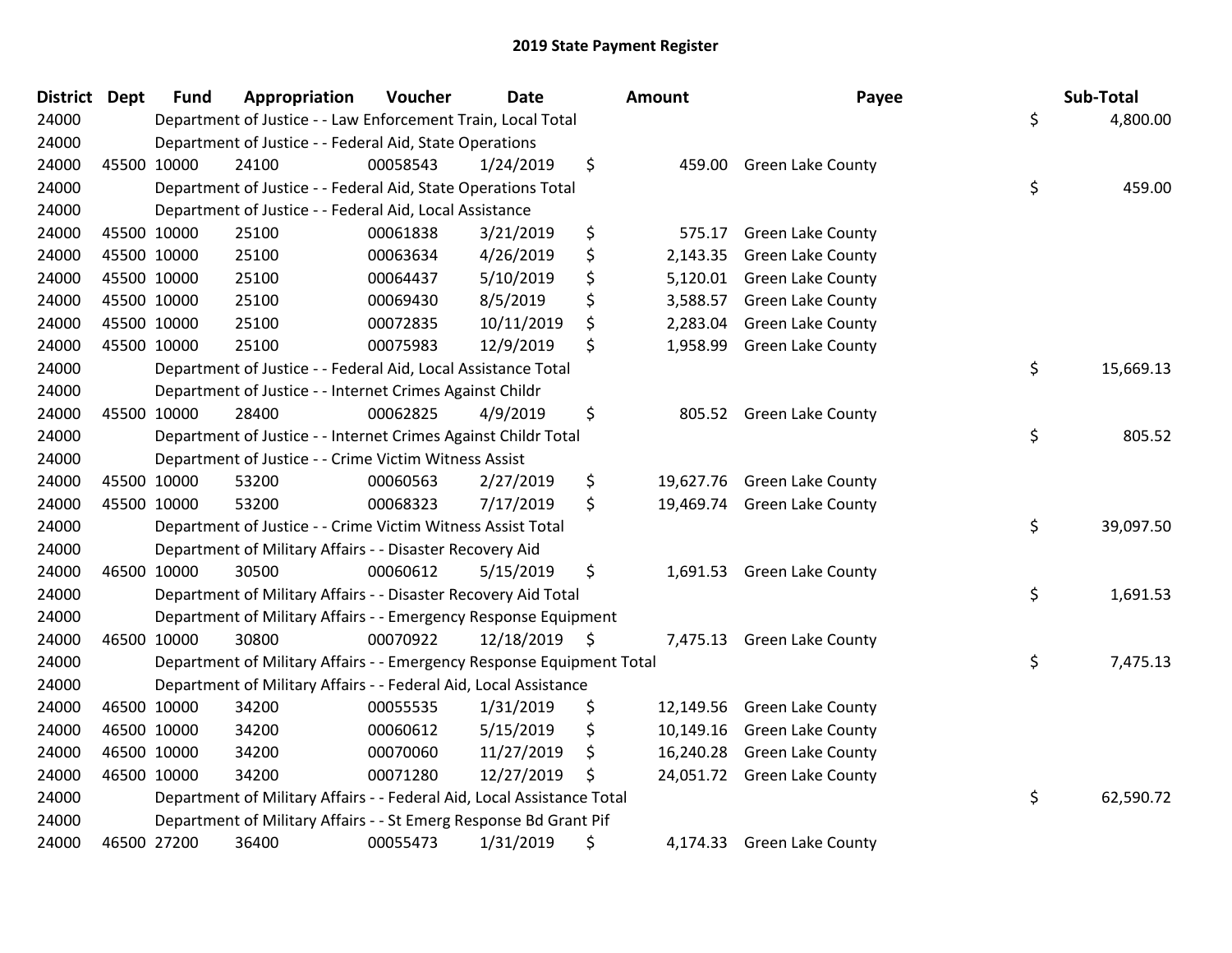## 2019 State Payment Register

| District | Dept | Fund | Appropriation | Voucher | Date | Amount | Payee | Sub-Total |
|---|---|---|---|---|---|---|---|---|
| 24000 | | | Department of Justice - - Law Enforcement Train, Local Total | | | | | $ 4,800.00 |
| 24000 | | | Department of Justice - - Federal Aid, State Operations | | | | | |
| 24000 | 45500 | 10000 | 24100 | 00058543 | 1/24/2019 | $ 459.00 | Green Lake County | |
| 24000 | | | Department of Justice - - Federal Aid, State Operations Total | | | | | $ 459.00 |
| 24000 | | | Department of Justice - - Federal Aid, Local Assistance | | | | | |
| 24000 | 45500 | 10000 | 25100 | 00061838 | 3/21/2019 | $ 575.17 | Green Lake County | |
| 24000 | 45500 | 10000 | 25100 | 00063634 | 4/26/2019 | $ 2,143.35 | Green Lake County | |
| 24000 | 45500 | 10000 | 25100 | 00064437 | 5/10/2019 | $ 5,120.01 | Green Lake County | |
| 24000 | 45500 | 10000 | 25100 | 00069430 | 8/5/2019 | $ 3,588.57 | Green Lake County | |
| 24000 | 45500 | 10000 | 25100 | 00072835 | 10/11/2019 | $ 2,283.04 | Green Lake County | |
| 24000 | 45500 | 10000 | 25100 | 00075983 | 12/9/2019 | $ 1,958.99 | Green Lake County | |
| 24000 | | | Department of Justice - - Federal Aid, Local Assistance Total | | | | | $ 15,669.13 |
| 24000 | | | Department of Justice - - Internet Crimes Against Childr | | | | | |
| 24000 | 45500 | 10000 | 28400 | 00062825 | 4/9/2019 | $ 805.52 | Green Lake County | |
| 24000 | | | Department of Justice - - Internet Crimes Against Childr Total | | | | | $ 805.52 |
| 24000 | | | Department of Justice - - Crime Victim Witness Assist | | | | | |
| 24000 | 45500 | 10000 | 53200 | 00060563 | 2/27/2019 | $ 19,627.76 | Green Lake County | |
| 24000 | 45500 | 10000 | 53200 | 00068323 | 7/17/2019 | $ 19,469.74 | Green Lake County | |
| 24000 | | | Department of Justice - - Crime Victim Witness Assist Total | | | | | $ 39,097.50 |
| 24000 | | | Department of Military Affairs - - Disaster Recovery Aid | | | | | |
| 24000 | 46500 | 10000 | 30500 | 00060612 | 5/15/2019 | $ 1,691.53 | Green Lake County | |
| 24000 | | | Department of Military Affairs - - Disaster Recovery Aid Total | | | | | $ 1,691.53 |
| 24000 | | | Department of Military Affairs - - Emergency Response Equipment | | | | | |
| 24000 | 46500 | 10000 | 30800 | 00070922 | 12/18/2019 | $ 7,475.13 | Green Lake County | |
| 24000 | | | Department of Military Affairs - - Emergency Response Equipment Total | | | | | $ 7,475.13 |
| 24000 | | | Department of Military Affairs - - Federal Aid, Local Assistance | | | | | |
| 24000 | 46500 | 10000 | 34200 | 00055535 | 1/31/2019 | $ 12,149.56 | Green Lake County | |
| 24000 | 46500 | 10000 | 34200 | 00060612 | 5/15/2019 | $ 10,149.16 | Green Lake County | |
| 24000 | 46500 | 10000 | 34200 | 00070060 | 11/27/2019 | $ 16,240.28 | Green Lake County | |
| 24000 | 46500 | 10000 | 34200 | 00071280 | 12/27/2019 | $ 24,051.72 | Green Lake County | |
| 24000 | | | Department of Military Affairs - - Federal Aid, Local Assistance Total | | | | | $ 62,590.72 |
| 24000 | | | Department of Military Affairs - - St Emerg Response Bd Grant Pif | | | | | |
| 24000 | 46500 | 27200 | 36400 | 00055473 | 1/31/2019 | $ 4,174.33 | Green Lake County | |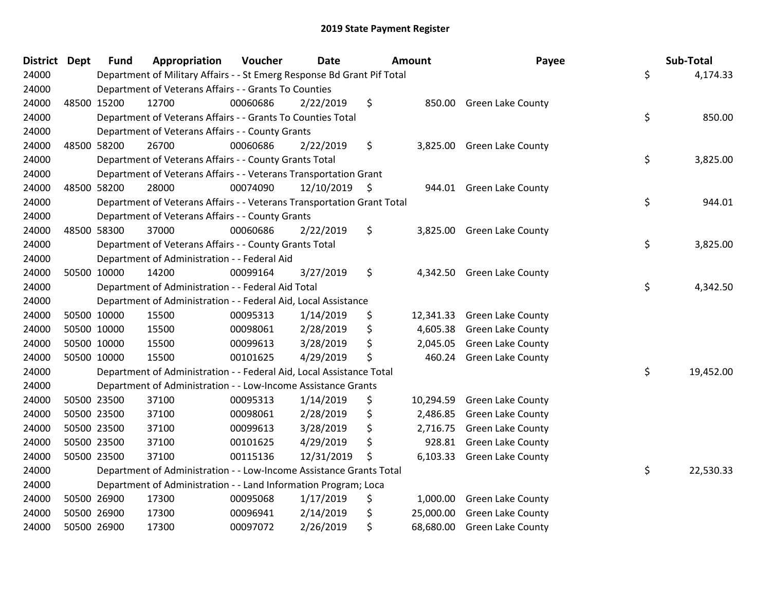# 2019 State Payment Register

| District | Dept | Fund | Appropriation | Voucher | Date | Amount | Payee | Sub-Total |
|---|---|---|---|---|---|---|---|---|
| 24000 | | | Department of Military Affairs - - St Emerg Response Bd Grant Pif Total | | | | | $ 4,174.33 |
| 24000 | | | Department of Veterans Affairs - - Grants To Counties | | | | | |
| 24000 | 48500 | 15200 | 12700 | 00060686 | 2/22/2019 | $ 850.00 | Green Lake County | |
| 24000 | | | Department of Veterans Affairs - - Grants To Counties Total | | | | | $ 850.00 |
| 24000 | | | Department of Veterans Affairs - - County Grants | | | | | |
| 24000 | 48500 | 58200 | 26700 | 00060686 | 2/22/2019 | $ 3,825.00 | Green Lake County | |
| 24000 | | | Department of Veterans Affairs - - County Grants Total | | | | | $ 3,825.00 |
| 24000 | | | Department of Veterans Affairs - - Veterans Transportation Grant | | | | | |
| 24000 | 48500 | 58200 | 28000 | 00074090 | 12/10/2019 | $ 944.01 | Green Lake County | |
| 24000 | | | Department of Veterans Affairs - - Veterans Transportation Grant Total | | | | | $ 944.01 |
| 24000 | | | Department of Veterans Affairs - - County Grants | | | | | |
| 24000 | 48500 | 58300 | 37000 | 00060686 | 2/22/2019 | $ 3,825.00 | Green Lake County | |
| 24000 | | | Department of Veterans Affairs - - County Grants Total | | | | | $ 3,825.00 |
| 24000 | | | Department of Administration - - Federal Aid | | | | | |
| 24000 | 50500 | 10000 | 14200 | 00099164 | 3/27/2019 | $ 4,342.50 | Green Lake County | |
| 24000 | | | Department of Administration - - Federal Aid Total | | | | | $ 4,342.50 |
| 24000 | | | Department of Administration - - Federal Aid, Local Assistance | | | | | |
| 24000 | 50500 | 10000 | 15500 | 00095313 | 1/14/2019 | $ 12,341.33 | Green Lake County | |
| 24000 | 50500 | 10000 | 15500 | 00098061 | 2/28/2019 | $ 4,605.38 | Green Lake County | |
| 24000 | 50500 | 10000 | 15500 | 00099613 | 3/28/2019 | $ 2,045.05 | Green Lake County | |
| 24000 | 50500 | 10000 | 15500 | 00101625 | 4/29/2019 | $ 460.24 | Green Lake County | |
| 24000 | | | Department of Administration - - Federal Aid, Local Assistance Total | | | | | $ 19,452.00 |
| 24000 | | | Department of Administration - - Low-Income Assistance Grants | | | | | |
| 24000 | 50500 | 23500 | 37100 | 00095313 | 1/14/2019 | $ 10,294.59 | Green Lake County | |
| 24000 | 50500 | 23500 | 37100 | 00098061 | 2/28/2019 | $ 2,486.85 | Green Lake County | |
| 24000 | 50500 | 23500 | 37100 | 00099613 | 3/28/2019 | $ 2,716.75 | Green Lake County | |
| 24000 | 50500 | 23500 | 37100 | 00101625 | 4/29/2019 | $ 928.81 | Green Lake County | |
| 24000 | 50500 | 23500 | 37100 | 00115136 | 12/31/2019 | $ 6,103.33 | Green Lake County | |
| 24000 | | | Department of Administration - - Low-Income Assistance Grants Total | | | | | $ 22,530.33 |
| 24000 | | | Department of Administration - - Land Information Program; Loca | | | | | |
| 24000 | 50500 | 26900 | 17300 | 00095068 | 1/17/2019 | $ 1,000.00 | Green Lake County | |
| 24000 | 50500 | 26900 | 17300 | 00096941 | 2/14/2019 | $ 25,000.00 | Green Lake County | |
| 24000 | 50500 | 26900 | 17300 | 00097072 | 2/26/2019 | $ 68,680.00 | Green Lake County | |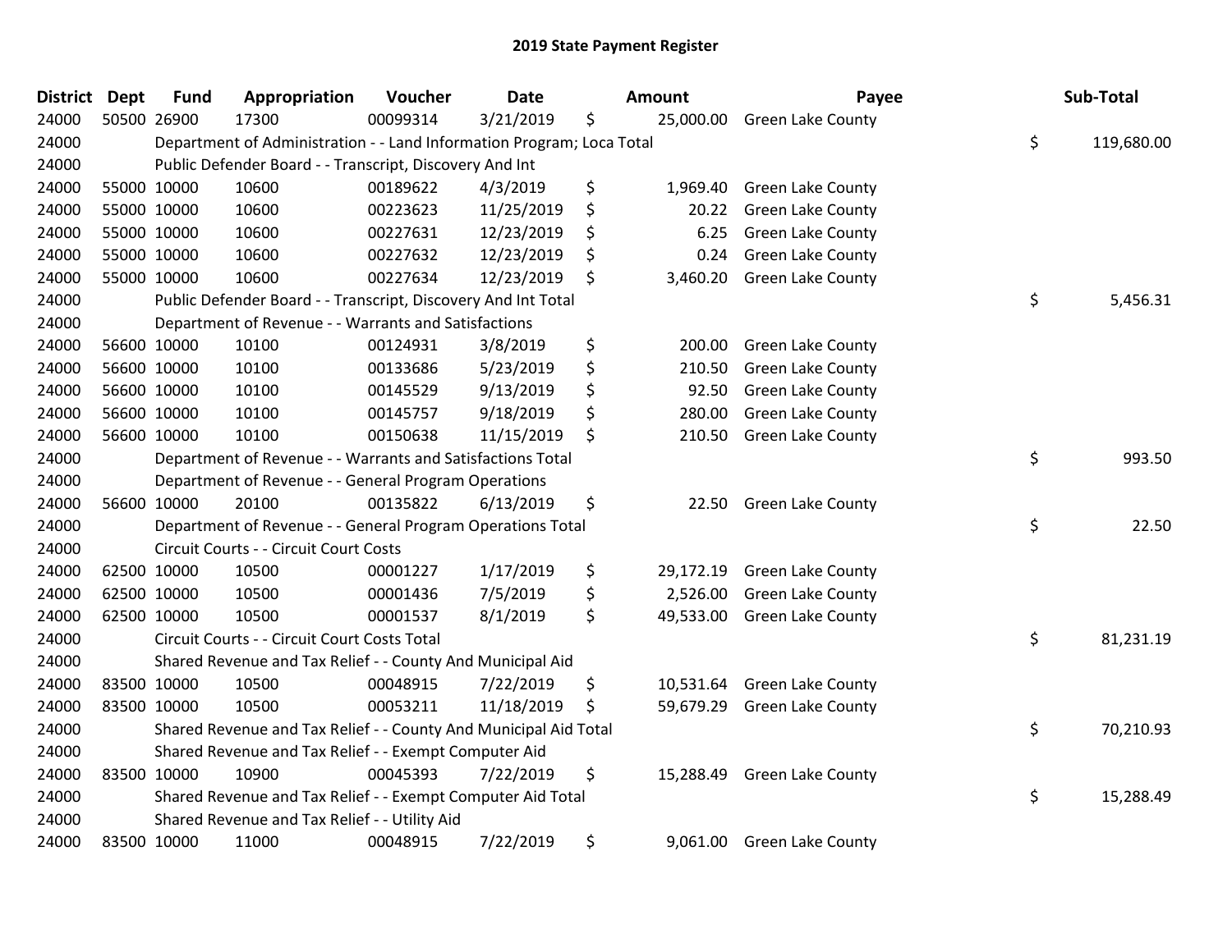# 2019 State Payment Register

| District | Dept | Fund | Appropriation | Voucher | Date | Amount | Payee | Sub-Total |
|---|---|---|---|---|---|---|---|---|
| 24000 | 50500 | 26900 | 17300 | 00099314 | 3/21/2019 | $ 25,000.00 | Green Lake County | |
| 24000 | | Department of Administration - - Land Information Program; Loca Total | | | | | | $ 119,680.00 |
| 24000 | | Public Defender Board - - Transcript, Discovery And Int | | | | | | |
| 24000 | 55000 | 10000 | 10600 | 00189622 | 4/3/2019 | $ 1,969.40 | Green Lake County | |
| 24000 | 55000 | 10000 | 10600 | 00223623 | 11/25/2019 | $ 20.22 | Green Lake County | |
| 24000 | 55000 | 10000 | 10600 | 00227631 | 12/23/2019 | $ 6.25 | Green Lake County | |
| 24000 | 55000 | 10000 | 10600 | 00227632 | 12/23/2019 | $ 0.24 | Green Lake County | |
| 24000 | 55000 | 10000 | 10600 | 00227634 | 12/23/2019 | $ 3,460.20 | Green Lake County | |
| 24000 | | Public Defender Board - - Transcript, Discovery And Int Total | | | | | | $ 5,456.31 |
| 24000 | | Department of Revenue - - Warrants and Satisfactions | | | | | | |
| 24000 | 56600 | 10000 | 10100 | 00124931 | 3/8/2019 | $ 200.00 | Green Lake County | |
| 24000 | 56600 | 10000 | 10100 | 00133686 | 5/23/2019 | $ 210.50 | Green Lake County | |
| 24000 | 56600 | 10000 | 10100 | 00145529 | 9/13/2019 | $ 92.50 | Green Lake County | |
| 24000 | 56600 | 10000 | 10100 | 00145757 | 9/18/2019 | $ 280.00 | Green Lake County | |
| 24000 | 56600 | 10000 | 10100 | 00150638 | 11/15/2019 | $ 210.50 | Green Lake County | |
| 24000 | | Department of Revenue - - Warrants and Satisfactions Total | | | | | | $ 993.50 |
| 24000 | | Department of Revenue - - General Program Operations | | | | | | |
| 24000 | 56600 | 10000 | 20100 | 00135822 | 6/13/2019 | $ 22.50 | Green Lake County | |
| 24000 | | Department of Revenue - - General Program Operations Total | | | | | | $ 22.50 |
| 24000 | | Circuit Courts - - Circuit Court Costs | | | | | | |
| 24000 | 62500 | 10000 | 10500 | 00001227 | 1/17/2019 | $ 29,172.19 | Green Lake County | |
| 24000 | 62500 | 10000 | 10500 | 00001436 | 7/5/2019 | $ 2,526.00 | Green Lake County | |
| 24000 | 62500 | 10000 | 10500 | 00001537 | 8/1/2019 | $ 49,533.00 | Green Lake County | |
| 24000 | | Circuit Courts - - Circuit Court Costs Total | | | | | | $ 81,231.19 |
| 24000 | | Shared Revenue and Tax Relief - - County And Municipal Aid | | | | | | |
| 24000 | 83500 | 10000 | 10500 | 00048915 | 7/22/2019 | $ 10,531.64 | Green Lake County | |
| 24000 | 83500 | 10000 | 10500 | 00053211 | 11/18/2019 | $ 59,679.29 | Green Lake County | |
| 24000 | | Shared Revenue and Tax Relief - - County And Municipal Aid Total | | | | | | $ 70,210.93 |
| 24000 | | Shared Revenue and Tax Relief - - Exempt Computer Aid | | | | | | |
| 24000 | 83500 | 10000 | 10900 | 00045393 | 7/22/2019 | $ 15,288.49 | Green Lake County | |
| 24000 | | Shared Revenue and Tax Relief - - Exempt Computer Aid Total | | | | | | $ 15,288.49 |
| 24000 | | Shared Revenue and Tax Relief - - Utility Aid | | | | | | |
| 24000 | 83500 | 10000 | 11000 | 00048915 | 7/22/2019 | $ 9,061.00 | Green Lake County | |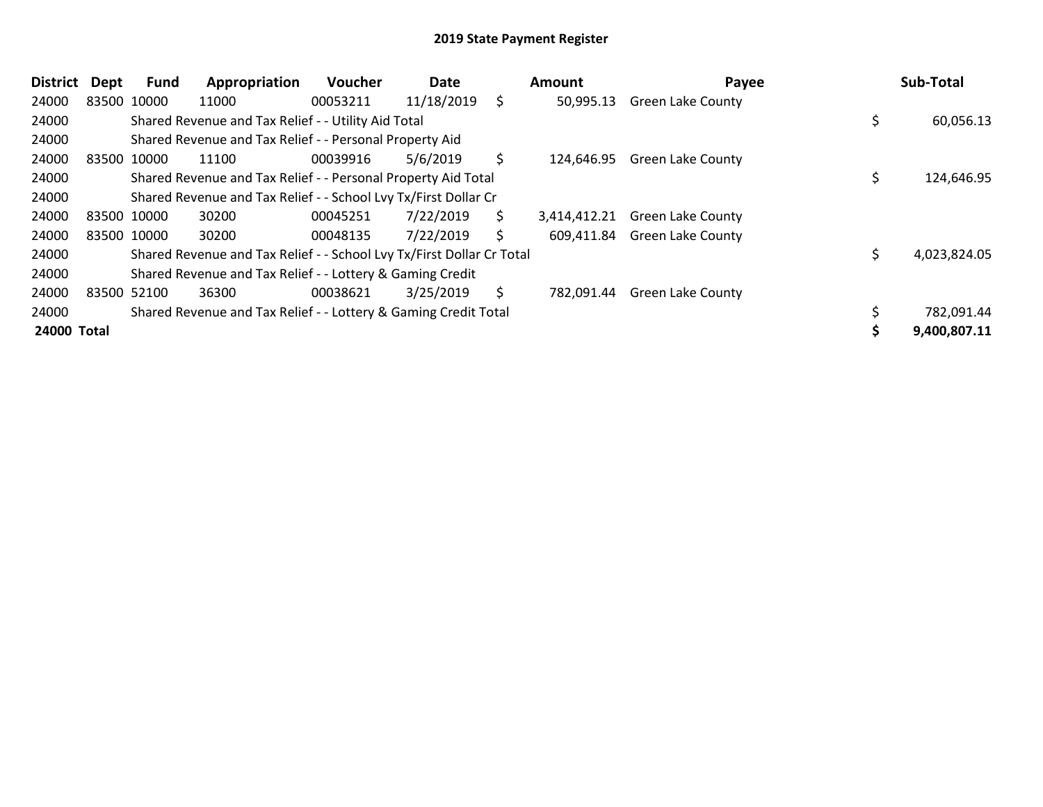# 2019 State Payment Register

| District | Dept | Fund | Appropriation | Voucher | Date | Amount | Payee | Sub-Total |
|---|---|---|---|---|---|---|---|---|
| 24000 | 83500 | 10000 | 11000 | 00053211 | 11/18/2019 | $ 50,995.13 | Green Lake County | |
| 24000 | | Shared Revenue and Tax Relief - - Utility Aid Total | | | | | | $ 60,056.13 |
| 24000 | | Shared Revenue and Tax Relief - - Personal Property Aid | | | | | | |
| 24000 | 83500 | 10000 | 11100 | 00039916 | 5/6/2019 | $ 124,646.95 | Green Lake County | |
| 24000 | | Shared Revenue and Tax Relief - - Personal Property Aid Total | | | | | | $ 124,646.95 |
| 24000 | | Shared Revenue and Tax Relief - - School Lvy Tx/First Dollar Cr | | | | | | |
| 24000 | 83500 | 10000 | 30200 | 00045251 | 7/22/2019 | $ 3,414,412.21 | Green Lake County | |
| 24000 | 83500 | 10000 | 30200 | 00048135 | 7/22/2019 | $ 609,411.84 | Green Lake County | |
| 24000 | | Shared Revenue and Tax Relief - - School Lvy Tx/First Dollar Cr Total | | | | | | $ 4,023,824.05 |
| 24000 | | Shared Revenue and Tax Relief - - Lottery & Gaming Credit | | | | | | |
| 24000 | 83500 | 52100 | 36300 | 00038621 | 3/25/2019 | $ 782,091.44 | Green Lake County | |
| 24000 | | Shared Revenue and Tax Relief - - Lottery & Gaming Credit Total | | | | | | $ 782,091.44 |
| **24000 Total** | | | | | | | | **$ 9,400,807.11** |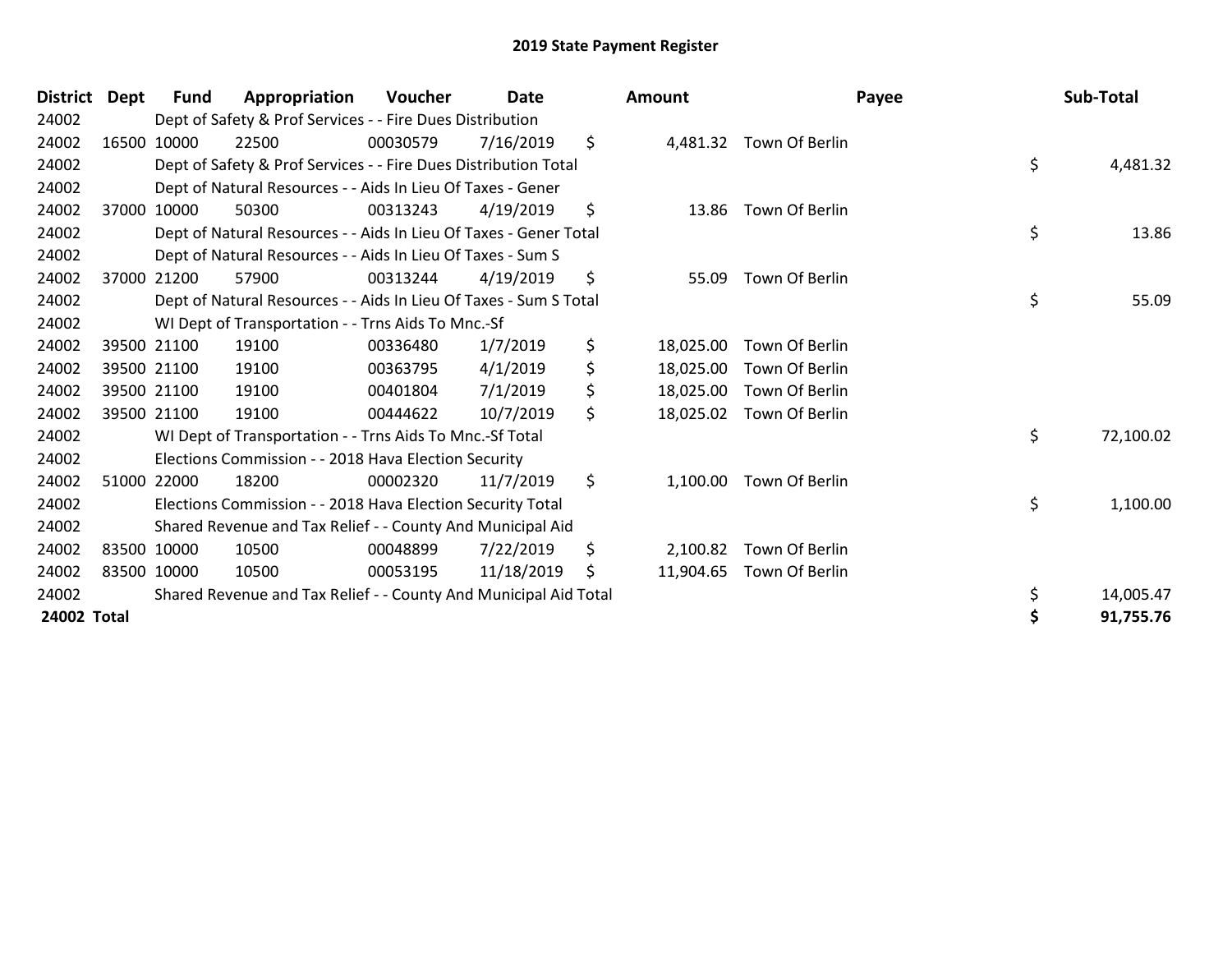# 2019 State Payment Register

| District | Dept | Fund | Appropriation | Voucher | Date | Amount | Payee | Sub-Total |
|---|---|---|---|---|---|---|---|---|
| 24002 | | Dept of Safety & Prof Services - - Fire Dues Distribution | | | | | | |
| 24002 | 16500 | 10000 | 22500 | 00030579 | 7/16/2019 | $ 4,481.32 | Town Of Berlin | |
| 24002 | | Dept of Safety & Prof Services - - Fire Dues Distribution Total | | | | | | $ 4,481.32 |
| 24002 | | Dept of Natural Resources - - Aids In Lieu Of Taxes - Gener | | | | | | |
| 24002 | 37000 | 10000 | 50300 | 00313243 | 4/19/2019 | $ 13.86 | Town Of Berlin | |
| 24002 | | Dept of Natural Resources - - Aids In Lieu Of Taxes - Gener Total | | | | | | $ 13.86 |
| 24002 | | Dept of Natural Resources - - Aids In Lieu Of Taxes - Sum S | | | | | | |
| 24002 | 37000 | 21200 | 57900 | 00313244 | 4/19/2019 | $ 55.09 | Town Of Berlin | |
| 24002 | | Dept of Natural Resources - - Aids In Lieu Of Taxes - Sum S Total | | | | | | $ 55.09 |
| 24002 | | WI Dept of Transportation - - Trns Aids To Mnc.-Sf | | | | | | |
| 24002 | 39500 | 21100 | 19100 | 00336480 | 1/7/2019 | $ 18,025.00 | Town Of Berlin | |
| 24002 | 39500 | 21100 | 19100 | 00363795 | 4/1/2019 | $ 18,025.00 | Town Of Berlin | |
| 24002 | 39500 | 21100 | 19100 | 00401804 | 7/1/2019 | $ 18,025.00 | Town Of Berlin | |
| 24002 | 39500 | 21100 | 19100 | 00444622 | 10/7/2019 | $ 18,025.02 | Town Of Berlin | |
| 24002 | | WI Dept of Transportation - - Trns Aids To Mnc.-Sf Total | | | | | | $ 72,100.02 |
| 24002 | | Elections Commission - - 2018 Hava Election Security | | | | | | |
| 24002 | 51000 | 22000 | 18200 | 00002320 | 11/7/2019 | $ 1,100.00 | Town Of Berlin | |
| 24002 | | Elections Commission - - 2018 Hava Election Security Total | | | | | | $ 1,100.00 |
| 24002 | | Shared Revenue and Tax Relief - - County And Municipal Aid | | | | | | |
| 24002 | 83500 | 10000 | 10500 | 00048899 | 7/22/2019 | $ 2,100.82 | Town Of Berlin | |
| 24002 | 83500 | 10000 | 10500 | 00053195 | 11/18/2019 | $ 11,904.65 | Town Of Berlin | |
| 24002 | | Shared Revenue and Tax Relief - - County And Municipal Aid Total | | | | | | $ 14,005.47 |
| **24002 Total** | | | | | | | | **$ 91,755.76** |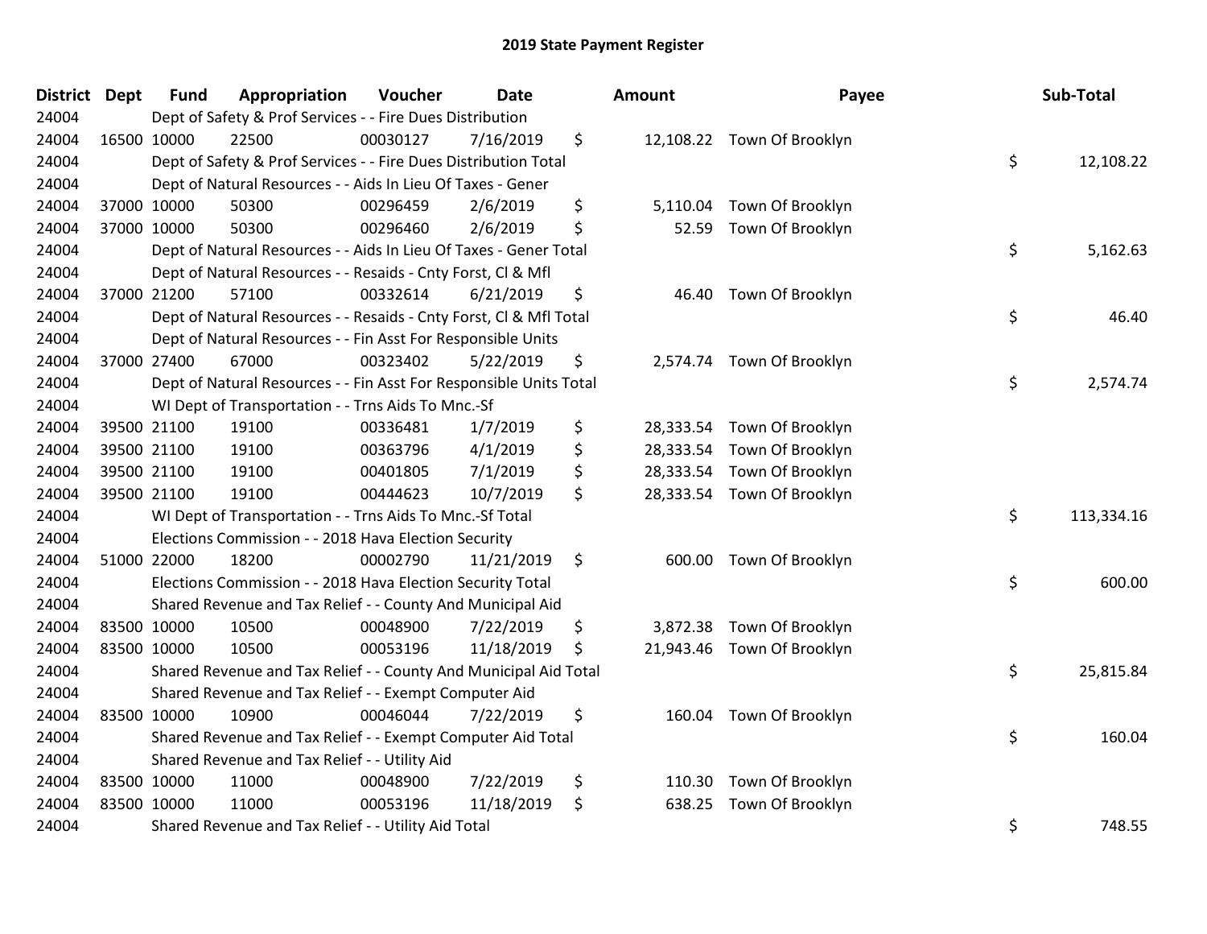# 2019 State Payment Register

| District | Dept | Fund | Appropriation | Voucher | Date | Amount | Payee | Sub-Total |
|---|---|---|---|---|---|---|---|---|
| 24004 | Dept of Safety & Prof Services - - Fire Dues Distribution | | | | | | | |
| 24004 | 16500 | 10000 | 22500 | 00030127 | 7/16/2019 | $ 12,108.22 | Town Of Brooklyn | |
| 24004 | Dept of Safety & Prof Services - - Fire Dues Distribution Total | | | | | | | $ 12,108.22 |
| 24004 | Dept of Natural Resources - - Aids In Lieu Of Taxes - Gener | | | | | | | |
| 24004 | 37000 | 10000 | 50300 | 00296459 | 2/6/2019 | $ 5,110.04 | Town Of Brooklyn | |
| 24004 | 37000 | 10000 | 50300 | 00296460 | 2/6/2019 | $ 52.59 | Town Of Brooklyn | |
| 24004 | Dept of Natural Resources - - Aids In Lieu Of Taxes - Gener Total | | | | | | | $ 5,162.63 |
| 24004 | Dept of Natural Resources - - Resaids - Cnty Forst, Cl & Mfl | | | | | | | |
| 24004 | 37000 | 21200 | 57100 | 00332614 | 6/21/2019 | $ 46.40 | Town Of Brooklyn | |
| 24004 | Dept of Natural Resources - - Resaids - Cnty Forst, Cl & Mfl Total | | | | | | | $ 46.40 |
| 24004 | Dept of Natural Resources - - Fin Asst For Responsible Units | | | | | | | |
| 24004 | 37000 | 27400 | 67000 | 00323402 | 5/22/2019 | $ 2,574.74 | Town Of Brooklyn | |
| 24004 | Dept of Natural Resources - - Fin Asst For Responsible Units Total | | | | | | | $ 2,574.74 |
| 24004 | WI Dept of Transportation - - Trns Aids To Mnc.-Sf | | | | | | | |
| 24004 | 39500 | 21100 | 19100 | 00336481 | 1/7/2019 | $ 28,333.54 | Town Of Brooklyn | |
| 24004 | 39500 | 21100 | 19100 | 00363796 | 4/1/2019 | $ 28,333.54 | Town Of Brooklyn | |
| 24004 | 39500 | 21100 | 19100 | 00401805 | 7/1/2019 | $ 28,333.54 | Town Of Brooklyn | |
| 24004 | 39500 | 21100 | 19100 | 00444623 | 10/7/2019 | $ 28,333.54 | Town Of Brooklyn | |
| 24004 | WI Dept of Transportation - - Trns Aids To Mnc.-Sf Total | | | | | | | $ 113,334.16 |
| 24004 | Elections Commission - - 2018 Hava Election Security | | | | | | | |
| 24004 | 51000 | 22000 | 18200 | 00002790 | 11/21/2019 | $ 600.00 | Town Of Brooklyn | |
| 24004 | Elections Commission - - 2018 Hava Election Security Total | | | | | | | $ 600.00 |
| 24004 | Shared Revenue and Tax Relief - - County And Municipal Aid | | | | | | | |
| 24004 | 83500 | 10000 | 10500 | 00048900 | 7/22/2019 | $ 3,872.38 | Town Of Brooklyn | |
| 24004 | 83500 | 10000 | 10500 | 00053196 | 11/18/2019 | $ 21,943.46 | Town Of Brooklyn | |
| 24004 | Shared Revenue and Tax Relief - - County And Municipal Aid Total | | | | | | | $ 25,815.84 |
| 24004 | Shared Revenue and Tax Relief - - Exempt Computer Aid | | | | | | | |
| 24004 | 83500 | 10000 | 10900 | 00046044 | 7/22/2019 | $ 160.04 | Town Of Brooklyn | |
| 24004 | Shared Revenue and Tax Relief - - Exempt Computer Aid Total | | | | | | | $ 160.04 |
| 24004 | Shared Revenue and Tax Relief - - Utility Aid | | | | | | | |
| 24004 | 83500 | 10000 | 11000 | 00048900 | 7/22/2019 | $ 110.30 | Town Of Brooklyn | |
| 24004 | 83500 | 10000 | 11000 | 00053196 | 11/18/2019 | $ 638.25 | Town Of Brooklyn | |
| 24004 | Shared Revenue and Tax Relief - - Utility Aid Total | | | | | | | $ 748.55 |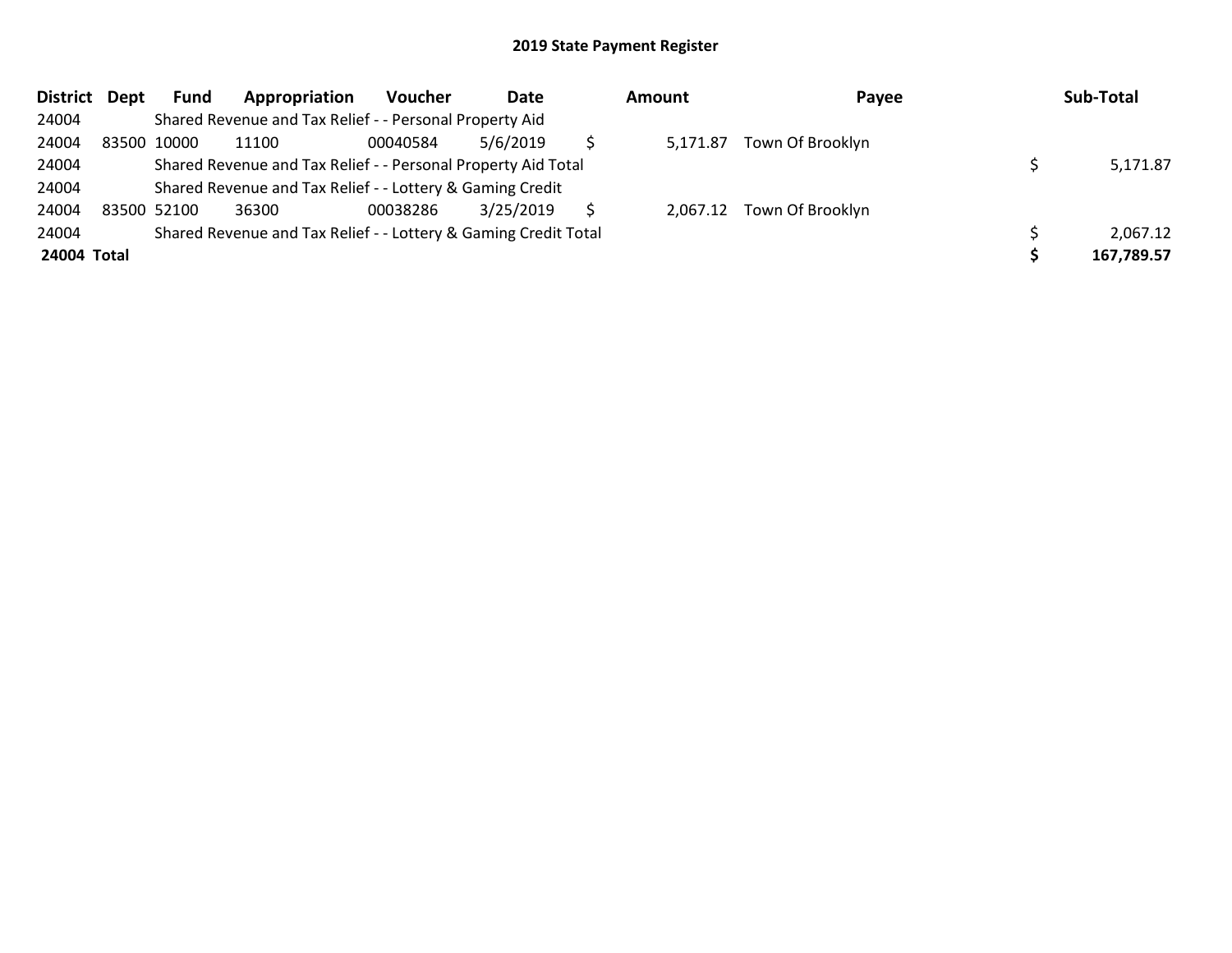## 2019 State Payment Register

| District | Dept | Fund | Appropriation | Voucher | Date | Amount | Payee | Sub-Total |
|---|---|---|---|---|---|---|---|---|
| 24004 | | Shared Revenue and Tax Relief - - Personal Property Aid | | | | | | |
| 24004 | 83500 | 10000 | 11100 | 00040584 | 5/6/2019 | $ 5,171.87 | Town Of Brooklyn | |
| 24004 | | Shared Revenue and Tax Relief - - Personal Property Aid Total | | | | | | $ 5,171.87 |
| 24004 | | Shared Revenue and Tax Relief - - Lottery & Gaming Credit | | | | | | |
| 24004 | 83500 | 52100 | 36300 | 00038286 | 3/25/2019 | $ 2,067.12 | Town Of Brooklyn | |
| 24004 | | Shared Revenue and Tax Relief - - Lottery & Gaming Credit Total | | | | | | $ 2,067.12 |
| **24004 Total** | | | | | | | | **$ 167,789.57** |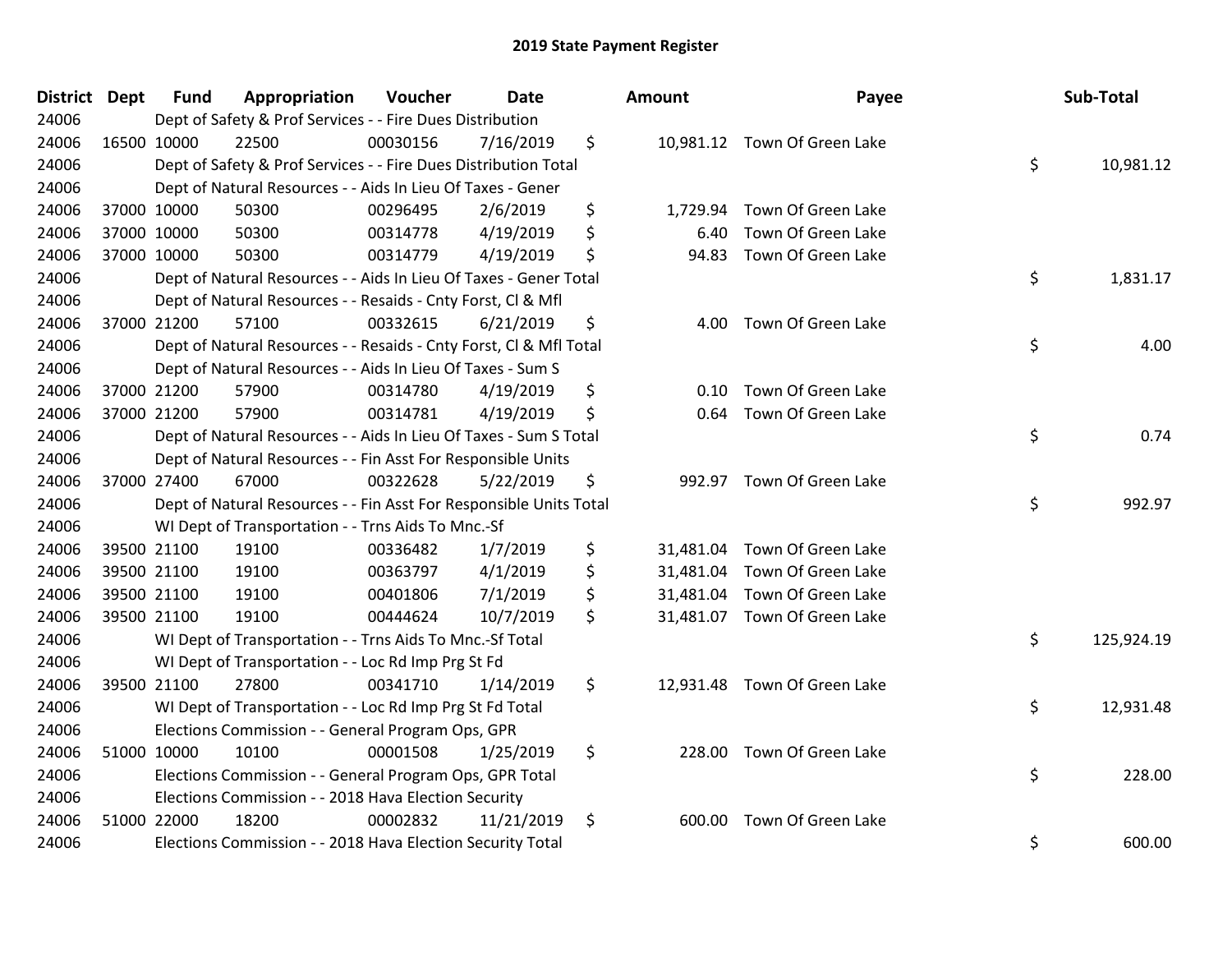# 2019 State Payment Register

| District | Dept | Fund | Appropriation | Voucher | Date | Amount | Payee | Sub-Total |
|---|---|---|---|---|---|---|---|---|
| 24006 | | Dept of Safety & Prof Services - - Fire Dues Distribution | | | | | | |
| 24006 | 16500 | 10000 | 22500 | 00030156 | 7/16/2019 | $ 10,981.12 | Town Of Green Lake | |
| 24006 | | Dept of Safety & Prof Services - - Fire Dues Distribution Total | | | | | | $ 10,981.12 |
| 24006 | | Dept of Natural Resources - - Aids In Lieu Of Taxes - Gener | | | | | | |
| 24006 | 37000 | 10000 | 50300 | 00296495 | 2/6/2019 | $ 1,729.94 | Town Of Green Lake | |
| 24006 | 37000 | 10000 | 50300 | 00314778 | 4/19/2019 | $ 6.40 | Town Of Green Lake | |
| 24006 | 37000 | 10000 | 50300 | 00314779 | 4/19/2019 | $ 94.83 | Town Of Green Lake | |
| 24006 | | Dept of Natural Resources - - Aids In Lieu Of Taxes - Gener Total | | | | | | $ 1,831.17 |
| 24006 | | Dept of Natural Resources - - Resaids - Cnty Forst, Cl & Mfl | | | | | | |
| 24006 | 37000 | 21200 | 57100 | 00332615 | 6/21/2019 | $ 4.00 | Town Of Green Lake | |
| 24006 | | Dept of Natural Resources - - Resaids - Cnty Forst, Cl & Mfl Total | | | | | | $ 4.00 |
| 24006 | | Dept of Natural Resources - - Aids In Lieu Of Taxes - Sum S | | | | | | |
| 24006 | 37000 | 21200 | 57900 | 00314780 | 4/19/2019 | $ 0.10 | Town Of Green Lake | |
| 24006 | 37000 | 21200 | 57900 | 00314781 | 4/19/2019 | $ 0.64 | Town Of Green Lake | |
| 24006 | | Dept of Natural Resources - - Aids In Lieu Of Taxes - Sum S Total | | | | | | $ 0.74 |
| 24006 | | Dept of Natural Resources - - Fin Asst For Responsible Units | | | | | | |
| 24006 | 37000 | 27400 | 67000 | 00322628 | 5/22/2019 | $ 992.97 | Town Of Green Lake | |
| 24006 | | Dept of Natural Resources - - Fin Asst For Responsible Units Total | | | | | | $ 992.97 |
| 24006 | | WI Dept of Transportation - - Trns Aids To Mnc.-Sf | | | | | | |
| 24006 | 39500 | 21100 | 19100 | 00336482 | 1/7/2019 | $ 31,481.04 | Town Of Green Lake | |
| 24006 | 39500 | 21100 | 19100 | 00363797 | 4/1/2019 | $ 31,481.04 | Town Of Green Lake | |
| 24006 | 39500 | 21100 | 19100 | 00401806 | 7/1/2019 | $ 31,481.04 | Town Of Green Lake | |
| 24006 | 39500 | 21100 | 19100 | 00444624 | 10/7/2019 | $ 31,481.07 | Town Of Green Lake | |
| 24006 | | WI Dept of Transportation - - Trns Aids To Mnc.-Sf Total | | | | | | $ 125,924.19 |
| 24006 | | WI Dept of Transportation - - Loc Rd Imp Prg St Fd | | | | | | |
| 24006 | 39500 | 21100 | 27800 | 00341710 | 1/14/2019 | $ 12,931.48 | Town Of Green Lake | |
| 24006 | | WI Dept of Transportation - - Loc Rd Imp Prg St Fd Total | | | | | | $ 12,931.48 |
| 24006 | | Elections Commission - - General Program Ops, GPR | | | | | | |
| 24006 | 51000 | 10000 | 10100 | 00001508 | 1/25/2019 | $ 228.00 | Town Of Green Lake | |
| 24006 | | Elections Commission - - General Program Ops, GPR Total | | | | | | $ 228.00 |
| 24006 | | Elections Commission - - 2018 Hava Election Security | | | | | | |
| 24006 | 51000 | 22000 | 18200 | 00002832 | 11/21/2019 | $ 600.00 | Town Of Green Lake | |
| 24006 | | Elections Commission - - 2018 Hava Election Security Total | | | | | | $ 600.00 |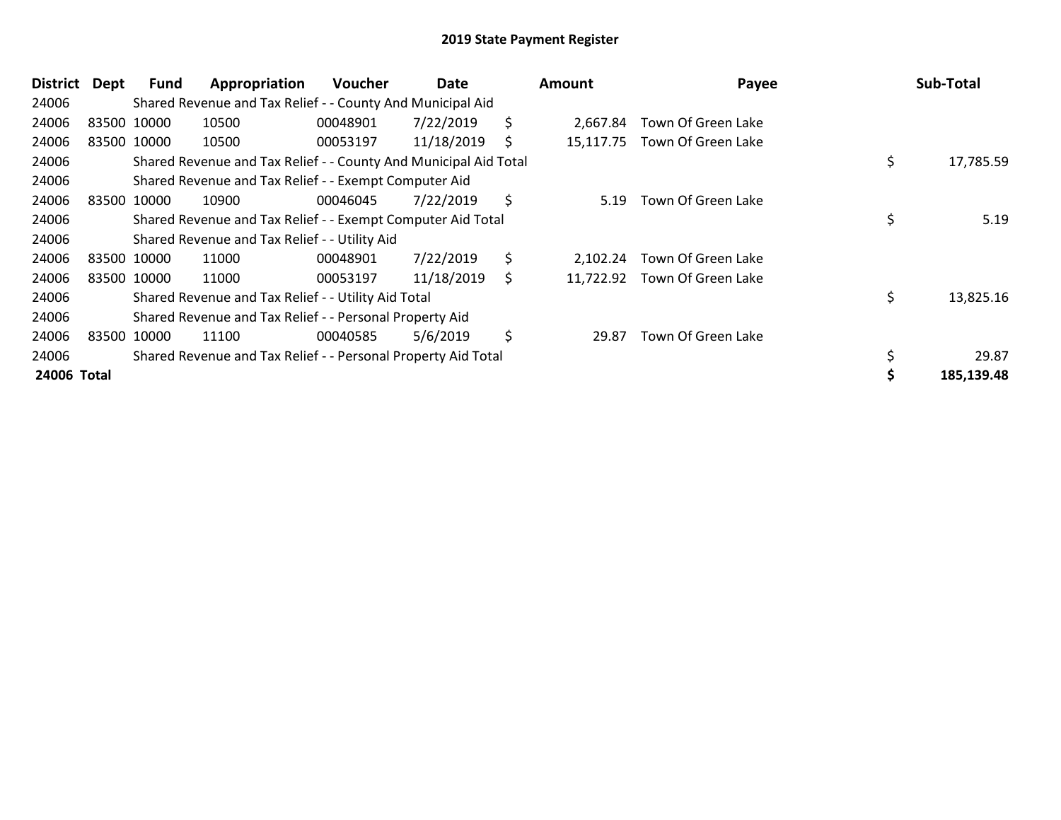# 2019 State Payment Register

| District | Dept | Fund | Appropriation | Voucher | Date | Amount | Payee | Sub-Total |
|---|---|---|---|---|---|---|---|---|
| 24006 | | Shared Revenue and Tax Relief - - County And Municipal Aid | | | | | | |
| 24006 | 83500 | 10000 | 10500 | 00048901 | 7/22/2019 | $ 2,667.84 | Town Of Green Lake | |
| 24006 | 83500 | 10000 | 10500 | 00053197 | 11/18/2019 | $ 15,117.75 | Town Of Green Lake | |
| 24006 | | Shared Revenue and Tax Relief - - County And Municipal Aid Total | | | | | | $ 17,785.59 |
| 24006 | | Shared Revenue and Tax Relief - - Exempt Computer Aid | | | | | | |
| 24006 | 83500 | 10000 | 10900 | 00046045 | 7/22/2019 | $ 5.19 | Town Of Green Lake | |
| 24006 | | Shared Revenue and Tax Relief - - Exempt Computer Aid Total | | | | | | $ 5.19 |
| 24006 | | Shared Revenue and Tax Relief - - Utility Aid | | | | | | |
| 24006 | 83500 | 10000 | 11000 | 00048901 | 7/22/2019 | $ 2,102.24 | Town Of Green Lake | |
| 24006 | 83500 | 10000 | 11000 | 00053197 | 11/18/2019 | $ 11,722.92 | Town Of Green Lake | |
| 24006 | | Shared Revenue and Tax Relief - - Utility Aid Total | | | | | | $ 13,825.16 |
| 24006 | | Shared Revenue and Tax Relief - - Personal Property Aid | | | | | | |
| 24006 | 83500 | 10000 | 11100 | 00040585 | 5/6/2019 | $ 29.87 | Town Of Green Lake | |
| 24006 | | Shared Revenue and Tax Relief - - Personal Property Aid Total | | | | | | $ 29.87 |
| **24006 Total** | | | | | | | | **$ 185,139.48** |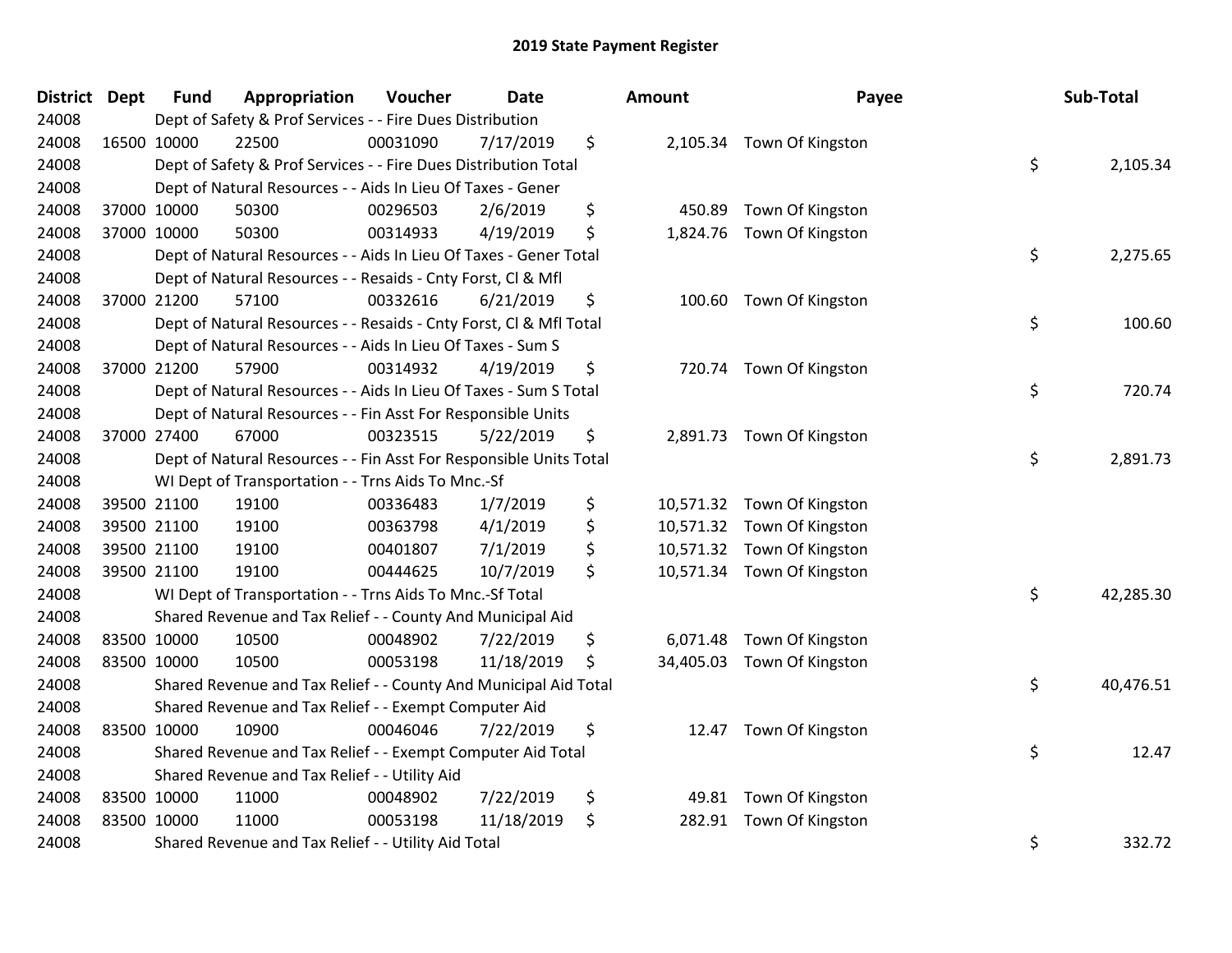# 2019 State Payment Register

| District | Dept | Fund | Appropriation | Voucher | Date | Amount | Payee | Sub-Total |
|---|---|---|---|---|---|---|---|---|
| 24008 | Dept of Safety & Prof Services - - Fire Dues Distribution | | | | | | | |
| 24008 | 16500 | 10000 | 22500 | 00031090 | 7/17/2019 | $ 2,105.34 | Town Of Kingston | |
| 24008 | Dept of Safety & Prof Services - - Fire Dues Distribution Total | | | | | | | $ 2,105.34 |
| 24008 | Dept of Natural Resources - - Aids In Lieu Of Taxes - Gener | | | | | | | |
| 24008 | 37000 | 10000 | 50300 | 00296503 | 2/6/2019 | $ 450.89 | Town Of Kingston | |
| 24008 | 37000 | 10000 | 50300 | 00314933 | 4/19/2019 | $ 1,824.76 | Town Of Kingston | |
| 24008 | Dept of Natural Resources - - Aids In Lieu Of Taxes - Gener Total | | | | | | | $ 2,275.65 |
| 24008 | Dept of Natural Resources - - Resaids - Cnty Forst, Cl & Mfl | | | | | | | |
| 24008 | 37000 | 21200 | 57100 | 00332616 | 6/21/2019 | $ 100.60 | Town Of Kingston | |
| 24008 | Dept of Natural Resources - - Resaids - Cnty Forst, Cl & Mfl Total | | | | | | | $ 100.60 |
| 24008 | Dept of Natural Resources - - Aids In Lieu Of Taxes - Sum S | | | | | | | |
| 24008 | 37000 | 21200 | 57900 | 00314932 | 4/19/2019 | $ 720.74 | Town Of Kingston | |
| 24008 | Dept of Natural Resources - - Aids In Lieu Of Taxes - Sum S Total | | | | | | | $ 720.74 |
| 24008 | Dept of Natural Resources - - Fin Asst For Responsible Units | | | | | | | |
| 24008 | 37000 | 27400 | 67000 | 00323515 | 5/22/2019 | $ 2,891.73 | Town Of Kingston | |
| 24008 | Dept of Natural Resources - - Fin Asst For Responsible Units Total | | | | | | | $ 2,891.73 |
| 24008 | WI Dept of Transportation - - Trns Aids To Mnc.-Sf | | | | | | | |
| 24008 | 39500 | 21100 | 19100 | 00336483 | 1/7/2019 | $ 10,571.32 | Town Of Kingston | |
| 24008 | 39500 | 21100 | 19100 | 00363798 | 4/1/2019 | $ 10,571.32 | Town Of Kingston | |
| 24008 | 39500 | 21100 | 19100 | 00401807 | 7/1/2019 | $ 10,571.32 | Town Of Kingston | |
| 24008 | 39500 | 21100 | 19100 | 00444625 | 10/7/2019 | $ 10,571.34 | Town Of Kingston | |
| 24008 | WI Dept of Transportation - - Trns Aids To Mnc.-Sf Total | | | | | | | $ 42,285.30 |
| 24008 | Shared Revenue and Tax Relief - - County And Municipal Aid | | | | | | | |
| 24008 | 83500 | 10000 | 10500 | 00048902 | 7/22/2019 | $ 6,071.48 | Town Of Kingston | |
| 24008 | 83500 | 10000 | 10500 | 00053198 | 11/18/2019 | $ 34,405.03 | Town Of Kingston | |
| 24008 | Shared Revenue and Tax Relief - - County And Municipal Aid Total | | | | | | | $ 40,476.51 |
| 24008 | Shared Revenue and Tax Relief - - Exempt Computer Aid | | | | | | | |
| 24008 | 83500 | 10000 | 10900 | 00046046 | 7/22/2019 | $ 12.47 | Town Of Kingston | |
| 24008 | Shared Revenue and Tax Relief - - Exempt Computer Aid Total | | | | | | | $ 12.47 |
| 24008 | Shared Revenue and Tax Relief - - Utility Aid | | | | | | | |
| 24008 | 83500 | 10000 | 11000 | 00048902 | 7/22/2019 | $ 49.81 | Town Of Kingston | |
| 24008 | 83500 | 10000 | 11000 | 00053198 | 11/18/2019 | $ 282.91 | Town Of Kingston | |
| 24008 | Shared Revenue and Tax Relief - - Utility Aid Total | | | | | | | $ 332.72 |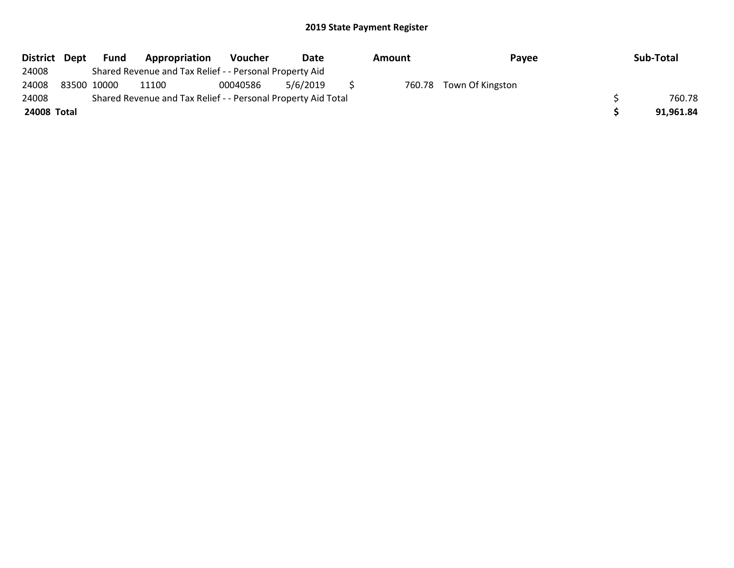## 2019 State Payment Register

| District | Dept | Fund | Appropriation | Voucher | Date | Amount | Payee | Sub-Total |
|---|---|---|---|---|---|---|---|---|
| 24008 | | Shared Revenue and Tax Relief - - Personal Property Aid | | | | | | |
| 24008 | 83500 | 10000 | 11100 | 00040586 | 5/6/2019 | $ 760.78 | Town Of Kingston | |
| 24008 | | Shared Revenue and Tax Relief - - Personal Property Aid Total | | | | | | $ 760.78 |
| **24008** | **Total** | | | | | | | **$ 91,961.84** |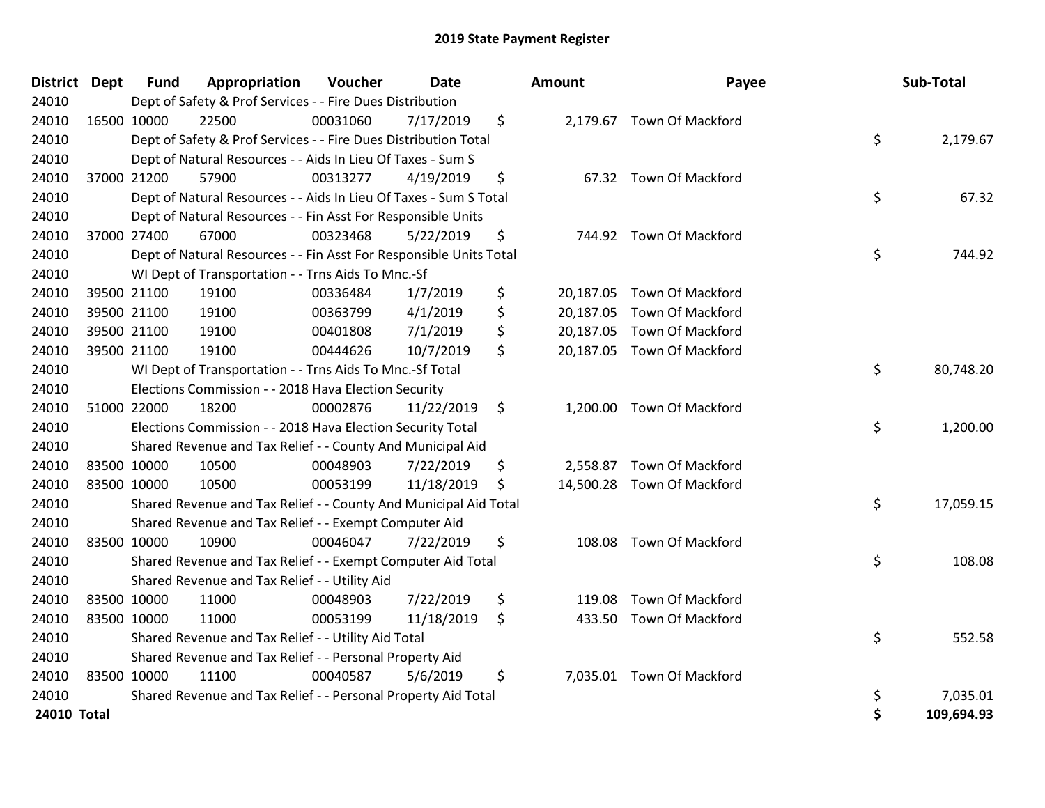# 2019 State Payment Register

| District | Dept | Fund | Appropriation | Voucher | Date | Amount | Payee | Sub-Total |
|---|---|---|---|---|---|---|---|---|
| 24010 | | Dept of Safety & Prof Services - - Fire Dues Distribution | | | | | | |
| 24010 | 16500 | 10000 | 22500 | 00031060 | 7/17/2019 | $ 2,179.67 | Town Of Mackford | |
| 24010 | | Dept of Safety & Prof Services - - Fire Dues Distribution Total | | | | | | $ 2,179.67 |
| 24010 | | Dept of Natural Resources - - Aids In Lieu Of Taxes - Sum S | | | | | | |
| 24010 | 37000 | 21200 | 57900 | 00313277 | 4/19/2019 | $ 67.32 | Town Of Mackford | |
| 24010 | | Dept of Natural Resources - - Aids In Lieu Of Taxes - Sum S Total | | | | | | $ 67.32 |
| 24010 | | Dept of Natural Resources - - Fin Asst For Responsible Units | | | | | | |
| 24010 | 37000 | 27400 | 67000 | 00323468 | 5/22/2019 | $ 744.92 | Town Of Mackford | |
| 24010 | | Dept of Natural Resources - - Fin Asst For Responsible Units Total | | | | | | $ 744.92 |
| 24010 | | WI Dept of Transportation - - Trns Aids To Mnc.-Sf | | | | | | |
| 24010 | 39500 | 21100 | 19100 | 00336484 | 1/7/2019 | $ 20,187.05 | Town Of Mackford | |
| 24010 | 39500 | 21100 | 19100 | 00363799 | 4/1/2019 | $ 20,187.05 | Town Of Mackford | |
| 24010 | 39500 | 21100 | 19100 | 00401808 | 7/1/2019 | $ 20,187.05 | Town Of Mackford | |
| 24010 | 39500 | 21100 | 19100 | 00444626 | 10/7/2019 | $ 20,187.05 | Town Of Mackford | |
| 24010 | | WI Dept of Transportation - - Trns Aids To Mnc.-Sf Total | | | | | | $ 80,748.20 |
| 24010 | | Elections Commission - - 2018 Hava Election Security | | | | | | |
| 24010 | 51000 | 22000 | 18200 | 00002876 | 11/22/2019 | $ 1,200.00 | Town Of Mackford | |
| 24010 | | Elections Commission - - 2018 Hava Election Security Total | | | | | | $ 1,200.00 |
| 24010 | | Shared Revenue and Tax Relief - - County And Municipal Aid | | | | | | |
| 24010 | 83500 | 10000 | 10500 | 00048903 | 7/22/2019 | $ 2,558.87 | Town Of Mackford | |
| 24010 | 83500 | 10000 | 10500 | 00053199 | 11/18/2019 | $ 14,500.28 | Town Of Mackford | |
| 24010 | | Shared Revenue and Tax Relief - - County And Municipal Aid Total | | | | | | $ 17,059.15 |
| 24010 | | Shared Revenue and Tax Relief - - Exempt Computer Aid | | | | | | |
| 24010 | 83500 | 10000 | 10900 | 00046047 | 7/22/2019 | $ 108.08 | Town Of Mackford | |
| 24010 | | Shared Revenue and Tax Relief - - Exempt Computer Aid Total | | | | | | $ 108.08 |
| 24010 | | Shared Revenue and Tax Relief - - Utility Aid | | | | | | |
| 24010 | 83500 | 10000 | 11000 | 00048903 | 7/22/2019 | $ 119.08 | Town Of Mackford | |
| 24010 | 83500 | 10000 | 11000 | 00053199 | 11/18/2019 | $ 433.50 | Town Of Mackford | |
| 24010 | | Shared Revenue and Tax Relief - - Utility Aid Total | | | | | | $ 552.58 |
| 24010 | | Shared Revenue and Tax Relief - - Personal Property Aid | | | | | | |
| 24010 | 83500 | 10000 | 11100 | 00040587 | 5/6/2019 | $ 7,035.01 | Town Of Mackford | |
| 24010 | | Shared Revenue and Tax Relief - - Personal Property Aid Total | | | | | | $ 7,035.01 |
| **24010 Total** | | | | | | | | **$ 109,694.93** |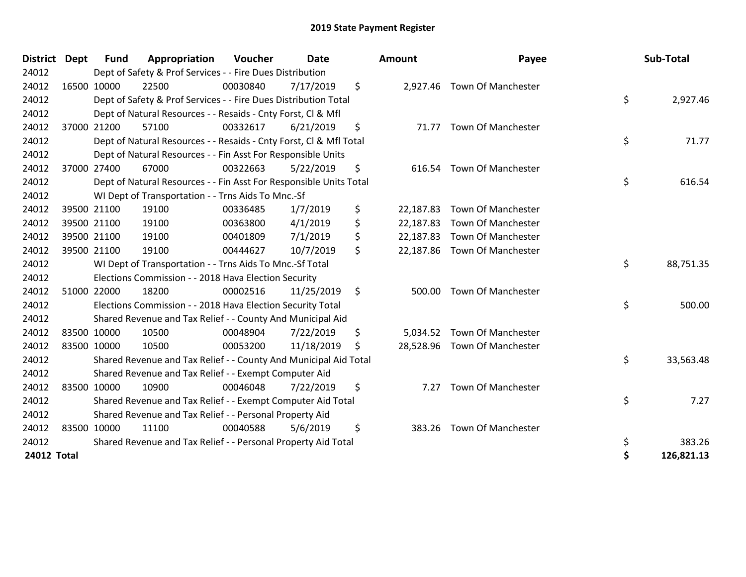# 2019 State Payment Register

| District | Dept | Fund | Appropriation | Voucher | Date | Amount | Payee | Sub-Total |
|---|---|---|---|---|---|---|---|---|
| 24012 | | Dept of Safety & Prof Services - - Fire Dues Distribution | | | | | | |
| 24012 | 16500 | 10000 | 22500 | 00030840 | 7/17/2019 | $ 2,927.46 | Town Of Manchester | |
| 24012 | | Dept of Safety & Prof Services - - Fire Dues Distribution Total | | | | | | $ 2,927.46 |
| 24012 | | Dept of Natural Resources - - Resaids - Cnty Forst, Cl & Mfl | | | | | | |
| 24012 | 37000 | 21200 | 57100 | 00332617 | 6/21/2019 | $ 71.77 | Town Of Manchester | |
| 24012 | | Dept of Natural Resources - - Resaids - Cnty Forst, Cl & Mfl Total | | | | | | $ 71.77 |
| 24012 | | Dept of Natural Resources - - Fin Asst For Responsible Units | | | | | | |
| 24012 | 37000 | 27400 | 67000 | 00322663 | 5/22/2019 | $ 616.54 | Town Of Manchester | |
| 24012 | | Dept of Natural Resources - - Fin Asst For Responsible Units Total | | | | | | $ 616.54 |
| 24012 | | WI Dept of Transportation - - Trns Aids To Mnc.-Sf | | | | | | |
| 24012 | 39500 | 21100 | 19100 | 00336485 | 1/7/2019 | $ 22,187.83 | Town Of Manchester | |
| 24012 | 39500 | 21100 | 19100 | 00363800 | 4/1/2019 | $ 22,187.83 | Town Of Manchester | |
| 24012 | 39500 | 21100 | 19100 | 00401809 | 7/1/2019 | $ 22,187.83 | Town Of Manchester | |
| 24012 | 39500 | 21100 | 19100 | 00444627 | 10/7/2019 | $ 22,187.86 | Town Of Manchester | |
| 24012 | | WI Dept of Transportation - - Trns Aids To Mnc.-Sf Total | | | | | | $ 88,751.35 |
| 24012 | | Elections Commission - - 2018 Hava Election Security | | | | | | |
| 24012 | 51000 | 22000 | 18200 | 00002516 | 11/25/2019 | $ 500.00 | Town Of Manchester | |
| 24012 | | Elections Commission - - 2018 Hava Election Security Total | | | | | | $ 500.00 |
| 24012 | | Shared Revenue and Tax Relief - - County And Municipal Aid | | | | | | |
| 24012 | 83500 | 10000 | 10500 | 00048904 | 7/22/2019 | $ 5,034.52 | Town Of Manchester | |
| 24012 | 83500 | 10000 | 10500 | 00053200 | 11/18/2019 | $ 28,528.96 | Town Of Manchester | |
| 24012 | | Shared Revenue and Tax Relief - - County And Municipal Aid Total | | | | | | $ 33,563.48 |
| 24012 | | Shared Revenue and Tax Relief - - Exempt Computer Aid | | | | | | |
| 24012 | 83500 | 10000 | 10900 | 00046048 | 7/22/2019 | $ 7.27 | Town Of Manchester | |
| 24012 | | Shared Revenue and Tax Relief - - Exempt Computer Aid Total | | | | | | $ 7.27 |
| 24012 | | Shared Revenue and Tax Relief - - Personal Property Aid | | | | | | |
| 24012 | 83500 | 10000 | 11100 | 00040588 | 5/6/2019 | $ 383.26 | Town Of Manchester | |
| 24012 | | Shared Revenue and Tax Relief - - Personal Property Aid Total | | | | | | $ 383.26 |
| **24012 Total** | | | | | | | | **$ 126,821.13** |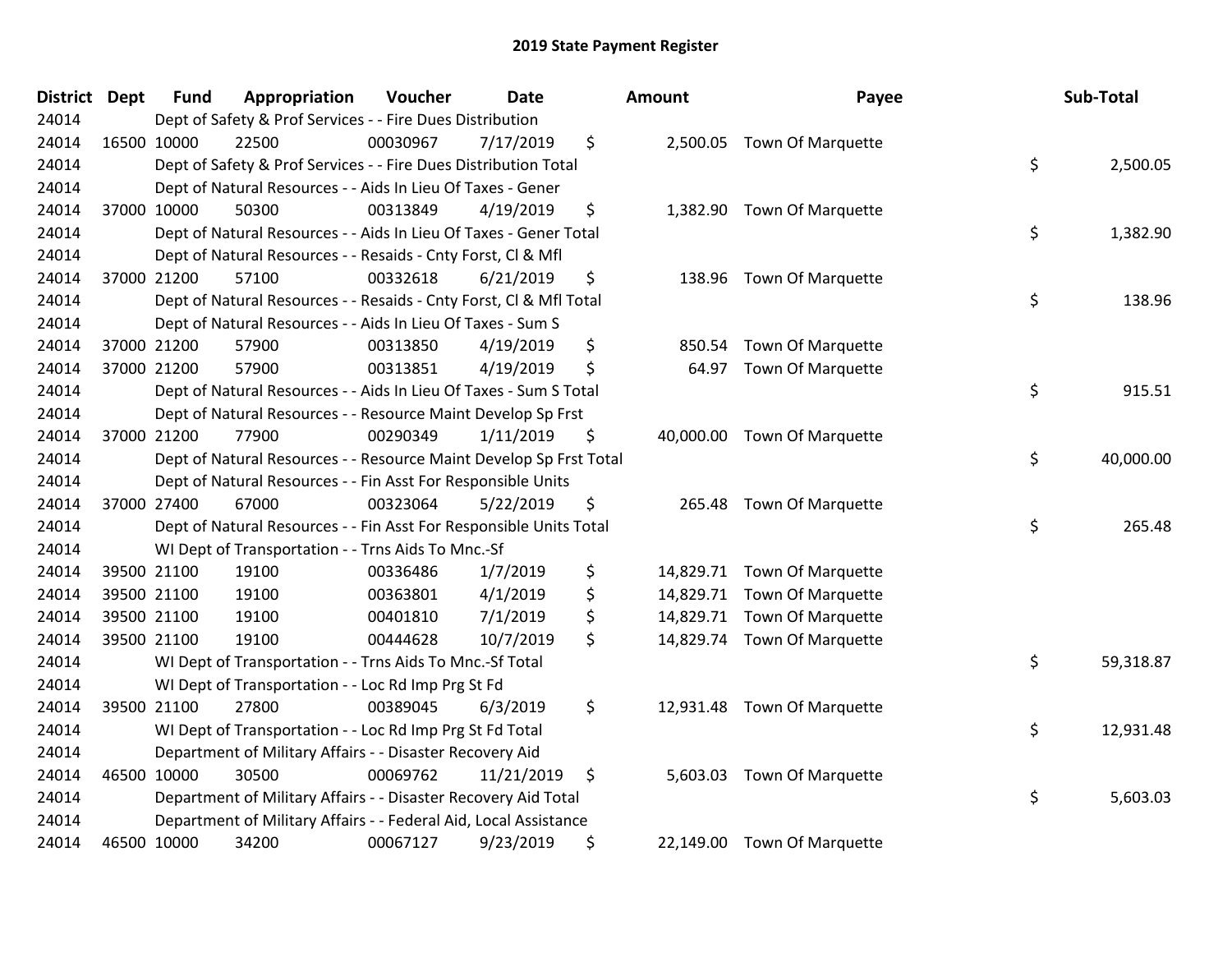# 2019 State Payment Register

| District | Dept | Fund | Appropriation | Voucher | Date | Amount | Payee | Sub-Total |
|---|---|---|---|---|---|---|---|---|
| 24014 | Dept of Safety & Prof Services - - Fire Dues Distribution | | | | | | | |
| 24014 | 16500 | 10000 | 22500 | 00030967 | 7/17/2019 | $ 2,500.05 | Town Of Marquette | |
| 24014 | Dept of Safety & Prof Services - - Fire Dues Distribution Total | | | | | | | $ 2,500.05 |
| 24014 | Dept of Natural Resources - - Aids In Lieu Of Taxes - Gener | | | | | | | |
| 24014 | 37000 | 10000 | 50300 | 00313849 | 4/19/2019 | $ 1,382.90 | Town Of Marquette | |
| 24014 | Dept of Natural Resources - - Aids In Lieu Of Taxes - Gener Total | | | | | | | $ 1,382.90 |
| 24014 | Dept of Natural Resources - - Resaids - Cnty Forst, Cl & Mfl | | | | | | | |
| 24014 | 37000 | 21200 | 57100 | 00332618 | 6/21/2019 | $ 138.96 | Town Of Marquette | |
| 24014 | Dept of Natural Resources - - Resaids - Cnty Forst, Cl & Mfl Total | | | | | | | $ 138.96 |
| 24014 | Dept of Natural Resources - - Aids In Lieu Of Taxes - Sum S | | | | | | | |
| 24014 | 37000 | 21200 | 57900 | 00313850 | 4/19/2019 | $ 850.54 | Town Of Marquette | |
| 24014 | 37000 | 21200 | 57900 | 00313851 | 4/19/2019 | $ 64.97 | Town Of Marquette | |
| 24014 | Dept of Natural Resources - - Aids In Lieu Of Taxes - Sum S Total | | | | | | | $ 915.51 |
| 24014 | Dept of Natural Resources - - Resource Maint Develop Sp Frst | | | | | | | |
| 24014 | 37000 | 21200 | 77900 | 00290349 | 1/11/2019 | $ 40,000.00 | Town Of Marquette | |
| 24014 | Dept of Natural Resources - - Resource Maint Develop Sp Frst Total | | | | | | | $ 40,000.00 |
| 24014 | Dept of Natural Resources - - Fin Asst For Responsible Units | | | | | | | |
| 24014 | 37000 | 27400 | 67000 | 00323064 | 5/22/2019 | $ 265.48 | Town Of Marquette | |
| 24014 | Dept of Natural Resources - - Fin Asst For Responsible Units Total | | | | | | | $ 265.48 |
| 24014 | WI Dept of Transportation - - Trns Aids To Mnc.-Sf | | | | | | | |
| 24014 | 39500 | 21100 | 19100 | 00336486 | 1/7/2019 | $ 14,829.71 | Town Of Marquette | |
| 24014 | 39500 | 21100 | 19100 | 00363801 | 4/1/2019 | $ 14,829.71 | Town Of Marquette | |
| 24014 | 39500 | 21100 | 19100 | 00401810 | 7/1/2019 | $ 14,829.71 | Town Of Marquette | |
| 24014 | 39500 | 21100 | 19100 | 00444628 | 10/7/2019 | $ 14,829.74 | Town Of Marquette | |
| 24014 | WI Dept of Transportation - - Trns Aids To Mnc.-Sf Total | | | | | | | $ 59,318.87 |
| 24014 | WI Dept of Transportation - - Loc Rd Imp Prg St Fd | | | | | | | |
| 24014 | 39500 | 21100 | 27800 | 00389045 | 6/3/2019 | $ 12,931.48 | Town Of Marquette | |
| 24014 | WI Dept of Transportation - - Loc Rd Imp Prg St Fd Total | | | | | | | $ 12,931.48 |
| 24014 | Department of Military Affairs - - Disaster Recovery Aid | | | | | | | |
| 24014 | 46500 | 10000 | 30500 | 00069762 | 11/21/2019 | $ 5,603.03 | Town Of Marquette | |
| 24014 | Department of Military Affairs - - Disaster Recovery Aid Total | | | | | | | $ 5,603.03 |
| 24014 | Department of Military Affairs - - Federal Aid, Local Assistance | | | | | | | |
| 24014 | 46500 | 10000 | 34200 | 00067127 | 9/23/2019 | $ 22,149.00 | Town Of Marquette | |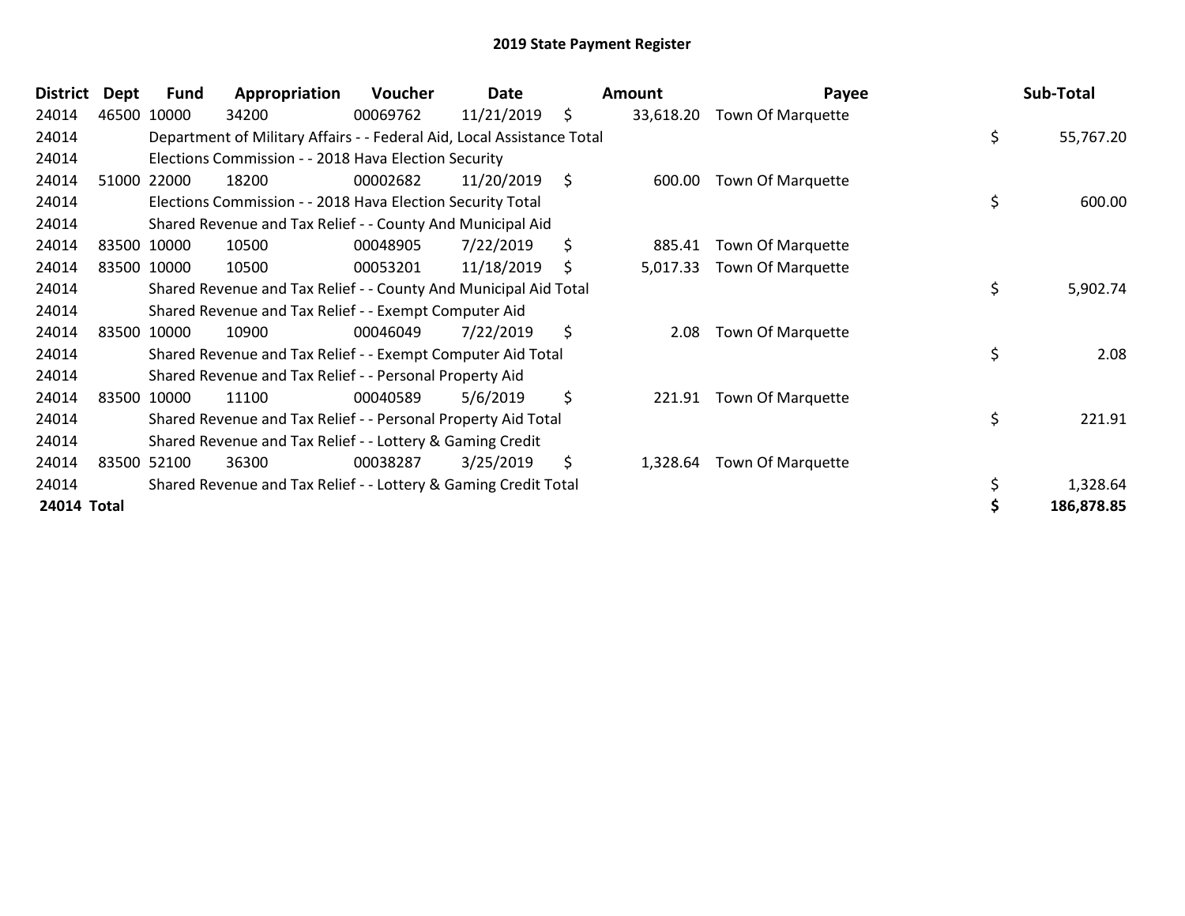# 2019 State Payment Register

| District | Dept | Fund | Appropriation | Voucher | Date | Amount | Payee | Sub-Total |
|---|---|---|---|---|---|---|---|---|
| 24014 | 46500 | 10000 | 34200 | 00069762 | 11/21/2019 | $ 33,618.20 | Town Of Marquette | |
| 24014 | | Department of Military Affairs - - Federal Aid, Local Assistance Total | | | | | | $ 55,767.20 |
| 24014 | | Elections Commission - - 2018 Hava Election Security | | | | | | |
| 24014 | 51000 | 22000 | 18200 | 00002682 | 11/20/2019 | $ 600.00 | Town Of Marquette | |
| 24014 | | Elections Commission - - 2018 Hava Election Security Total | | | | | | $ 600.00 |
| 24014 | | Shared Revenue and Tax Relief - - County And Municipal Aid | | | | | | |
| 24014 | 83500 | 10000 | 10500 | 00048905 | 7/22/2019 | $ 885.41 | Town Of Marquette | |
| 24014 | 83500 | 10000 | 10500 | 00053201 | 11/18/2019 | $ 5,017.33 | Town Of Marquette | |
| 24014 | | Shared Revenue and Tax Relief - - County And Municipal Aid Total | | | | | | $ 5,902.74 |
| 24014 | | Shared Revenue and Tax Relief - - Exempt Computer Aid | | | | | | |
| 24014 | 83500 | 10000 | 10900 | 00046049 | 7/22/2019 | $ 2.08 | Town Of Marquette | |
| 24014 | | Shared Revenue and Tax Relief - - Exempt Computer Aid Total | | | | | | $ 2.08 |
| 24014 | | Shared Revenue and Tax Relief - - Personal Property Aid | | | | | | |
| 24014 | 83500 | 10000 | 11100 | 00040589 | 5/6/2019 | $ 221.91 | Town Of Marquette | |
| 24014 | | Shared Revenue and Tax Relief - - Personal Property Aid Total | | | | | | $ 221.91 |
| 24014 | | Shared Revenue and Tax Relief - - Lottery & Gaming Credit | | | | | | |
| 24014 | 83500 | 52100 | 36300 | 00038287 | 3/25/2019 | $ 1,328.64 | Town Of Marquette | |
| 24014 | | Shared Revenue and Tax Relief - - Lottery & Gaming Credit Total | | | | | | $ 1,328.64 |
| **24014 Total** | | | | | | | | **$ 186,878.85** |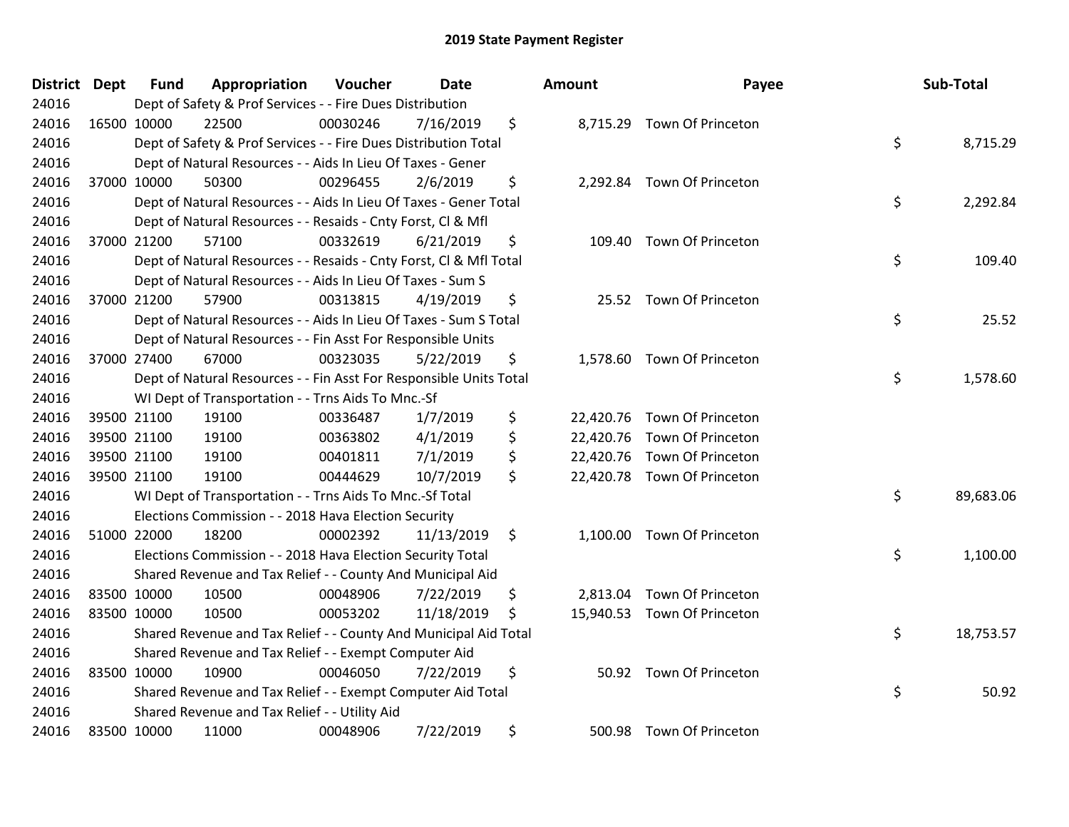# 2019 State Payment Register

| District | Dept | Fund | Appropriation | Voucher | Date | Amount | Payee | Sub-Total |
|---|---|---|---|---|---|---|---|---|
| 24016 | | Dept of Safety & Prof Services - - Fire Dues Distribution | | | | | | |
| 24016 | 16500 | 10000 | 22500 | 00030246 | 7/16/2019 | $ 8,715.29 | Town Of Princeton | |
| 24016 | | Dept of Safety & Prof Services - - Fire Dues Distribution Total | | | | | | $ 8,715.29 |
| 24016 | | Dept of Natural Resources - - Aids In Lieu Of Taxes - Gener | | | | | | |
| 24016 | 37000 | 10000 | 50300 | 00296455 | 2/6/2019 | $ 2,292.84 | Town Of Princeton | |
| 24016 | | Dept of Natural Resources - - Aids In Lieu Of Taxes - Gener Total | | | | | | $ 2,292.84 |
| 24016 | | Dept of Natural Resources - - Resaids - Cnty Forst, Cl & Mfl | | | | | | |
| 24016 | 37000 | 21200 | 57100 | 00332619 | 6/21/2019 | $ 109.40 | Town Of Princeton | |
| 24016 | | Dept of Natural Resources - - Resaids - Cnty Forst, Cl & Mfl Total | | | | | | $ 109.40 |
| 24016 | | Dept of Natural Resources - - Aids In Lieu Of Taxes - Sum S | | | | | | |
| 24016 | 37000 | 21200 | 57900 | 00313815 | 4/19/2019 | $ 25.52 | Town Of Princeton | |
| 24016 | | Dept of Natural Resources - - Aids In Lieu Of Taxes - Sum S Total | | | | | | $ 25.52 |
| 24016 | | Dept of Natural Resources - - Fin Asst For Responsible Units | | | | | | |
| 24016 | 37000 | 27400 | 67000 | 00323035 | 5/22/2019 | $ 1,578.60 | Town Of Princeton | |
| 24016 | | Dept of Natural Resources - - Fin Asst For Responsible Units Total | | | | | | $ 1,578.60 |
| 24016 | | WI Dept of Transportation - - Trns Aids To Mnc.-Sf | | | | | | |
| 24016 | 39500 | 21100 | 19100 | 00336487 | 1/7/2019 | $ 22,420.76 | Town Of Princeton | |
| 24016 | 39500 | 21100 | 19100 | 00363802 | 4/1/2019 | $ 22,420.76 | Town Of Princeton | |
| 24016 | 39500 | 21100 | 19100 | 00401811 | 7/1/2019 | $ 22,420.76 | Town Of Princeton | |
| 24016 | 39500 | 21100 | 19100 | 00444629 | 10/7/2019 | $ 22,420.78 | Town Of Princeton | |
| 24016 | | WI Dept of Transportation - - Trns Aids To Mnc.-Sf Total | | | | | | $ 89,683.06 |
| 24016 | | Elections Commission - - 2018 Hava Election Security | | | | | | |
| 24016 | 51000 | 22000 | 18200 | 00002392 | 11/13/2019 | $ 1,100.00 | Town Of Princeton | |
| 24016 | | Elections Commission - - 2018 Hava Election Security Total | | | | | | $ 1,100.00 |
| 24016 | | Shared Revenue and Tax Relief - - County And Municipal Aid | | | | | | |
| 24016 | 83500 | 10000 | 10500 | 00048906 | 7/22/2019 | $ 2,813.04 | Town Of Princeton | |
| 24016 | 83500 | 10000 | 10500 | 00053202 | 11/18/2019 | $ 15,940.53 | Town Of Princeton | |
| 24016 | | Shared Revenue and Tax Relief - - County And Municipal Aid Total | | | | | | $ 18,753.57 |
| 24016 | | Shared Revenue and Tax Relief - - Exempt Computer Aid | | | | | | |
| 24016 | 83500 | 10000 | 10900 | 00046050 | 7/22/2019 | $ 50.92 | Town Of Princeton | |
| 24016 | | Shared Revenue and Tax Relief - - Exempt Computer Aid Total | | | | | | $ 50.92 |
| 24016 | | Shared Revenue and Tax Relief - - Utility Aid | | | | | | |
| 24016 | 83500 | 10000 | 11000 | 00048906 | 7/22/2019 | $ 500.98 | Town Of Princeton | |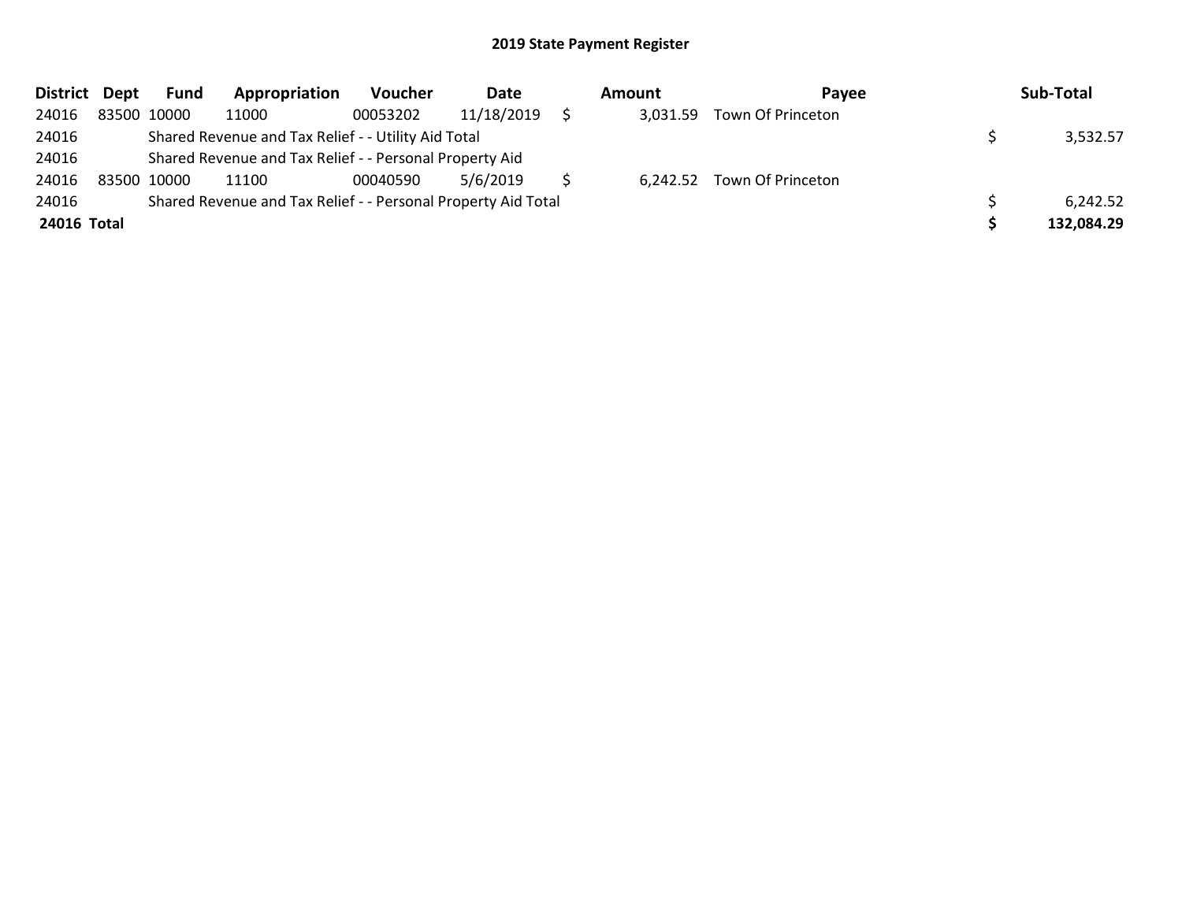## 2019 State Payment Register

| District | Dept | Fund | Appropriation | Voucher | Date | Amount | Payee | Sub-Total |
|---|---|---|---|---|---|---|---|---|
| 24016 | 83500 | 10000 | 11000 | 00053202 | 11/18/2019 | $ 3,031.59 | Town Of Princeton | |
| 24016 | | Shared Revenue and Tax Relief - - Utility Aid Total | | | | | | $ 3,532.57 |
| 24016 | | Shared Revenue and Tax Relief - - Personal Property Aid | | | | | | |
| 24016 | 83500 | 10000 | 11100 | 00040590 | 5/6/2019 | $ 6,242.52 | Town Of Princeton | |
| 24016 | | Shared Revenue and Tax Relief - - Personal Property Aid Total | | | | | | $ 6,242.52 |
| **24016** | **Total** | | | | | | | **$ 132,084.29** |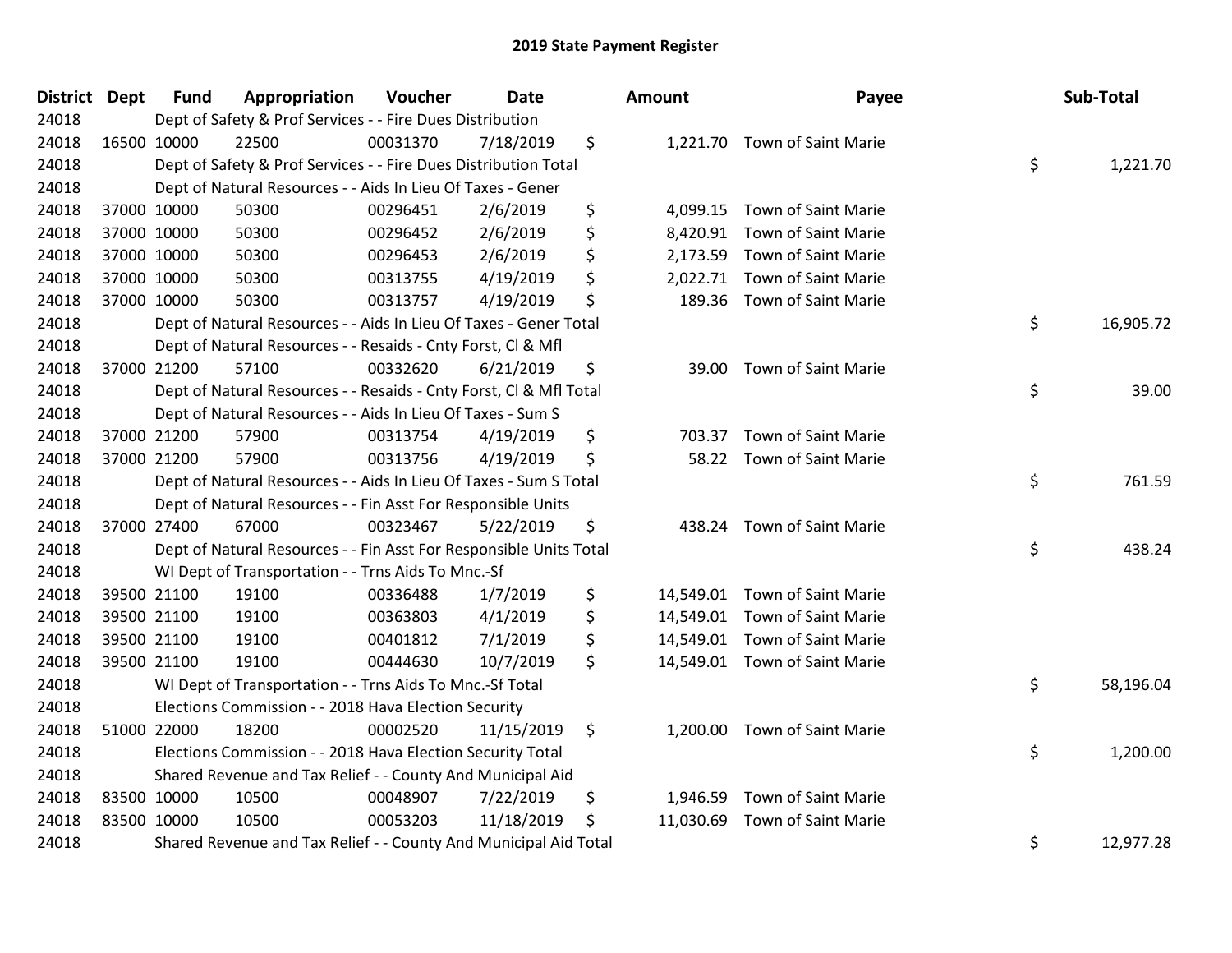# 2019 State Payment Register

| District | Dept | Fund | Appropriation | Voucher | Date | Amount | Payee | Sub-Total |
|---|---|---|---|---|---|---|---|---|
| 24018 | | Dept of Safety & Prof Services - - Fire Dues Distribution | | | | | | |
| 24018 | 16500 | 10000 | 22500 | 00031370 | 7/18/2019 | $ 1,221.70 | Town of Saint Marie | |
| 24018 | | Dept of Safety & Prof Services - - Fire Dues Distribution Total | | | | | | $ 1,221.70 |
| 24018 | | Dept of Natural Resources - - Aids In Lieu Of Taxes - Gener | | | | | | |
| 24018 | 37000 | 10000 | 50300 | 00296451 | 2/6/2019 | $ 4,099.15 | Town of Saint Marie | |
| 24018 | 37000 | 10000 | 50300 | 00296452 | 2/6/2019 | $ 8,420.91 | Town of Saint Marie | |
| 24018 | 37000 | 10000 | 50300 | 00296453 | 2/6/2019 | $ 2,173.59 | Town of Saint Marie | |
| 24018 | 37000 | 10000 | 50300 | 00313755 | 4/19/2019 | $ 2,022.71 | Town of Saint Marie | |
| 24018 | 37000 | 10000 | 50300 | 00313757 | 4/19/2019 | $ 189.36 | Town of Saint Marie | |
| 24018 | | Dept of Natural Resources - - Aids In Lieu Of Taxes - Gener Total | | | | | | $ 16,905.72 |
| 24018 | | Dept of Natural Resources - - Resaids - Cnty Forst, Cl & Mfl | | | | | | |
| 24018 | 37000 | 21200 | 57100 | 00332620 | 6/21/2019 | $ 39.00 | Town of Saint Marie | |
| 24018 | | Dept of Natural Resources - - Resaids - Cnty Forst, Cl & Mfl Total | | | | | | $ 39.00 |
| 24018 | | Dept of Natural Resources - - Aids In Lieu Of Taxes - Sum S | | | | | | |
| 24018 | 37000 | 21200 | 57900 | 00313754 | 4/19/2019 | $ 703.37 | Town of Saint Marie | |
| 24018 | 37000 | 21200 | 57900 | 00313756 | 4/19/2019 | $ 58.22 | Town of Saint Marie | |
| 24018 | | Dept of Natural Resources - - Aids In Lieu Of Taxes - Sum S Total | | | | | | $ 761.59 |
| 24018 | | Dept of Natural Resources - - Fin Asst For Responsible Units | | | | | | |
| 24018 | 37000 | 27400 | 67000 | 00323467 | 5/22/2019 | $ 438.24 | Town of Saint Marie | |
| 24018 | | Dept of Natural Resources - - Fin Asst For Responsible Units Total | | | | | | $ 438.24 |
| 24018 | | WI Dept of Transportation - - Trns Aids To Mnc.-Sf | | | | | | |
| 24018 | 39500 | 21100 | 19100 | 00336488 | 1/7/2019 | $ 14,549.01 | Town of Saint Marie | |
| 24018 | 39500 | 21100 | 19100 | 00363803 | 4/1/2019 | $ 14,549.01 | Town of Saint Marie | |
| 24018 | 39500 | 21100 | 19100 | 00401812 | 7/1/2019 | $ 14,549.01 | Town of Saint Marie | |
| 24018 | 39500 | 21100 | 19100 | 00444630 | 10/7/2019 | $ 14,549.01 | Town of Saint Marie | |
| 24018 | | WI Dept of Transportation - - Trns Aids To Mnc.-Sf Total | | | | | | $ 58,196.04 |
| 24018 | | Elections Commission - - 2018 Hava Election Security | | | | | | |
| 24018 | 51000 | 22000 | 18200 | 00002520 | 11/15/2019 | $ 1,200.00 | Town of Saint Marie | |
| 24018 | | Elections Commission - - 2018 Hava Election Security Total | | | | | | $ 1,200.00 |
| 24018 | | Shared Revenue and Tax Relief - - County And Municipal Aid | | | | | | |
| 24018 | 83500 | 10000 | 10500 | 00048907 | 7/22/2019 | $ 1,946.59 | Town of Saint Marie | |
| 24018 | 83500 | 10000 | 10500 | 00053203 | 11/18/2019 | $ 11,030.69 | Town of Saint Marie | |
| 24018 | | Shared Revenue and Tax Relief - - County And Municipal Aid Total | | | | | | $ 12,977.28 |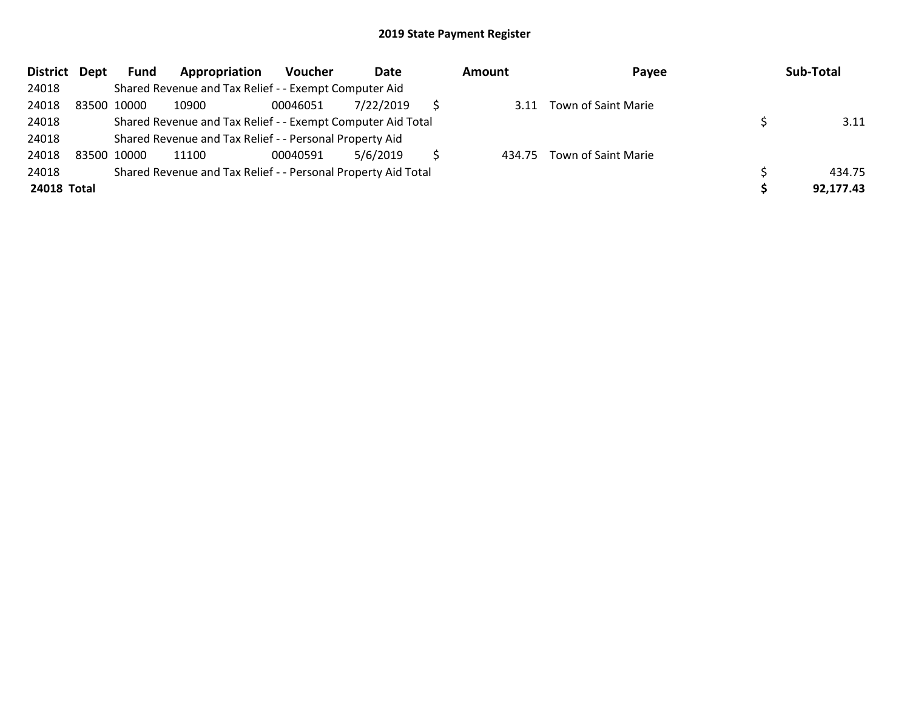# 2019 State Payment Register

| District | Dept | Fund | Appropriation | Voucher | Date | Amount | Payee | Sub-Total |
|---|---|---|---|---|---|---|---|---|
| 24018 | | Shared Revenue and Tax Relief - - Exempt Computer Aid | | | | | | |
| 24018 | 83500 | 10000 | 10900 | 00046051 | 7/22/2019 | $ 3.11 | Town of Saint Marie | |
| 24018 | | Shared Revenue and Tax Relief - - Exempt Computer Aid Total | | | | | | $ 3.11 |
| 24018 | | Shared Revenue and Tax Relief - - Personal Property Aid | | | | | | |
| 24018 | 83500 | 10000 | 11100 | 00040591 | 5/6/2019 | $ 434.75 | Town of Saint Marie | |
| 24018 | | Shared Revenue and Tax Relief - - Personal Property Aid Total | | | | | | $ 434.75 |
| **24018** | **Total** | | | | | | | **$ 92,177.43** |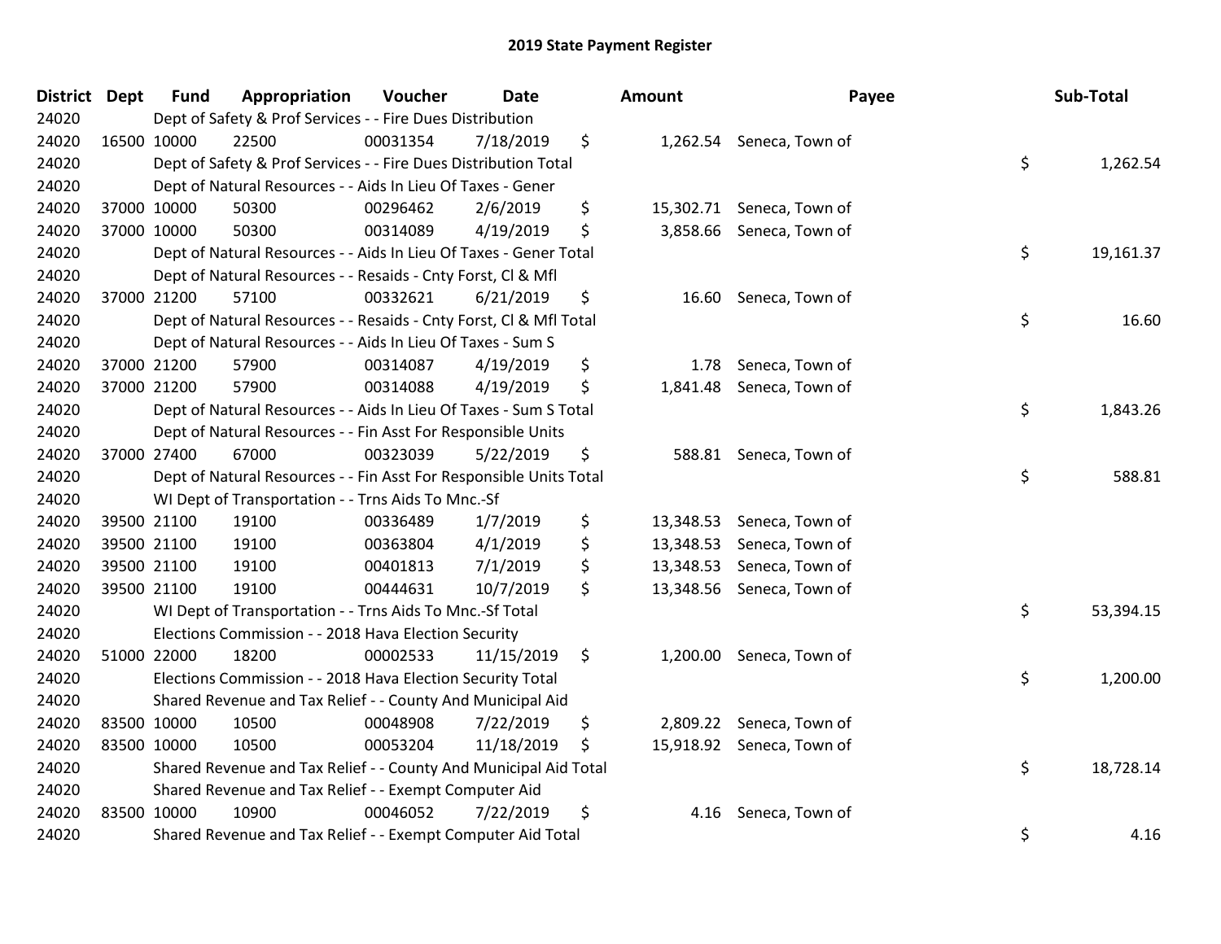# 2019 State Payment Register

| District | Dept | Fund | Appropriation | Voucher | Date | Amount | Payee | Sub-Total |
|---|---|---|---|---|---|---|---|---|
| 24020 | | Dept of Safety & Prof Services - - Fire Dues Distribution | | | | | | |
| 24020 | 16500 | 10000 | 22500 | 00031354 | 7/18/2019 | $ 1,262.54 | Seneca, Town of | |
| 24020 | | Dept of Safety & Prof Services - - Fire Dues Distribution Total | | | | | | $ 1,262.54 |
| 24020 | | Dept of Natural Resources - - Aids In Lieu Of Taxes - Gener | | | | | | |
| 24020 | 37000 | 10000 | 50300 | 00296462 | 2/6/2019 | $ 15,302.71 | Seneca, Town of | |
| 24020 | 37000 | 10000 | 50300 | 00314089 | 4/19/2019 | $ 3,858.66 | Seneca, Town of | |
| 24020 | | Dept of Natural Resources - - Aids In Lieu Of Taxes - Gener Total | | | | | | $ 19,161.37 |
| 24020 | | Dept of Natural Resources - - Resaids - Cnty Forst, Cl & Mfl | | | | | | |
| 24020 | 37000 | 21200 | 57100 | 00332621 | 6/21/2019 | $ 16.60 | Seneca, Town of | |
| 24020 | | Dept of Natural Resources - - Resaids - Cnty Forst, Cl & Mfl Total | | | | | | $ 16.60 |
| 24020 | | Dept of Natural Resources - - Aids In Lieu Of Taxes - Sum S | | | | | | |
| 24020 | 37000 | 21200 | 57900 | 00314087 | 4/19/2019 | $ 1.78 | Seneca, Town of | |
| 24020 | 37000 | 21200 | 57900 | 00314088 | 4/19/2019 | $ 1,841.48 | Seneca, Town of | |
| 24020 | | Dept of Natural Resources - - Aids In Lieu Of Taxes - Sum S Total | | | | | | $ 1,843.26 |
| 24020 | | Dept of Natural Resources - - Fin Asst For Responsible Units | | | | | | |
| 24020 | 37000 | 27400 | 67000 | 00323039 | 5/22/2019 | $ 588.81 | Seneca, Town of | |
| 24020 | | Dept of Natural Resources - - Fin Asst For Responsible Units Total | | | | | | $ 588.81 |
| 24020 | | WI Dept of Transportation - - Trns Aids To Mnc.-Sf | | | | | | |
| 24020 | 39500 | 21100 | 19100 | 00336489 | 1/7/2019 | $ 13,348.53 | Seneca, Town of | |
| 24020 | 39500 | 21100 | 19100 | 00363804 | 4/1/2019 | $ 13,348.53 | Seneca, Town of | |
| 24020 | 39500 | 21100 | 19100 | 00401813 | 7/1/2019 | $ 13,348.53 | Seneca, Town of | |
| 24020 | 39500 | 21100 | 19100 | 00444631 | 10/7/2019 | $ 13,348.56 | Seneca, Town of | |
| 24020 | | WI Dept of Transportation - - Trns Aids To Mnc.-Sf Total | | | | | | $ 53,394.15 |
| 24020 | | Elections Commission - - 2018 Hava Election Security | | | | | | |
| 24020 | 51000 | 22000 | 18200 | 00002533 | 11/15/2019 | $ 1,200.00 | Seneca, Town of | |
| 24020 | | Elections Commission - - 2018 Hava Election Security Total | | | | | | $ 1,200.00 |
| 24020 | | Shared Revenue and Tax Relief - - County And Municipal Aid | | | | | | |
| 24020 | 83500 | 10000 | 10500 | 00048908 | 7/22/2019 | $ 2,809.22 | Seneca, Town of | |
| 24020 | 83500 | 10000 | 10500 | 00053204 | 11/18/2019 | $ 15,918.92 | Seneca, Town of | |
| 24020 | | Shared Revenue and Tax Relief - - County And Municipal Aid Total | | | | | | $ 18,728.14 |
| 24020 | | Shared Revenue and Tax Relief - - Exempt Computer Aid | | | | | | |
| 24020 | 83500 | 10000 | 10900 | 00046052 | 7/22/2019 | $ 4.16 | Seneca, Town of | |
| 24020 | | Shared Revenue and Tax Relief - - Exempt Computer Aid Total | | | | | | $ 4.16 |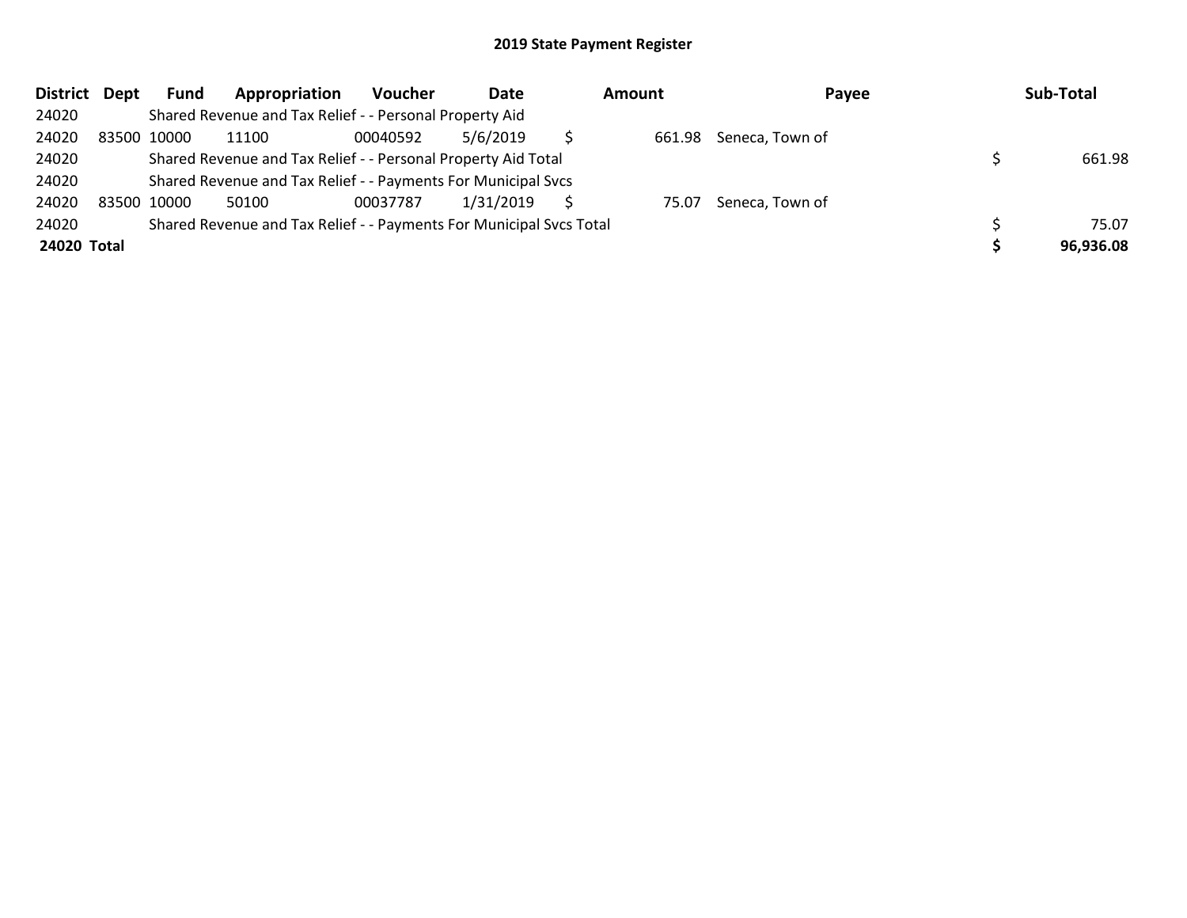## 2019 State Payment Register

| District | Dept | Fund | Appropriation | Voucher | Date | Amount | Payee | Sub-Total |
|---|---|---|---|---|---|---|---|---|
| 24020 | | Shared Revenue and Tax Relief - - Personal Property Aid | | | | | | |
| 24020 | 83500 | 10000 | 11100 | 00040592 | 5/6/2019 | $ 661.98 | Seneca, Town of | |
| 24020 | | Shared Revenue and Tax Relief - - Personal Property Aid Total | | | | | | $ 661.98 |
| 24020 | | Shared Revenue and Tax Relief - - Payments For Municipal Svcs | | | | | | |
| 24020 | 83500 | 10000 | 50100 | 00037787 | 1/31/2019 | $ 75.07 | Seneca, Town of | |
| 24020 | | Shared Revenue and Tax Relief - - Payments For Municipal Svcs Total | | | | | | $ 75.07 |
| **24020 Total** | | | | | | | | **$ 96,936.08** |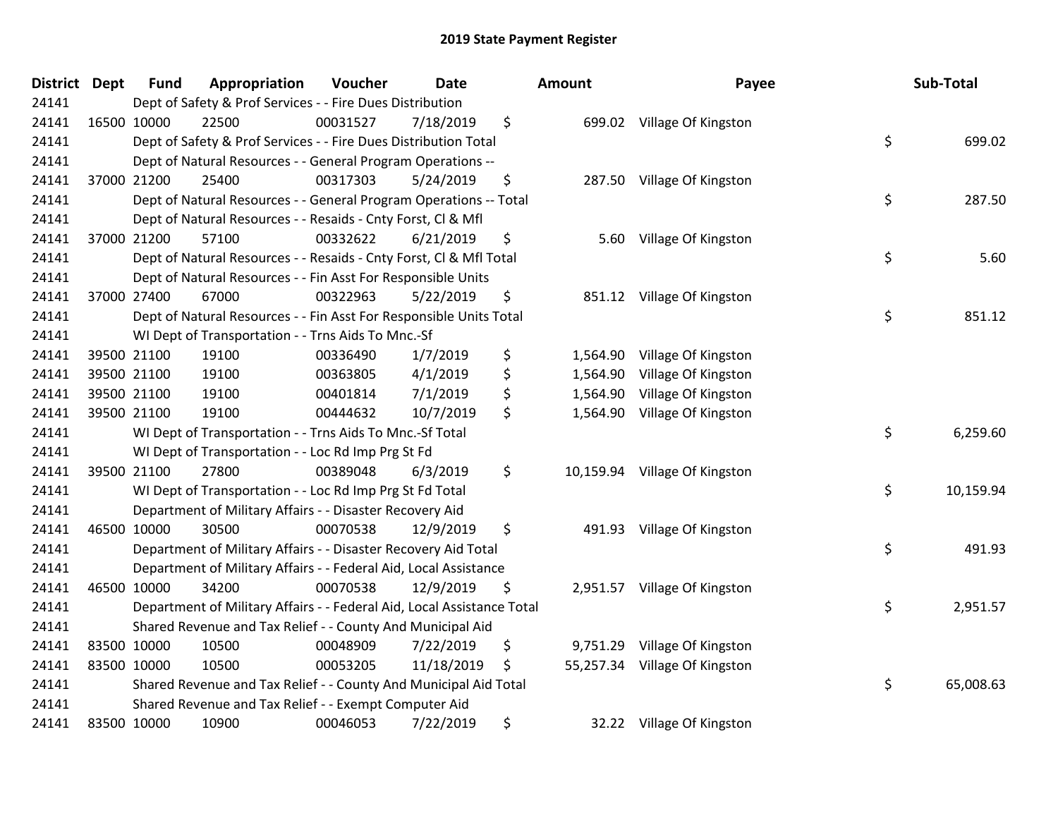# 2019 State Payment Register

| District | Dept | Fund | Appropriation | Voucher | Date | Amount | Payee | Sub-Total |
|---|---|---|---|---|---|---|---|---|
| 24141 | | Dept of Safety & Prof Services - - Fire Dues Distribution | | | | | | |
| 24141 | 16500 | 10000 | 22500 | 00031527 | 7/18/2019 | $ 699.02 | Village Of Kingston | |
| 24141 | | Dept of Safety & Prof Services - - Fire Dues Distribution Total | | | | | | $ 699.02 |
| 24141 | | Dept of Natural Resources - - General Program Operations -- | | | | | | |
| 24141 | 37000 | 21200 | 25400 | 00317303 | 5/24/2019 | $ 287.50 | Village Of Kingston | |
| 24141 | | Dept of Natural Resources - - General Program Operations -- Total | | | | | | $ 287.50 |
| 24141 | | Dept of Natural Resources - - Resaids - Cnty Forst, Cl & Mfl | | | | | | |
| 24141 | 37000 | 21200 | 57100 | 00332622 | 6/21/2019 | $ 5.60 | Village Of Kingston | |
| 24141 | | Dept of Natural Resources - - Resaids - Cnty Forst, Cl & Mfl Total | | | | | | $ 5.60 |
| 24141 | | Dept of Natural Resources - - Fin Asst For Responsible Units | | | | | | |
| 24141 | 37000 | 27400 | 67000 | 00322963 | 5/22/2019 | $ 851.12 | Village Of Kingston | |
| 24141 | | Dept of Natural Resources - - Fin Asst For Responsible Units Total | | | | | | $ 851.12 |
| 24141 | | WI Dept of Transportation - - Trns Aids To Mnc.-Sf | | | | | | |
| 24141 | 39500 | 21100 | 19100 | 00336490 | 1/7/2019 | $ 1,564.90 | Village Of Kingston | |
| 24141 | 39500 | 21100 | 19100 | 00363805 | 4/1/2019 | $ 1,564.90 | Village Of Kingston | |
| 24141 | 39500 | 21100 | 19100 | 00401814 | 7/1/2019 | $ 1,564.90 | Village Of Kingston | |
| 24141 | 39500 | 21100 | 19100 | 00444632 | 10/7/2019 | $ 1,564.90 | Village Of Kingston | |
| 24141 | | WI Dept of Transportation - - Trns Aids To Mnc.-Sf Total | | | | | | $ 6,259.60 |
| 24141 | | WI Dept of Transportation - - Loc Rd Imp Prg St Fd | | | | | | |
| 24141 | 39500 | 21100 | 27800 | 00389048 | 6/3/2019 | $ 10,159.94 | Village Of Kingston | |
| 24141 | | WI Dept of Transportation - - Loc Rd Imp Prg St Fd Total | | | | | | $ 10,159.94 |
| 24141 | | Department of Military Affairs - - Disaster Recovery Aid | | | | | | |
| 24141 | 46500 | 10000 | 30500 | 00070538 | 12/9/2019 | $ 491.93 | Village Of Kingston | |
| 24141 | | Department of Military Affairs - - Disaster Recovery Aid Total | | | | | | $ 491.93 |
| 24141 | | Department of Military Affairs - - Federal Aid, Local Assistance | | | | | | |
| 24141 | 46500 | 10000 | 34200 | 00070538 | 12/9/2019 | $ 2,951.57 | Village Of Kingston | |
| 24141 | | Department of Military Affairs - - Federal Aid, Local Assistance Total | | | | | | $ 2,951.57 |
| 24141 | | Shared Revenue and Tax Relief - - County And Municipal Aid | | | | | | |
| 24141 | 83500 | 10000 | 10500 | 00048909 | 7/22/2019 | $ 9,751.29 | Village Of Kingston | |
| 24141 | 83500 | 10000 | 10500 | 00053205 | 11/18/2019 | $ 55,257.34 | Village Of Kingston | |
| 24141 | | Shared Revenue and Tax Relief - - County And Municipal Aid Total | | | | | | $ 65,008.63 |
| 24141 | | Shared Revenue and Tax Relief - - Exempt Computer Aid | | | | | | |
| 24141 | 83500 | 10000 | 10900 | 00046053 | 7/22/2019 | $ 32.22 | Village Of Kingston | |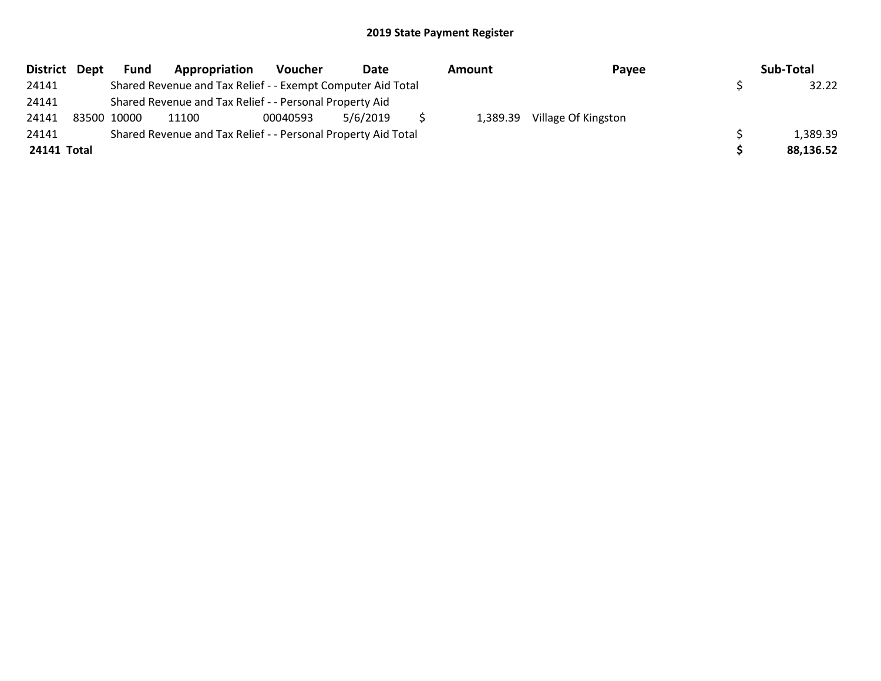## 2019 State Payment Register

| District | Dept | Fund | Appropriation | Voucher | Date | Amount | Payee | Sub-Total |
|---|---|---|---|---|---|---|---|---|
| 24141 | | Shared Revenue and Tax Relief - - Exempt Computer Aid Total | | | | | | $ 32.22 |
| 24141 | | Shared Revenue and Tax Relief - - Personal Property Aid | | | | | | |
| 24141 | 83500 | 10000 | 11100 | 00040593 | 5/6/2019 | $ 1,389.39 | Village Of Kingston | |
| 24141 | | Shared Revenue and Tax Relief - - Personal Property Aid Total | | | | | | $ 1,389.39 |
| **24141** | **Total** | | | | | | | **$ 88,136.52** |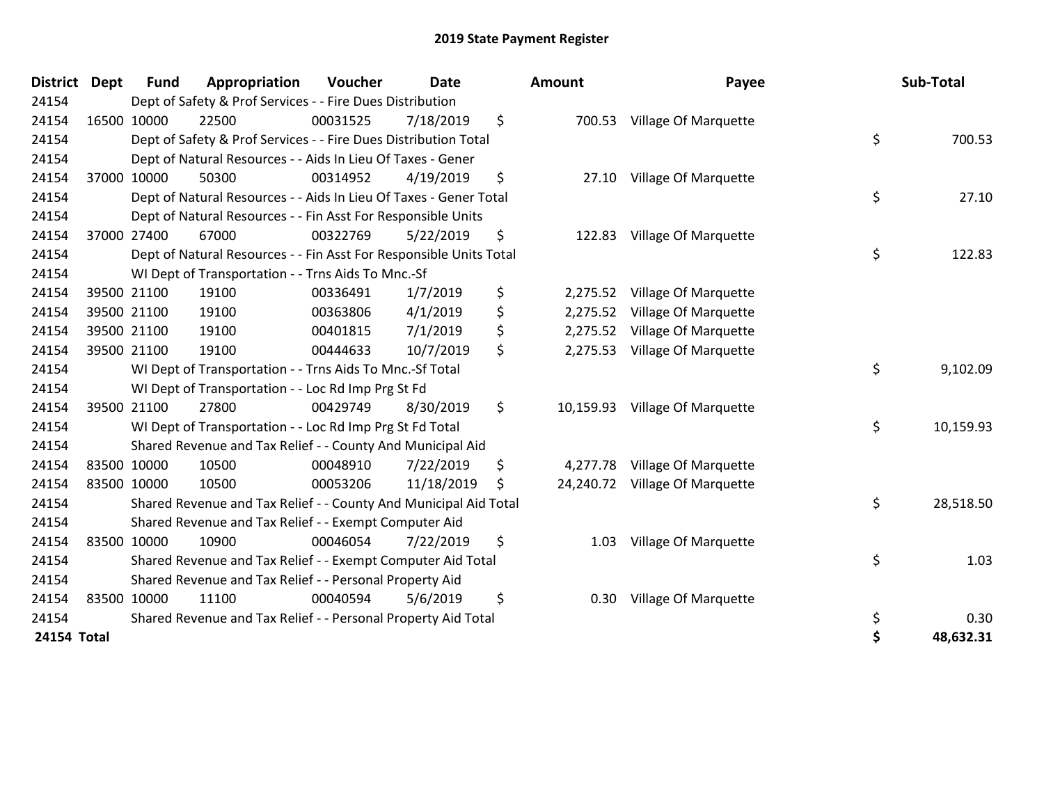# 2019 State Payment Register

| District | Dept | Fund | Appropriation | Voucher | Date | Amount | Payee | Sub-Total |
|---|---|---|---|---|---|---|---|---|
| 24154 | | Dept of Safety & Prof Services - - Fire Dues Distribution | | | | | | |
| 24154 | 16500 | 10000 | 22500 | 00031525 | 7/18/2019 | $ 700.53 | Village Of Marquette | |
| 24154 | | Dept of Safety & Prof Services - - Fire Dues Distribution Total | | | | | | $ 700.53 |
| 24154 | | Dept of Natural Resources - - Aids In Lieu Of Taxes - Gener | | | | | | |
| 24154 | 37000 | 10000 | 50300 | 00314952 | 4/19/2019 | $ 27.10 | Village Of Marquette | |
| 24154 | | Dept of Natural Resources - - Aids In Lieu Of Taxes - Gener Total | | | | | | $ 27.10 |
| 24154 | | Dept of Natural Resources - - Fin Asst For Responsible Units | | | | | | |
| 24154 | 37000 | 27400 | 67000 | 00322769 | 5/22/2019 | $ 122.83 | Village Of Marquette | |
| 24154 | | Dept of Natural Resources - - Fin Asst For Responsible Units Total | | | | | | $ 122.83 |
| 24154 | | WI Dept of Transportation - - Trns Aids To Mnc.-Sf | | | | | | |
| 24154 | 39500 | 21100 | 19100 | 00336491 | 1/7/2019 | $ 2,275.52 | Village Of Marquette | |
| 24154 | 39500 | 21100 | 19100 | 00363806 | 4/1/2019 | $ 2,275.52 | Village Of Marquette | |
| 24154 | 39500 | 21100 | 19100 | 00401815 | 7/1/2019 | $ 2,275.52 | Village Of Marquette | |
| 24154 | 39500 | 21100 | 19100 | 00444633 | 10/7/2019 | $ 2,275.53 | Village Of Marquette | |
| 24154 | | WI Dept of Transportation - - Trns Aids To Mnc.-Sf Total | | | | | | $ 9,102.09 |
| 24154 | | WI Dept of Transportation - - Loc Rd Imp Prg St Fd | | | | | | |
| 24154 | 39500 | 21100 | 27800 | 00429749 | 8/30/2019 | $ 10,159.93 | Village Of Marquette | |
| 24154 | | WI Dept of Transportation - - Loc Rd Imp Prg St Fd Total | | | | | | $ 10,159.93 |
| 24154 | | Shared Revenue and Tax Relief - - County And Municipal Aid | | | | | | |
| 24154 | 83500 | 10000 | 10500 | 00048910 | 7/22/2019 | $ 4,277.78 | Village Of Marquette | |
| 24154 | 83500 | 10000 | 10500 | 00053206 | 11/18/2019 | $ 24,240.72 | Village Of Marquette | |
| 24154 | | Shared Revenue and Tax Relief - - County And Municipal Aid Total | | | | | | $ 28,518.50 |
| 24154 | | Shared Revenue and Tax Relief - - Exempt Computer Aid | | | | | | |
| 24154 | 83500 | 10000 | 10900 | 00046054 | 7/22/2019 | $ 1.03 | Village Of Marquette | |
| 24154 | | Shared Revenue and Tax Relief - - Exempt Computer Aid Total | | | | | | $ 1.03 |
| 24154 | | Shared Revenue and Tax Relief - - Personal Property Aid | | | | | | |
| 24154 | 83500 | 10000 | 11100 | 00040594 | 5/6/2019 | $ 0.30 | Village Of Marquette | |
| 24154 | | Shared Revenue and Tax Relief - - Personal Property Aid Total | | | | | | $ 0.30 |
| **24154 Total** | | | | | | | | **$ 48,632.31** |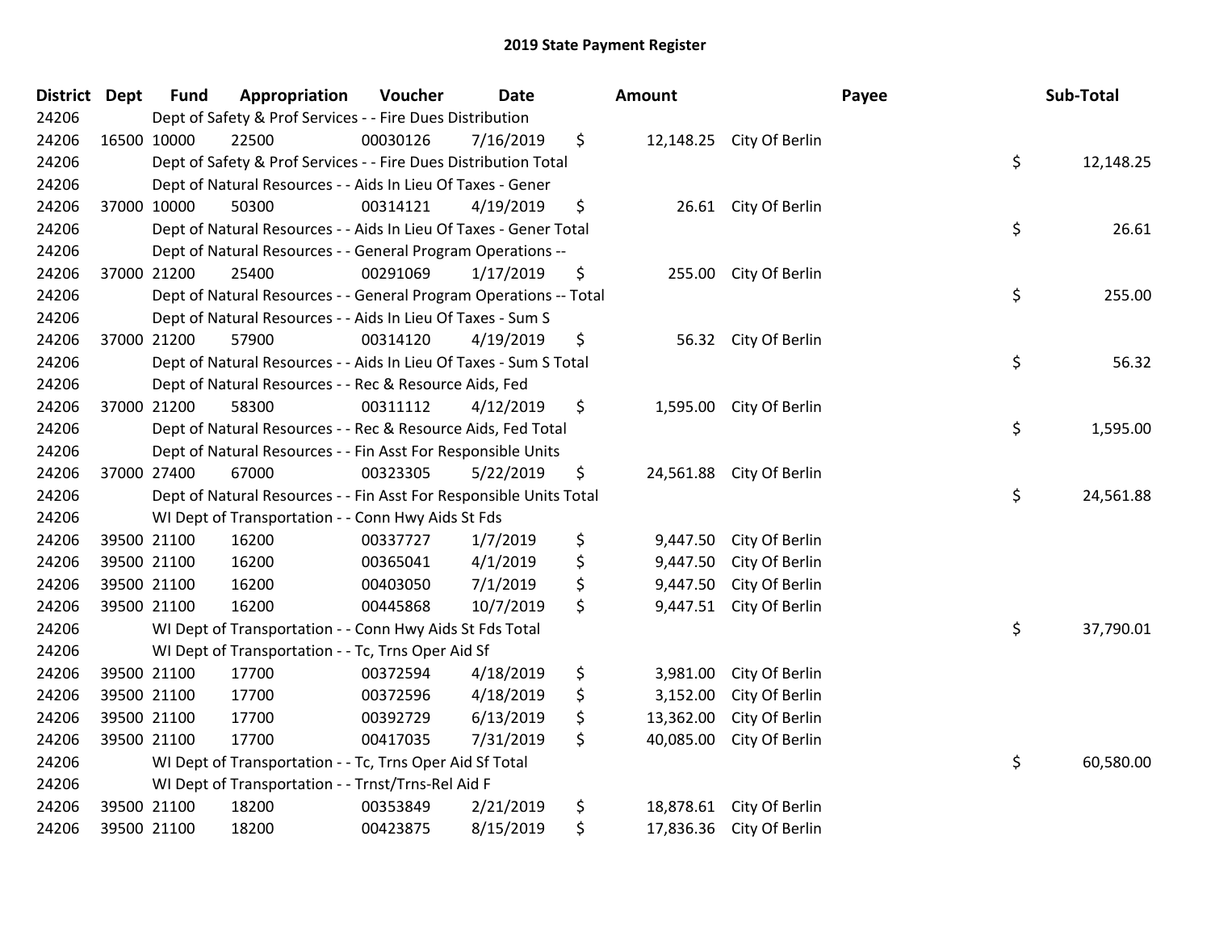# 2019 State Payment Register

| District | Dept | Fund | Appropriation | Voucher | Date | Amount | Payee | Sub-Total |
|---|---|---|---|---|---|---|---|---|
| 24206 | | Dept of Safety & Prof Services - - Fire Dues Distribution | | | | | | |
| 24206 | 16500 | 10000 | 22500 | 00030126 | 7/16/2019 | $ 12,148.25 | City Of Berlin | |
| 24206 | | Dept of Safety & Prof Services - - Fire Dues Distribution Total | | | | | | $ 12,148.25 |
| 24206 | | Dept of Natural Resources - - Aids In Lieu Of Taxes - Gener | | | | | | |
| 24206 | 37000 | 10000 | 50300 | 00314121 | 4/19/2019 | $ 26.61 | City Of Berlin | |
| 24206 | | Dept of Natural Resources - - Aids In Lieu Of Taxes - Gener Total | | | | | | $ 26.61 |
| 24206 | | Dept of Natural Resources - - General Program Operations -- | | | | | | |
| 24206 | 37000 | 21200 | 25400 | 00291069 | 1/17/2019 | $ 255.00 | City Of Berlin | |
| 24206 | | Dept of Natural Resources - - General Program Operations -- Total | | | | | | $ 255.00 |
| 24206 | | Dept of Natural Resources - - Aids In Lieu Of Taxes - Sum S | | | | | | |
| 24206 | 37000 | 21200 | 57900 | 00314120 | 4/19/2019 | $ 56.32 | City Of Berlin | |
| 24206 | | Dept of Natural Resources - - Aids In Lieu Of Taxes - Sum S Total | | | | | | $ 56.32 |
| 24206 | | Dept of Natural Resources - - Rec & Resource Aids, Fed | | | | | | |
| 24206 | 37000 | 21200 | 58300 | 00311112 | 4/12/2019 | $ 1,595.00 | City Of Berlin | |
| 24206 | | Dept of Natural Resources - - Rec & Resource Aids, Fed Total | | | | | | $ 1,595.00 |
| 24206 | | Dept of Natural Resources - - Fin Asst For Responsible Units | | | | | | |
| 24206 | 37000 | 27400 | 67000 | 00323305 | 5/22/2019 | $ 24,561.88 | City Of Berlin | |
| 24206 | | Dept of Natural Resources - - Fin Asst For Responsible Units Total | | | | | | $ 24,561.88 |
| 24206 | | WI Dept of Transportation - - Conn Hwy Aids St Fds | | | | | | |
| 24206 | 39500 | 21100 | 16200 | 00337727 | 1/7/2019 | $ 9,447.50 | City Of Berlin | |
| 24206 | 39500 | 21100 | 16200 | 00365041 | 4/1/2019 | $ 9,447.50 | City Of Berlin | |
| 24206 | 39500 | 21100 | 16200 | 00403050 | 7/1/2019 | $ 9,447.50 | City Of Berlin | |
| 24206 | 39500 | 21100 | 16200 | 00445868 | 10/7/2019 | $ 9,447.51 | City Of Berlin | |
| 24206 | | WI Dept of Transportation - - Conn Hwy Aids St Fds Total | | | | | | $ 37,790.01 |
| 24206 | | WI Dept of Transportation - - Tc, Trns Oper Aid Sf | | | | | | |
| 24206 | 39500 | 21100 | 17700 | 00372594 | 4/18/2019 | $ 3,981.00 | City Of Berlin | |
| 24206 | 39500 | 21100 | 17700 | 00372596 | 4/18/2019 | $ 3,152.00 | City Of Berlin | |
| 24206 | 39500 | 21100 | 17700 | 00392729 | 6/13/2019 | $ 13,362.00 | City Of Berlin | |
| 24206 | 39500 | 21100 | 17700 | 00417035 | 7/31/2019 | $ 40,085.00 | City Of Berlin | |
| 24206 | | WI Dept of Transportation - - Tc, Trns Oper Aid Sf Total | | | | | | $ 60,580.00 |
| 24206 | | WI Dept of Transportation - - Trnst/Trns-Rel Aid F | | | | | | |
| 24206 | 39500 | 21100 | 18200 | 00353849 | 2/21/2019 | $ 18,878.61 | City Of Berlin | |
| 24206 | 39500 | 21100 | 18200 | 00423875 | 8/15/2019 | $ 17,836.36 | City Of Berlin | |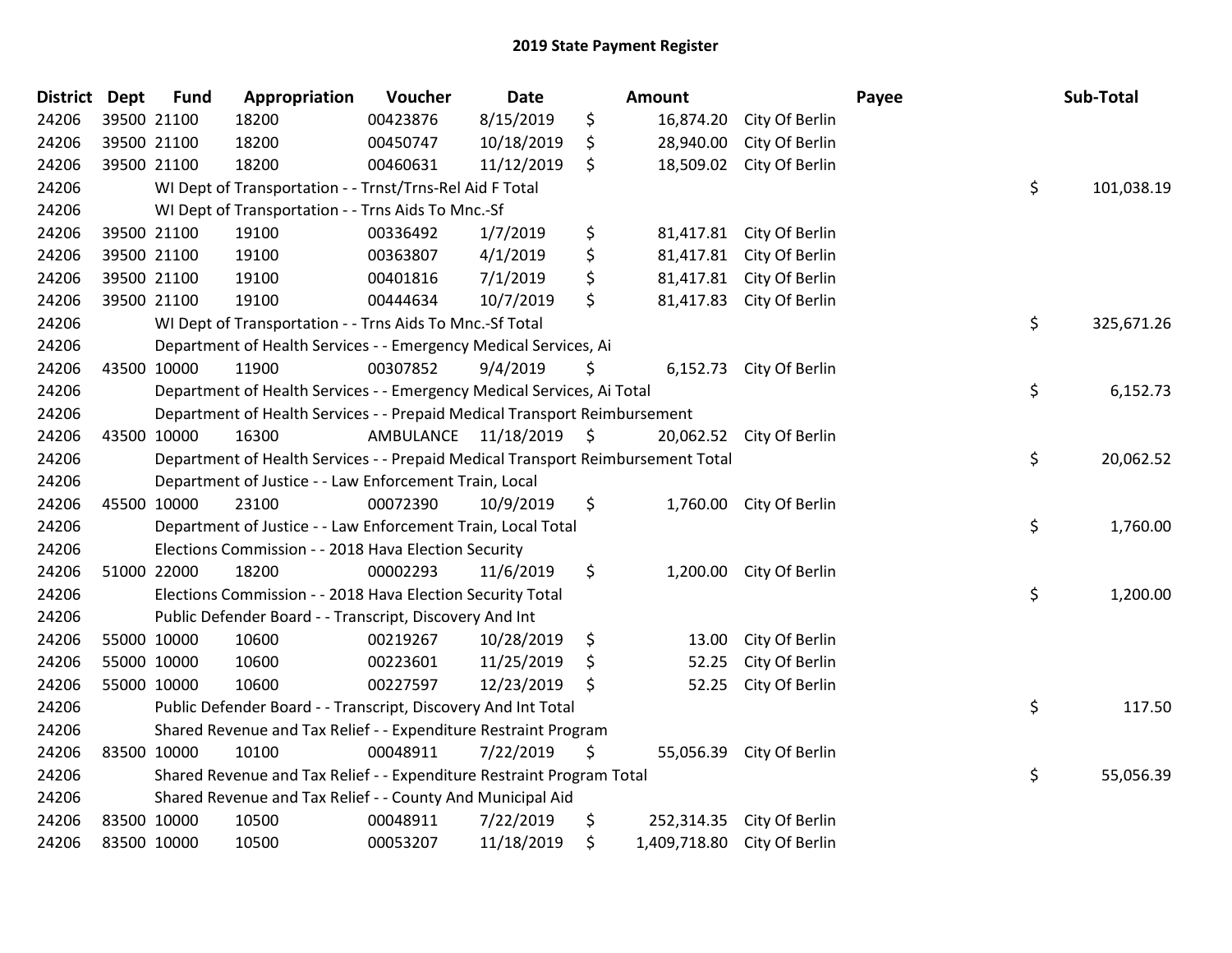## 2019 State Payment Register

| District | Dept | Fund | Appropriation | Voucher | Date | Amount | Payee | Sub-Total |
|---|---|---|---|---|---|---|---|---|
| 24206 | 39500 | 21100 | 18200 | 00423876 | 8/15/2019 | $ 16,874.20 | City Of Berlin | |
| 24206 | 39500 | 21100 | 18200 | 00450747 | 10/18/2019 | $ 28,940.00 | City Of Berlin | |
| 24206 | 39500 | 21100 | 18200 | 00460631 | 11/12/2019 | $ 18,509.02 | City Of Berlin | |
| 24206 | | | WI Dept of Transportation - - Trnst/Trns-Rel Aid F Total | | | | | $ 101,038.19 |
| 24206 | | | WI Dept of Transportation - - Trns Aids To Mnc.-Sf | | | | | |
| 24206 | 39500 | 21100 | 19100 | 00336492 | 1/7/2019 | $ 81,417.81 | City Of Berlin | |
| 24206 | 39500 | 21100 | 19100 | 00363807 | 4/1/2019 | $ 81,417.81 | City Of Berlin | |
| 24206 | 39500 | 21100 | 19100 | 00401816 | 7/1/2019 | $ 81,417.81 | City Of Berlin | |
| 24206 | 39500 | 21100 | 19100 | 00444634 | 10/7/2019 | $ 81,417.83 | City Of Berlin | |
| 24206 | | | WI Dept of Transportation - - Trns Aids To Mnc.-Sf Total | | | | | $ 325,671.26 |
| 24206 | | | Department of Health Services - - Emergency Medical Services, Ai | | | | | |
| 24206 | 43500 | 10000 | 11900 | 00307852 | 9/4/2019 | $ 6,152.73 | City Of Berlin | |
| 24206 | | | Department of Health Services - - Emergency Medical Services, Ai Total | | | | | $ 6,152.73 |
| 24206 | | | Department of Health Services - - Prepaid Medical Transport Reimbursement | | | | | |
| 24206 | 43500 | 10000 | 16300 | AMBULANCE | 11/18/2019 | $ 20,062.52 | City Of Berlin | |
| 24206 | | | Department of Health Services - - Prepaid Medical Transport Reimbursement Total | | | | | $ 20,062.52 |
| 24206 | | | Department of Justice - - Law Enforcement Train, Local | | | | | |
| 24206 | 45500 | 10000 | 23100 | 00072390 | 10/9/2019 | $ 1,760.00 | City Of Berlin | |
| 24206 | | | Department of Justice - - Law Enforcement Train, Local Total | | | | | $ 1,760.00 |
| 24206 | | | Elections Commission - - 2018 Hava Election Security | | | | | |
| 24206 | 51000 | 22000 | 18200 | 00002293 | 11/6/2019 | $ 1,200.00 | City Of Berlin | |
| 24206 | | | Elections Commission - - 2018 Hava Election Security Total | | | | | $ 1,200.00 |
| 24206 | | | Public Defender Board - - Transcript, Discovery And Int | | | | | |
| 24206 | 55000 | 10000 | 10600 | 00219267 | 10/28/2019 | $ 13.00 | City Of Berlin | |
| 24206 | 55000 | 10000 | 10600 | 00223601 | 11/25/2019 | $ 52.25 | City Of Berlin | |
| 24206 | 55000 | 10000 | 10600 | 00227597 | 12/23/2019 | $ 52.25 | City Of Berlin | |
| 24206 | | | Public Defender Board - - Transcript, Discovery And Int Total | | | | | $ 117.50 |
| 24206 | | | Shared Revenue and Tax Relief - - Expenditure Restraint Program | | | | | |
| 24206 | 83500 | 10000 | 10100 | 00048911 | 7/22/2019 | $ 55,056.39 | City Of Berlin | |
| 24206 | | | Shared Revenue and Tax Relief - - Expenditure Restraint Program Total | | | | | $ 55,056.39 |
| 24206 | | | Shared Revenue and Tax Relief - - County And Municipal Aid | | | | | |
| 24206 | 83500 | 10000 | 10500 | 00048911 | 7/22/2019 | $ 252,314.35 | City Of Berlin | |
| 24206 | 83500 | 10000 | 10500 | 00053207 | 11/18/2019 | $ 1,409,718.80 | City Of Berlin | |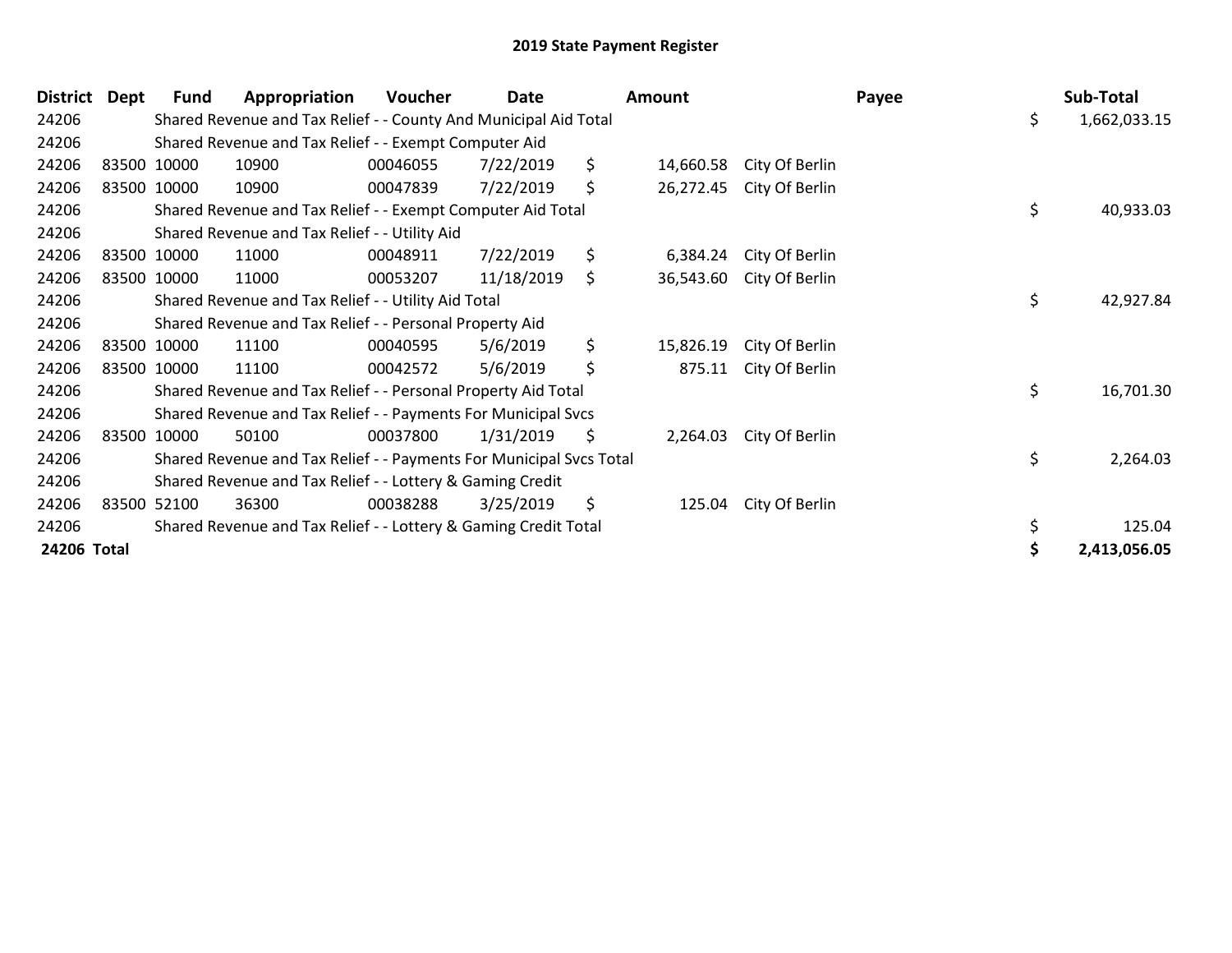## 2019 State Payment Register

| District | Dept | Fund | Appropriation | Voucher | Date | Amount | Payee | Sub-Total |
|---|---|---|---|---|---|---|---|---|
| 24206 | | Shared Revenue and Tax Relief - - County And Municipal Aid Total | | | | | | $ 1,662,033.15 |
| 24206 | | Shared Revenue and Tax Relief - - Exempt Computer Aid | | | | | | |
| 24206 | 83500 | 10000 | 10900 | 00046055 | 7/22/2019 | $ 14,660.58 | City Of Berlin | |
| 24206 | 83500 | 10000 | 10900 | 00047839 | 7/22/2019 | $ 26,272.45 | City Of Berlin | |
| 24206 | | Shared Revenue and Tax Relief - - Exempt Computer Aid Total | | | | | | $ 40,933.03 |
| 24206 | | Shared Revenue and Tax Relief - - Utility Aid | | | | | | |
| 24206 | 83500 | 10000 | 11000 | 00048911 | 7/22/2019 | $ 6,384.24 | City Of Berlin | |
| 24206 | 83500 | 10000 | 11000 | 00053207 | 11/18/2019 | $ 36,543.60 | City Of Berlin | |
| 24206 | | Shared Revenue and Tax Relief - - Utility Aid Total | | | | | | $ 42,927.84 |
| 24206 | | Shared Revenue and Tax Relief - - Personal Property Aid | | | | | | |
| 24206 | 83500 | 10000 | 11100 | 00040595 | 5/6/2019 | $ 15,826.19 | City Of Berlin | |
| 24206 | 83500 | 10000 | 11100 | 00042572 | 5/6/2019 | $ 875.11 | City Of Berlin | |
| 24206 | | Shared Revenue and Tax Relief - - Personal Property Aid Total | | | | | | $ 16,701.30 |
| 24206 | | Shared Revenue and Tax Relief - - Payments For Municipal Svcs | | | | | | |
| 24206 | 83500 | 10000 | 50100 | 00037800 | 1/31/2019 | $ 2,264.03 | City Of Berlin | |
| 24206 | | Shared Revenue and Tax Relief - - Payments For Municipal Svcs Total | | | | | | $ 2,264.03 |
| 24206 | | Shared Revenue and Tax Relief - - Lottery & Gaming Credit | | | | | | |
| 24206 | 83500 | 52100 | 36300 | 00038288 | 3/25/2019 | $ 125.04 | City Of Berlin | |
| 24206 | | Shared Revenue and Tax Relief - - Lottery & Gaming Credit Total | | | | | | $ 125.04 |
| **24206 Total** | | | | | | | | **$ 2,413,056.05** |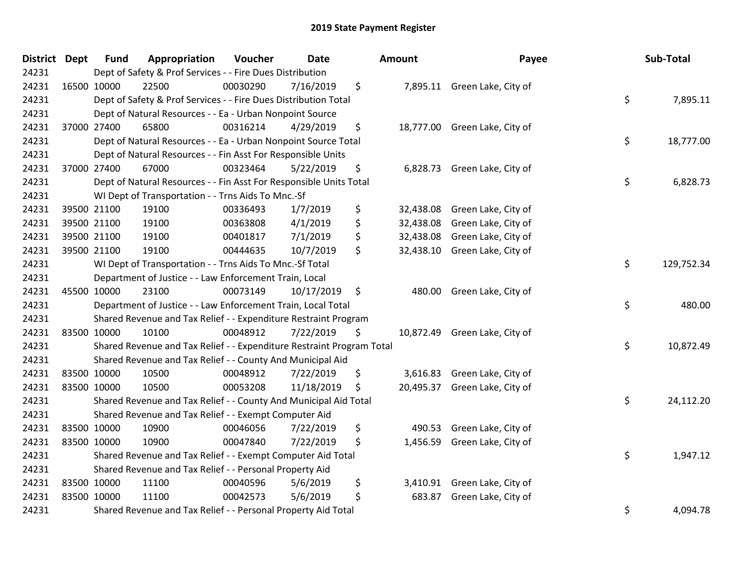# 2019 State Payment Register

| District | Dept | Fund | Appropriation | Voucher | Date | Amount | Payee | Sub-Total |
|---|---|---|---|---|---|---|---|---|
| 24231 | Dept of Safety & Prof Services - - Fire Dues Distribution | | | | | | | |
| 24231 | 16500 | 10000 | 22500 | 00030290 | 7/16/2019 | $ 7,895.11 | Green Lake, City of | |
| 24231 | Dept of Safety & Prof Services - - Fire Dues Distribution Total | | | | | | | $ 7,895.11 |
| 24231 | Dept of Natural Resources - - Ea - Urban Nonpoint Source | | | | | | | |
| 24231 | 37000 | 27400 | 65800 | 00316214 | 4/29/2019 | $ 18,777.00 | Green Lake, City of | |
| 24231 | Dept of Natural Resources - - Ea - Urban Nonpoint Source Total | | | | | | | $ 18,777.00 |
| 24231 | Dept of Natural Resources - - Fin Asst For Responsible Units | | | | | | | |
| 24231 | 37000 | 27400 | 67000 | 00323464 | 5/22/2019 | $ 6,828.73 | Green Lake, City of | |
| 24231 | Dept of Natural Resources - - Fin Asst For Responsible Units Total | | | | | | | $ 6,828.73 |
| 24231 | WI Dept of Transportation - - Trns Aids To Mnc.-Sf | | | | | | | |
| 24231 | 39500 | 21100 | 19100 | 00336493 | 1/7/2019 | $ 32,438.08 | Green Lake, City of | |
| 24231 | 39500 | 21100 | 19100 | 00363808 | 4/1/2019 | $ 32,438.08 | Green Lake, City of | |
| 24231 | 39500 | 21100 | 19100 | 00401817 | 7/1/2019 | $ 32,438.08 | Green Lake, City of | |
| 24231 | 39500 | 21100 | 19100 | 00444635 | 10/7/2019 | $ 32,438.10 | Green Lake, City of | |
| 24231 | WI Dept of Transportation - - Trns Aids To Mnc.-Sf Total | | | | | | | $ 129,752.34 |
| 24231 | Department of Justice - - Law Enforcement Train, Local | | | | | | | |
| 24231 | 45500 | 10000 | 23100 | 00073149 | 10/17/2019 | $ 480.00 | Green Lake, City of | |
| 24231 | Department of Justice - - Law Enforcement Train, Local Total | | | | | | | $ 480.00 |
| 24231 | Shared Revenue and Tax Relief - - Expenditure Restraint Program | | | | | | | |
| 24231 | 83500 | 10000 | 10100 | 00048912 | 7/22/2019 | $ 10,872.49 | Green Lake, City of | |
| 24231 | Shared Revenue and Tax Relief - - Expenditure Restraint Program Total | | | | | | | $ 10,872.49 |
| 24231 | Shared Revenue and Tax Relief - - County And Municipal Aid | | | | | | | |
| 24231 | 83500 | 10000 | 10500 | 00048912 | 7/22/2019 | $ 3,616.83 | Green Lake, City of | |
| 24231 | 83500 | 10000 | 10500 | 00053208 | 11/18/2019 | $ 20,495.37 | Green Lake, City of | |
| 24231 | Shared Revenue and Tax Relief - - County And Municipal Aid Total | | | | | | | $ 24,112.20 |
| 24231 | Shared Revenue and Tax Relief - - Exempt Computer Aid | | | | | | | |
| 24231 | 83500 | 10000 | 10900 | 00046056 | 7/22/2019 | $ 490.53 | Green Lake, City of | |
| 24231 | 83500 | 10000 | 10900 | 00047840 | 7/22/2019 | $ 1,456.59 | Green Lake, City of | |
| 24231 | Shared Revenue and Tax Relief - - Exempt Computer Aid Total | | | | | | | $ 1,947.12 |
| 24231 | Shared Revenue and Tax Relief - - Personal Property Aid | | | | | | | |
| 24231 | 83500 | 10000 | 11100 | 00040596 | 5/6/2019 | $ 3,410.91 | Green Lake, City of | |
| 24231 | 83500 | 10000 | 11100 | 00042573 | 5/6/2019 | $ 683.87 | Green Lake, City of | |
| 24231 | Shared Revenue and Tax Relief - - Personal Property Aid Total | | | | | | | $ 4,094.78 |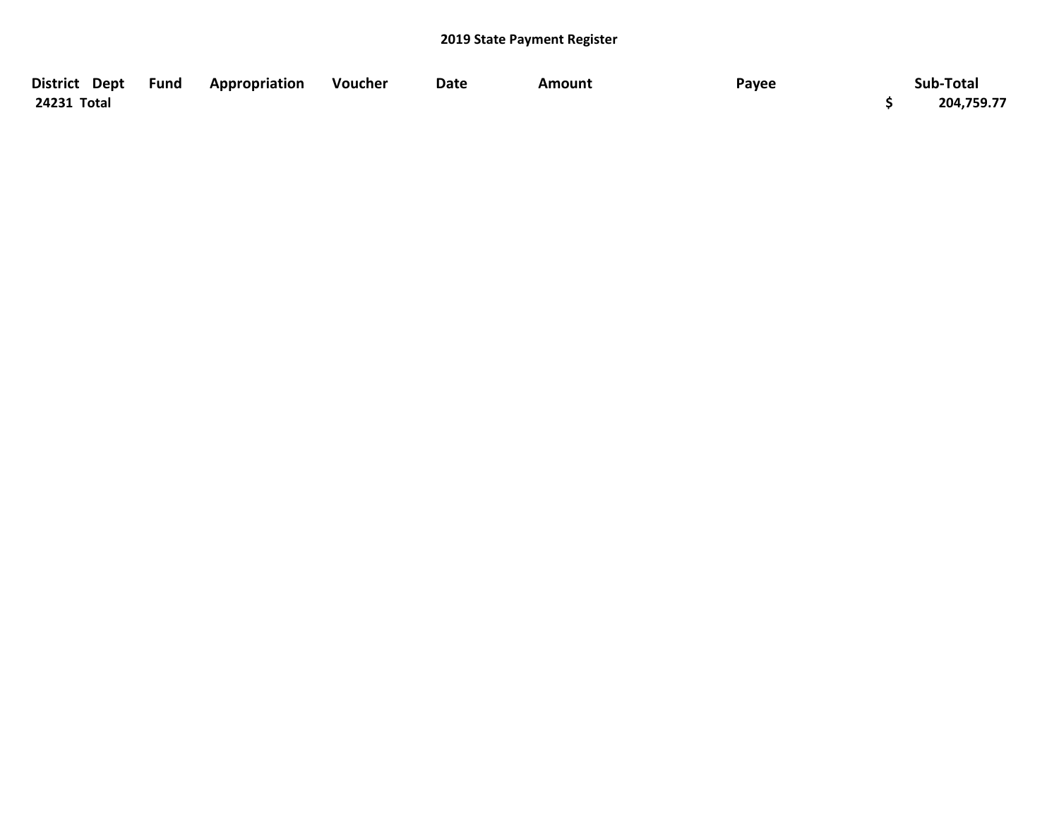## 2019 State Payment Register

| District | Dept | Fund | Appropriation | Voucher | Date | Amount | Payee | Sub-Total |
|---|---|---|---|---|---|---|---|---|
| 24231 Total | | | | | | | | $ 204,759.77 |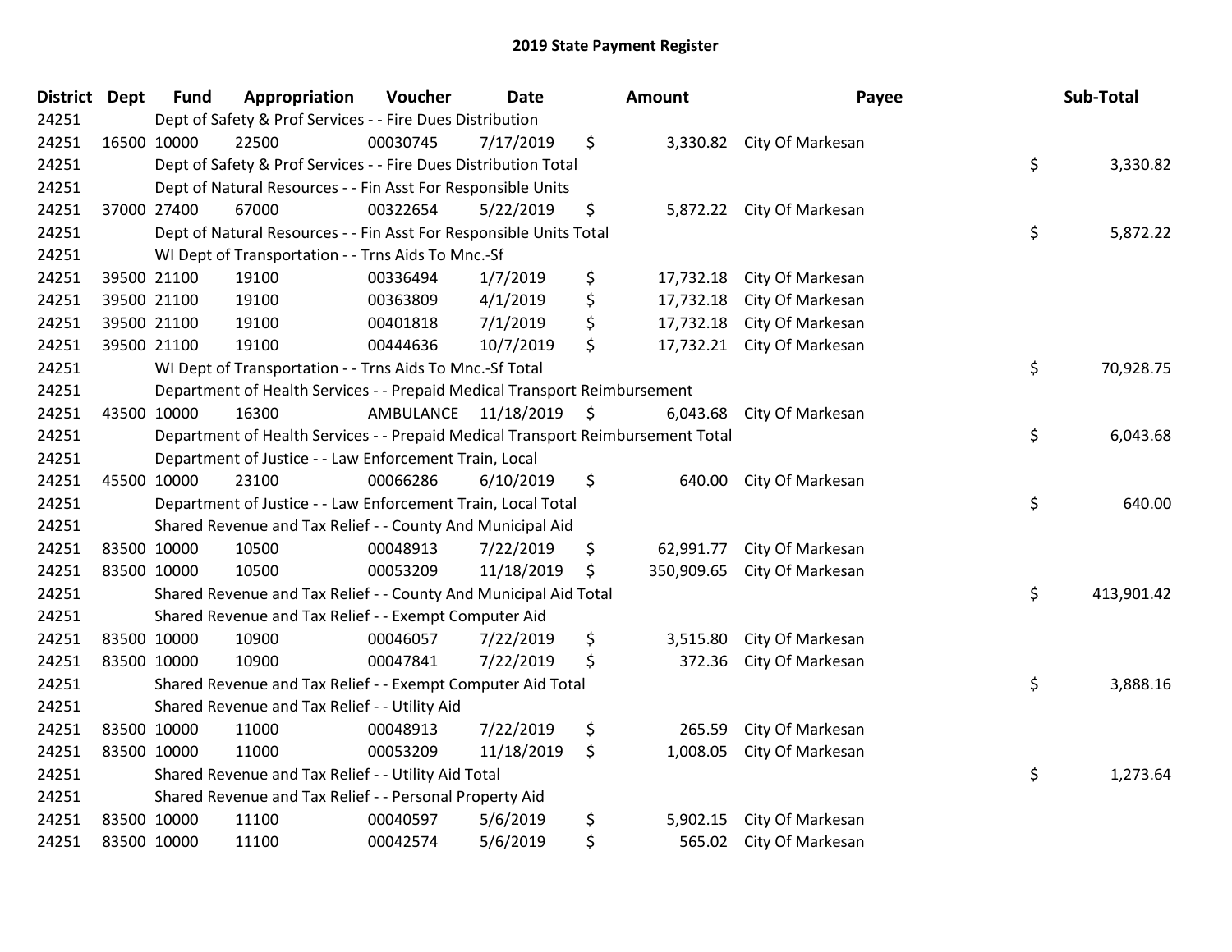# 2019 State Payment Register

| District | Dept | Fund | Appropriation | Voucher | Date | Amount | Payee | Sub-Total |
|---|---|---|---|---|---|---|---|---|
| 24251 | | Dept of Safety & Prof Services - - Fire Dues Distribution | | | | | | |
| 24251 | 16500 | 10000 | 22500 | 00030745 | 7/17/2019 | $ 3,330.82 | City Of Markesan | |
| 24251 | | Dept of Safety & Prof Services - - Fire Dues Distribution Total | | | | | | $ 3,330.82 |
| 24251 | | Dept of Natural Resources - - Fin Asst For Responsible Units | | | | | | |
| 24251 | 37000 | 27400 | 67000 | 00322654 | 5/22/2019 | $ 5,872.22 | City Of Markesan | |
| 24251 | | Dept of Natural Resources - - Fin Asst For Responsible Units Total | | | | | | $ 5,872.22 |
| 24251 | | WI Dept of Transportation - - Trns Aids To Mnc.-Sf | | | | | | |
| 24251 | 39500 | 21100 | 19100 | 00336494 | 1/7/2019 | $ 17,732.18 | City Of Markesan | |
| 24251 | 39500 | 21100 | 19100 | 00363809 | 4/1/2019 | $ 17,732.18 | City Of Markesan | |
| 24251 | 39500 | 21100 | 19100 | 00401818 | 7/1/2019 | $ 17,732.18 | City Of Markesan | |
| 24251 | 39500 | 21100 | 19100 | 00444636 | 10/7/2019 | $ 17,732.21 | City Of Markesan | |
| 24251 | | WI Dept of Transportation - - Trns Aids To Mnc.-Sf Total | | | | | | $ 70,928.75 |
| 24251 | | Department of Health Services - - Prepaid Medical Transport Reimbursement | | | | | | |
| 24251 | 43500 | 10000 | 16300 | AMBULANCE | 11/18/2019 | $ 6,043.68 | City Of Markesan | |
| 24251 | | Department of Health Services - - Prepaid Medical Transport Reimbursement Total | | | | | | $ 6,043.68 |
| 24251 | | Department of Justice - - Law Enforcement Train, Local | | | | | | |
| 24251 | 45500 | 10000 | 23100 | 00066286 | 6/10/2019 | $ 640.00 | City Of Markesan | |
| 24251 | | Department of Justice - - Law Enforcement Train, Local Total | | | | | | $ 640.00 |
| 24251 | | Shared Revenue and Tax Relief - - County And Municipal Aid | | | | | | |
| 24251 | 83500 | 10000 | 10500 | 00048913 | 7/22/2019 | $ 62,991.77 | City Of Markesan | |
| 24251 | 83500 | 10000 | 10500 | 00053209 | 11/18/2019 | $ 350,909.65 | City Of Markesan | |
| 24251 | | Shared Revenue and Tax Relief - - County And Municipal Aid Total | | | | | | $ 413,901.42 |
| 24251 | | Shared Revenue and Tax Relief - - Exempt Computer Aid | | | | | | |
| 24251 | 83500 | 10000 | 10900 | 00046057 | 7/22/2019 | $ 3,515.80 | City Of Markesan | |
| 24251 | 83500 | 10000 | 10900 | 00047841 | 7/22/2019 | $ 372.36 | City Of Markesan | |
| 24251 | | Shared Revenue and Tax Relief - - Exempt Computer Aid Total | | | | | | $ 3,888.16 |
| 24251 | | Shared Revenue and Tax Relief - - Utility Aid | | | | | | |
| 24251 | 83500 | 10000 | 11000 | 00048913 | 7/22/2019 | $ 265.59 | City Of Markesan | |
| 24251 | 83500 | 10000 | 11000 | 00053209 | 11/18/2019 | $ 1,008.05 | City Of Markesan | |
| 24251 | | Shared Revenue and Tax Relief - - Utility Aid Total | | | | | | $ 1,273.64 |
| 24251 | | Shared Revenue and Tax Relief - - Personal Property Aid | | | | | | |
| 24251 | 83500 | 10000 | 11100 | 00040597 | 5/6/2019 | $ 5,902.15 | City Of Markesan | |
| 24251 | 83500 | 10000 | 11100 | 00042574 | 5/6/2019 | $ 565.02 | City Of Markesan | |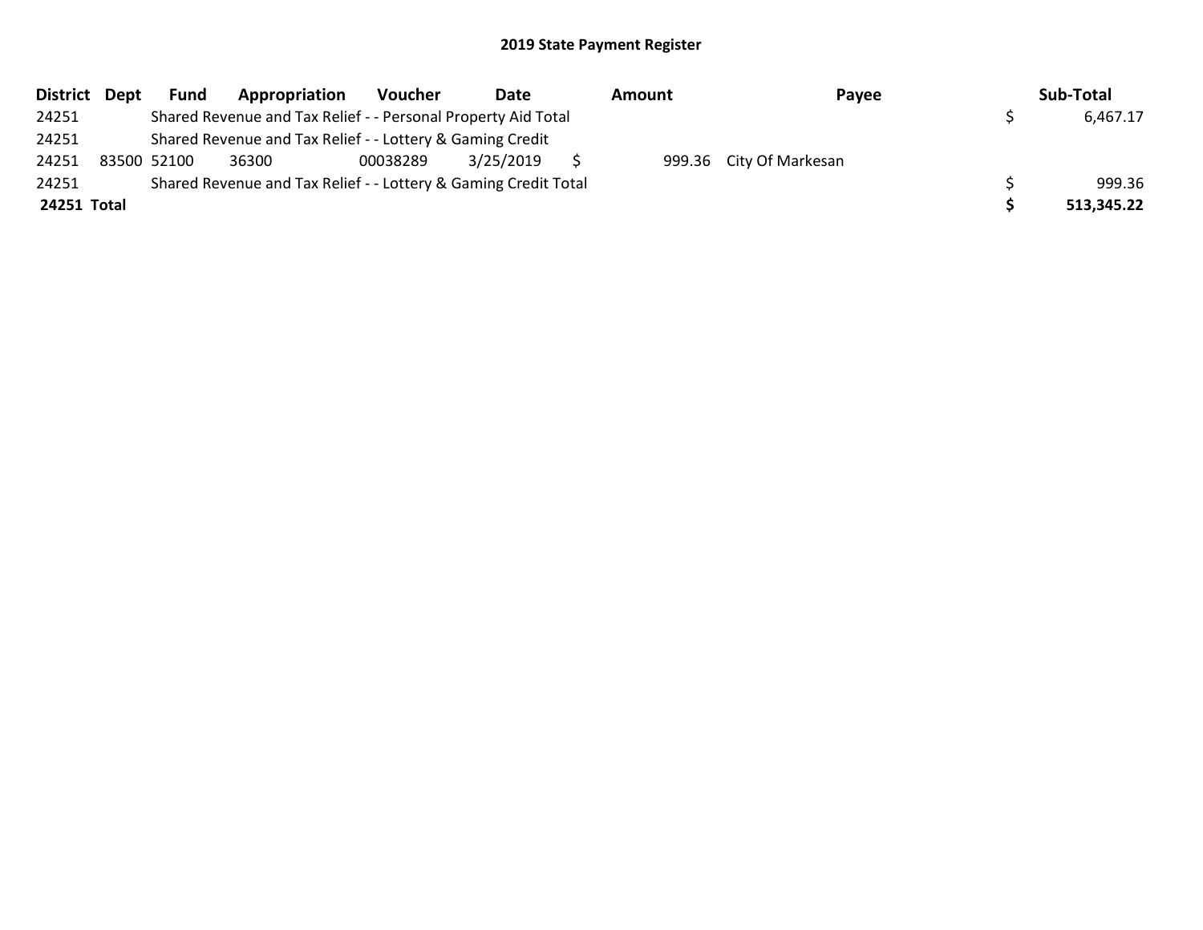## 2019 State Payment Register

| District | Dept | Fund | Appropriation | Voucher | Date | Amount | Payee | Sub-Total |
|---|---|---|---|---|---|---|---|---|
| 24251 | | Shared Revenue and Tax Relief - - Personal Property Aid Total | | | | | | $ 6,467.17 |
| 24251 | | Shared Revenue and Tax Relief - - Lottery & Gaming Credit | | | | | | |
| 24251 | 83500 | 52100 | 36300 | 00038289 | 3/25/2019 | $ 999.36 | City Of Markesan | |
| 24251 | | Shared Revenue and Tax Relief - - Lottery & Gaming Credit Total | | | | | | $ 999.36 |
| **24251 Total** | | | | | | | | **$ 513,345.22** |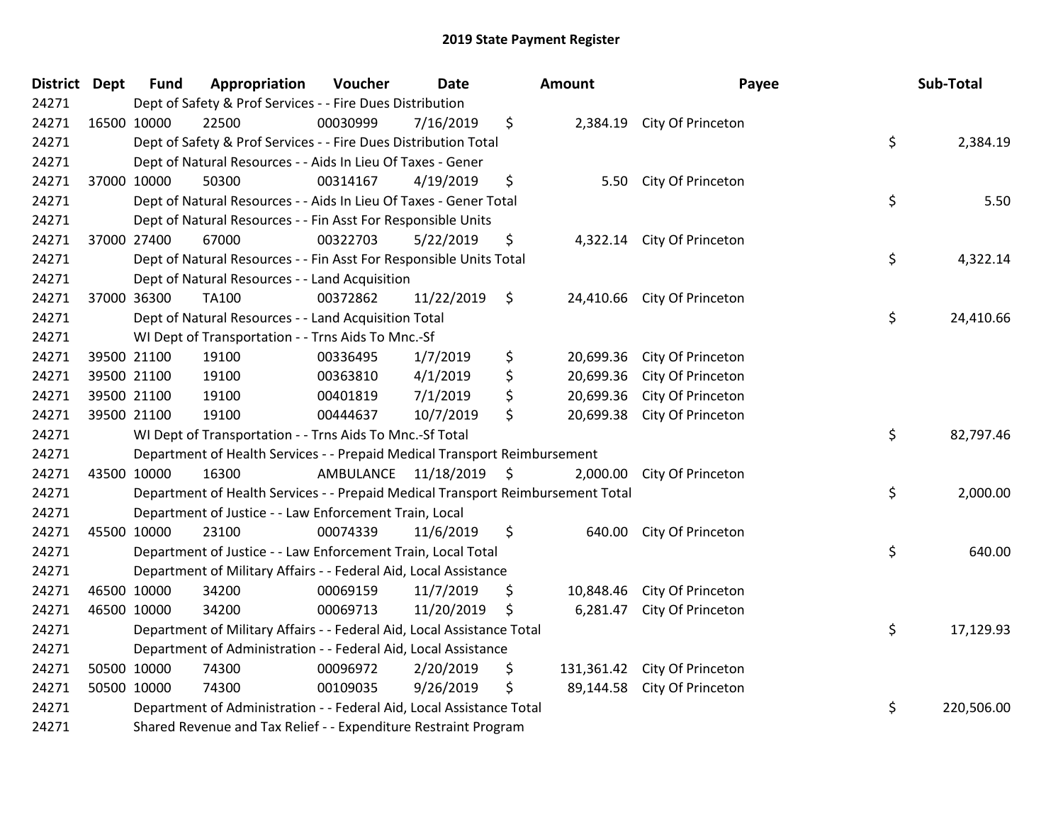# 2019 State Payment Register

| District | Dept | Fund | Appropriation | Voucher | Date | Amount | Payee | Sub-Total |
|---|---|---|---|---|---|---|---|---|
| 24271 | Dept of Safety & Prof Services - - Fire Dues Distribution | | | | | | | |
| 24271 | 16500 | 10000 | 22500 | 00030999 | 7/16/2019 | $ 2,384.19 | City Of Princeton | |
| 24271 | Dept of Safety & Prof Services - - Fire Dues Distribution Total | | | | | | | $ 2,384.19 |
| 24271 | Dept of Natural Resources - - Aids In Lieu Of Taxes - Gener | | | | | | | |
| 24271 | 37000 | 10000 | 50300 | 00314167 | 4/19/2019 | $ 5.50 | City Of Princeton | |
| 24271 | Dept of Natural Resources - - Aids In Lieu Of Taxes - Gener Total | | | | | | | $ 5.50 |
| 24271 | Dept of Natural Resources - - Fin Asst For Responsible Units | | | | | | | |
| 24271 | 37000 | 27400 | 67000 | 00322703 | 5/22/2019 | $ 4,322.14 | City Of Princeton | |
| 24271 | Dept of Natural Resources - - Fin Asst For Responsible Units Total | | | | | | | $ 4,322.14 |
| 24271 | Dept of Natural Resources - - Land Acquisition | | | | | | | |
| 24271 | 37000 | 36300 | TA100 | 00372862 | 11/22/2019 | $ 24,410.66 | City Of Princeton | |
| 24271 | Dept of Natural Resources - - Land Acquisition Total | | | | | | | $ 24,410.66 |
| 24271 | WI Dept of Transportation - - Trns Aids To Mnc.-Sf | | | | | | | |
| 24271 | 39500 | 21100 | 19100 | 00336495 | 1/7/2019 | $ 20,699.36 | City Of Princeton | |
| 24271 | 39500 | 21100 | 19100 | 00363810 | 4/1/2019 | $ 20,699.36 | City Of Princeton | |
| 24271 | 39500 | 21100 | 19100 | 00401819 | 7/1/2019 | $ 20,699.36 | City Of Princeton | |
| 24271 | 39500 | 21100 | 19100 | 00444637 | 10/7/2019 | $ 20,699.38 | City Of Princeton | |
| 24271 | WI Dept of Transportation - - Trns Aids To Mnc.-Sf Total | | | | | | | $ 82,797.46 |
| 24271 | Department of Health Services - - Prepaid Medical Transport Reimbursement | | | | | | | |
| 24271 | 43500 | 10000 | 16300 | AMBULANCE | 11/18/2019 | $ 2,000.00 | City Of Princeton | |
| 24271 | Department of Health Services - - Prepaid Medical Transport Reimbursement Total | | | | | | | $ 2,000.00 |
| 24271 | Department of Justice - - Law Enforcement Train, Local | | | | | | | |
| 24271 | 45500 | 10000 | 23100 | 00074339 | 11/6/2019 | $ 640.00 | City Of Princeton | |
| 24271 | Department of Justice - - Law Enforcement Train, Local Total | | | | | | | $ 640.00 |
| 24271 | Department of Military Affairs - - Federal Aid, Local Assistance | | | | | | | |
| 24271 | 46500 | 10000 | 34200 | 00069159 | 11/7/2019 | $ 10,848.46 | City Of Princeton | |
| 24271 | 46500 | 10000 | 34200 | 00069713 | 11/20/2019 | $ 6,281.47 | City Of Princeton | |
| 24271 | Department of Military Affairs - - Federal Aid, Local Assistance Total | | | | | | | $ 17,129.93 |
| 24271 | Department of Administration - - Federal Aid, Local Assistance | | | | | | | |
| 24271 | 50500 | 10000 | 74300 | 00096972 | 2/20/2019 | $ 131,361.42 | City Of Princeton | |
| 24271 | 50500 | 10000 | 74300 | 00109035 | 9/26/2019 | $ 89,144.58 | City Of Princeton | |
| 24271 | Department of Administration - - Federal Aid, Local Assistance Total | | | | | | | $ 220,506.00 |
| 24271 | Shared Revenue and Tax Relief - - Expenditure Restraint Program | | | | | | | |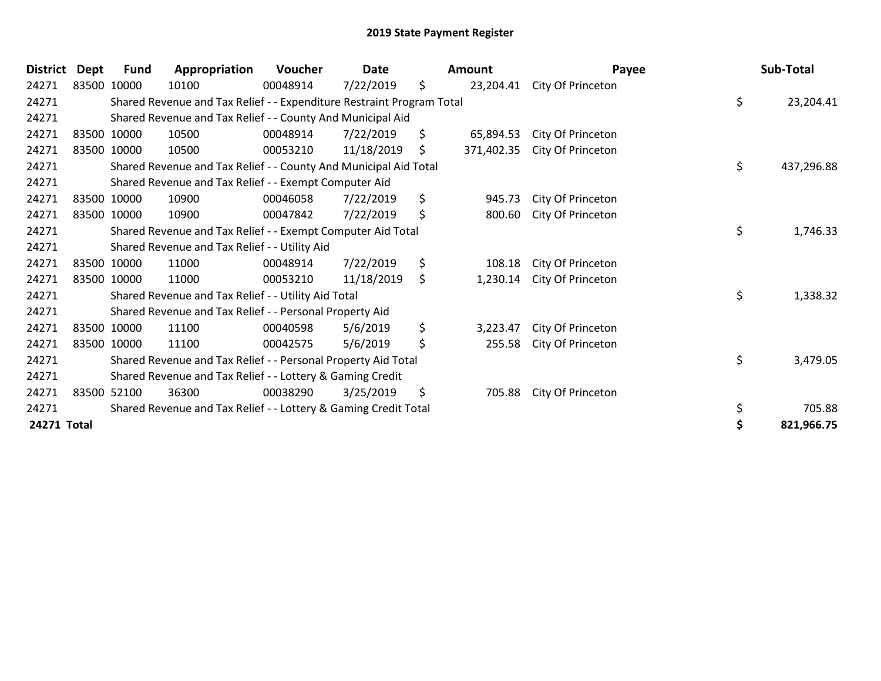## 2019 State Payment Register

| District | Dept | Fund | Appropriation | Voucher | Date | Amount | Payee | Sub-Total |
|---|---|---|---|---|---|---|---|---|
| 24271 | 83500 | 10000 | 10100 | 00048914 | 7/22/2019 | $ 23,204.41 | City Of Princeton | |
| 24271 | | Shared Revenue and Tax Relief - - Expenditure Restraint Program Total | | | | | | $ 23,204.41 |
| 24271 | | Shared Revenue and Tax Relief - - County And Municipal Aid | | | | | | |
| 24271 | 83500 | 10000 | 10500 | 00048914 | 7/22/2019 | $ 65,894.53 | City Of Princeton | |
| 24271 | 83500 | 10000 | 10500 | 00053210 | 11/18/2019 | $ 371,402.35 | City Of Princeton | |
| 24271 | | Shared Revenue and Tax Relief - - County And Municipal Aid Total | | | | | | $ 437,296.88 |
| 24271 | | Shared Revenue and Tax Relief - - Exempt Computer Aid | | | | | | |
| 24271 | 83500 | 10000 | 10900 | 00046058 | 7/22/2019 | $ 945.73 | City Of Princeton | |
| 24271 | 83500 | 10000 | 10900 | 00047842 | 7/22/2019 | $ 800.60 | City Of Princeton | |
| 24271 | | Shared Revenue and Tax Relief - - Exempt Computer Aid Total | | | | | | $ 1,746.33 |
| 24271 | | Shared Revenue and Tax Relief - - Utility Aid | | | | | | |
| 24271 | 83500 | 10000 | 11000 | 00048914 | 7/22/2019 | $ 108.18 | City Of Princeton | |
| 24271 | 83500 | 10000 | 11000 | 00053210 | 11/18/2019 | $ 1,230.14 | City Of Princeton | |
| 24271 | | Shared Revenue and Tax Relief - - Utility Aid Total | | | | | | $ 1,338.32 |
| 24271 | | Shared Revenue and Tax Relief - - Personal Property Aid | | | | | | |
| 24271 | 83500 | 10000 | 11100 | 00040598 | 5/6/2019 | $ 3,223.47 | City Of Princeton | |
| 24271 | 83500 | 10000 | 11100 | 00042575 | 5/6/2019 | $ 255.58 | City Of Princeton | |
| 24271 | | Shared Revenue and Tax Relief - - Personal Property Aid Total | | | | | | $ 3,479.05 |
| 24271 | | Shared Revenue and Tax Relief - - Lottery & Gaming Credit | | | | | | |
| 24271 | 83500 | 52100 | 36300 | 00038290 | 3/25/2019 | $ 705.88 | City Of Princeton | |
| 24271 | | Shared Revenue and Tax Relief - - Lottery & Gaming Credit Total | | | | | | $ 705.88 |
| **24271 Total** | | | | | | | | **$ 821,966.75** |